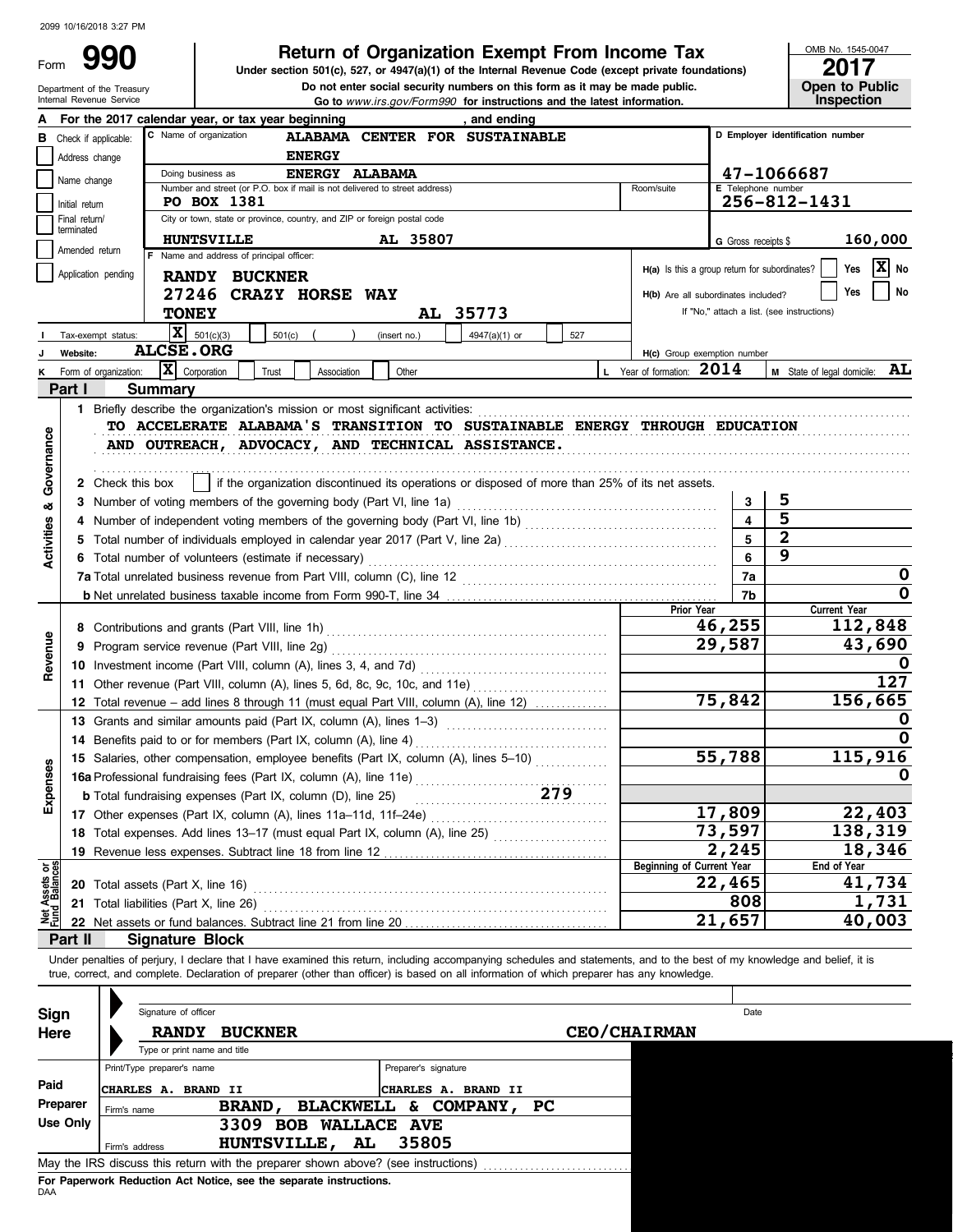2099 10/16/2018 3:27 PM

Form **990**

Department of the Treasury
Internal Revenue Service

# Return of Organization Exempt From Income Tax

**Under section 501(c), 527, or 4947(a)(1) of the Internal Revenue Code (except private foundations)**

**Do not enter social security numbers on this form as it may be made public.**

**Go to www.irs.gov/Form990 for instructions and the latest information.**

OMB No. 1545-0047

**2017**

**Open to Public Inspection**

**A** For the 2017 calendar year, or tax year beginning , and ending

**B** Check if applicable:
- Address change
- Name change
- Initial return
- Final return/terminated
- Amended return
- Application pending

**C** Name of organization: ALABAMA CENTER FOR SUSTAINABLE ENERGY

Doing business as: ENERGY ALABAMA

Number and street (or P.O. box if mail is not delivered to street address): PO BOX 1381 | Room/suite:

City or town, state or province, country, and ZIP or foreign postal code: HUNTSVILLE AL 35807

**D** Employer identification number: 47-1066687

**E** Telephone number: 256-812-1431

**G** Gross receipts $ 160,000

**F** Name and address of principal officer:
RANDY BUCKNER
27246 CRAZY HORSE WAY
TONEY AL 35773

**H(a)** Is this a group return for subordinates? Yes [ ] No [X]

**H(b)** Are all subordinates included? Yes [ ] No [ ]
If "No," attach a list. (see instructions)

**H(c)** Group exemption number

**I** Tax-exempt status: [X] 501(c)(3) [ ] 501(c) ( ) (insert no.) [ ] 4947(a)(1) or [ ] 527

**J** Website: ALCSE.ORG

**K** Form of organization: [X] Corporation [ ] Trust [ ] Association [ ] Other

**L** Year of formation: 2014

**M** State of legal domicile: AL

## Part I Summary

### Activities & Governance

1 Briefly describe the organization's mission or most significant activities:
TO ACCELERATE ALABAMA'S TRANSITION TO SUSTAINABLE ENERGY THROUGH EDUCATION AND OUTREACH, ADVOCACY, AND TECHNICAL ASSISTANCE.

2 Check this box [ ] if the organization discontinued its operations or disposed of more than 25% of its net assets.

| | | | |
|---|---|---|---|
| 3 | Number of voting members of the governing body (Part VI, line 1a) | 3 | 5 |
| 4 | Number of independent voting members of the governing body (Part VI, line 1b) | 4 | 5 |
| 5 | Total number of individuals employed in calendar year 2017 (Part V, line 2a) | 5 | 2 |
| 6 | Total number of volunteers (estimate if necessary) | 6 | 9 |
| 7a | Total unrelated business revenue from Part VIII, column (C), line 12 | 7a | 0 |
| b | Net unrelated business taxable income from Form 990-T, line 34 | 7b | 0 |

### Revenue

| | | Prior Year | Current Year |
|---|---|---|---|
| 8 | Contributions and grants (Part VIII, line 1h) | 46,255 | 112,848 |
| 9 | Program service revenue (Part VIII, line 2g) | 29,587 | 43,690 |
| 10 | Investment income (Part VIII, column (A), lines 3, 4, and 7d) | | 0 |
| 11 | Other revenue (Part VIII, column (A), lines 5, 6d, 8c, 9c, 10c, and 11e) | | 127 |
| 12 | Total revenue – add lines 8 through 11 (must equal Part VIII, column (A), line 12) | 75,842 | 156,665 |

### Expenses

| | | Prior Year | Current Year |
|---|---|---|---|
| 13 | Grants and similar amounts paid (Part IX, column (A), lines 1–3) | | 0 |
| 14 | Benefits paid to or for members (Part IX, column (A), line 4) | | 0 |
| 15 | Salaries, other compensation, employee benefits (Part IX, column (A), lines 5–10) | 55,788 | 115,916 |
| 16a | Professional fundraising fees (Part IX, column (A), line 11e) | | 0 |
| b | Total fundraising expenses (Part IX, column (D), line 25) 279 | | |
| 17 | Other expenses (Part IX, column (A), lines 11a–11d, 11f–24e) | 17,809 | 22,403 |
| 18 | Total expenses. Add lines 13–17 (must equal Part IX, column (A), line 25) | 73,597 | 138,319 |
| 19 | Revenue less expenses. Subtract line 18 from line 12 | 2,245 | 18,346 |

### Net Assets or Fund Balances

| | | Beginning of Current Year | End of Year |
|---|---|---|---|
| 20 | Total assets (Part X, line 16) | 22,465 | 41,734 |
| 21 | Total liabilities (Part X, line 26) | 808 | 1,731 |
| 22 | Net assets or fund balances. Subtract line 21 from line 20 | 21,657 | 40,003 |

## Part II Signature Block

Under penalties of perjury, I declare that I have examined this return, including accompanying schedules and statements, and to the best of my knowledge and belief, it is true, correct, and complete. Declaration of preparer (other than officer) is based on all information of which preparer has any knowledge.

**Sign Here**

Signature of officer | Date

RANDY BUCKNER CEO/CHAIRMAN

Type or print name and title

**Paid Preparer Use Only**

Print/Type preparer's name: CHARLES A. BRAND II

Preparer's signature: CHARLES A. BRAND II

Firm's name: BRAND, BLACKWELL & COMPANY, PC

Firm's address: 3309 BOB WALLACE AVE, HUNTSVILLE, AL 35805

May the IRS discuss this return with the preparer shown above? (see instructions)

**For Paperwork Reduction Act Notice, see the separate instructions.**

DAA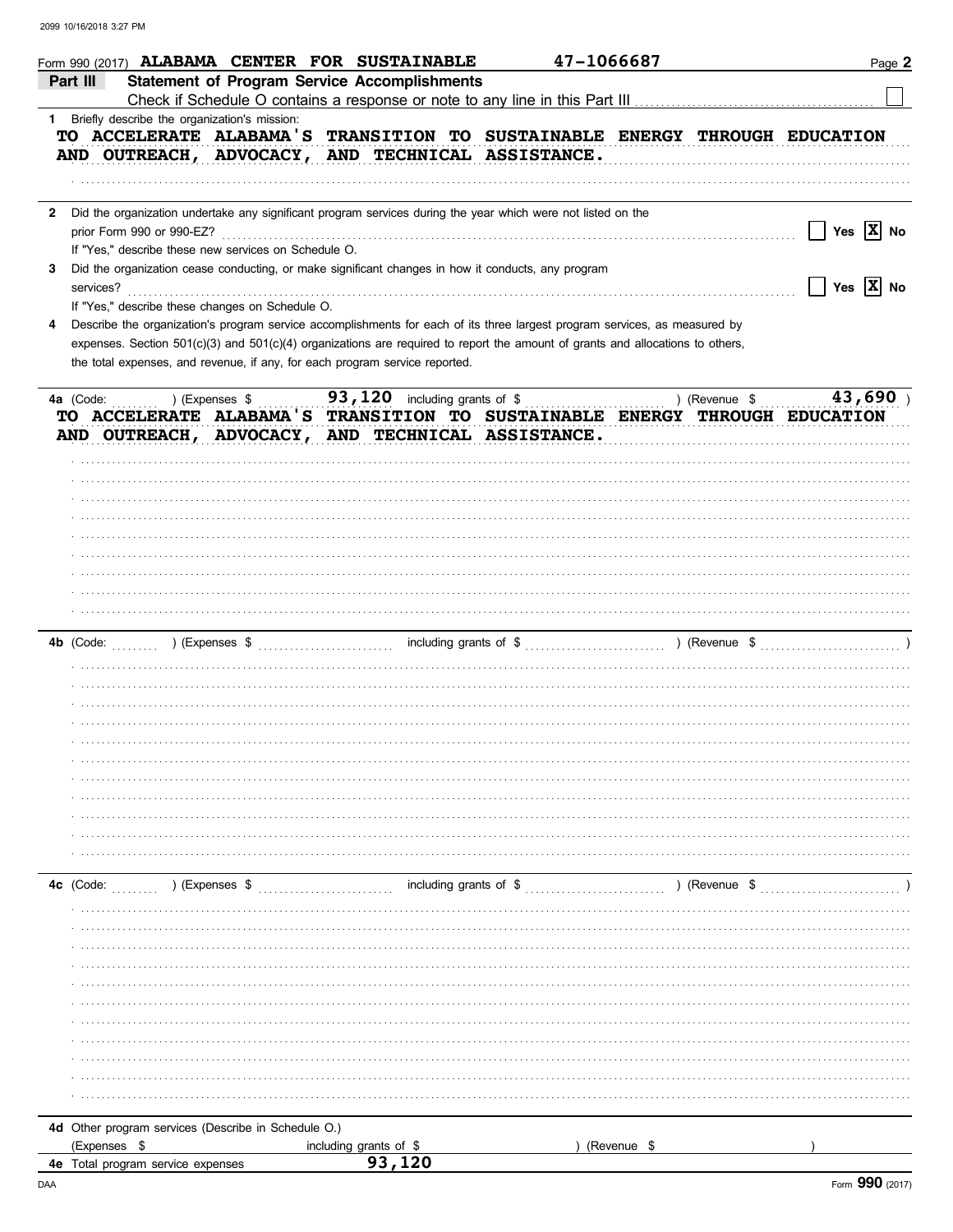Form 990 (2017) ALABAMA CENTER FOR SUSTAINABLE 47-1066687 Page 2

**Part III Statement of Program Service Accomplishments**

Check if Schedule O contains a response or note to any line in this Part III ☐

**1** Briefly describe the organization's mission:

TO ACCELERATE ALABAMA'S TRANSITION TO SUSTAINABLE ENERGY THROUGH EDUCATION AND OUTREACH, ADVOCACY, AND TECHNICAL ASSISTANCE.

**2** Did the organization undertake any significant program services during the year which were not listed on the prior Form 990 or 990-EZ? ☐ Yes ☒ No

If "Yes," describe these new services on Schedule O.

**3** Did the organization cease conducting, or make significant changes in how it conducts, any program services? ☐ Yes ☒ No

If "Yes," describe these changes on Schedule O.

**4** Describe the organization's program service accomplishments for each of its three largest program services, as measured by expenses. Section 501(c)(3) and 501(c)(4) organizations are required to report the amount of grants and allocations to others, the total expenses, and revenue, if any, for each program service reported.

**4a** (Code: ) (Expenses $ 93,120 including grants of $ ) (Revenue $ 43,690 )

TO ACCELERATE ALABAMA'S TRANSITION TO SUSTAINABLE ENERGY THROUGH EDUCATION AND OUTREACH, ADVOCACY, AND TECHNICAL ASSISTANCE.

**4b** (Code: ) (Expenses $ including grants of $ ) (Revenue $ )

**4c** (Code: ) (Expenses $ including grants of $ ) (Revenue $ )

**4d** Other program services (Describe in Schedule O.)

(Expenses $ including grants of $ ) (Revenue $ )

**4e** Total program service expenses 93,120

Form **990** (2017)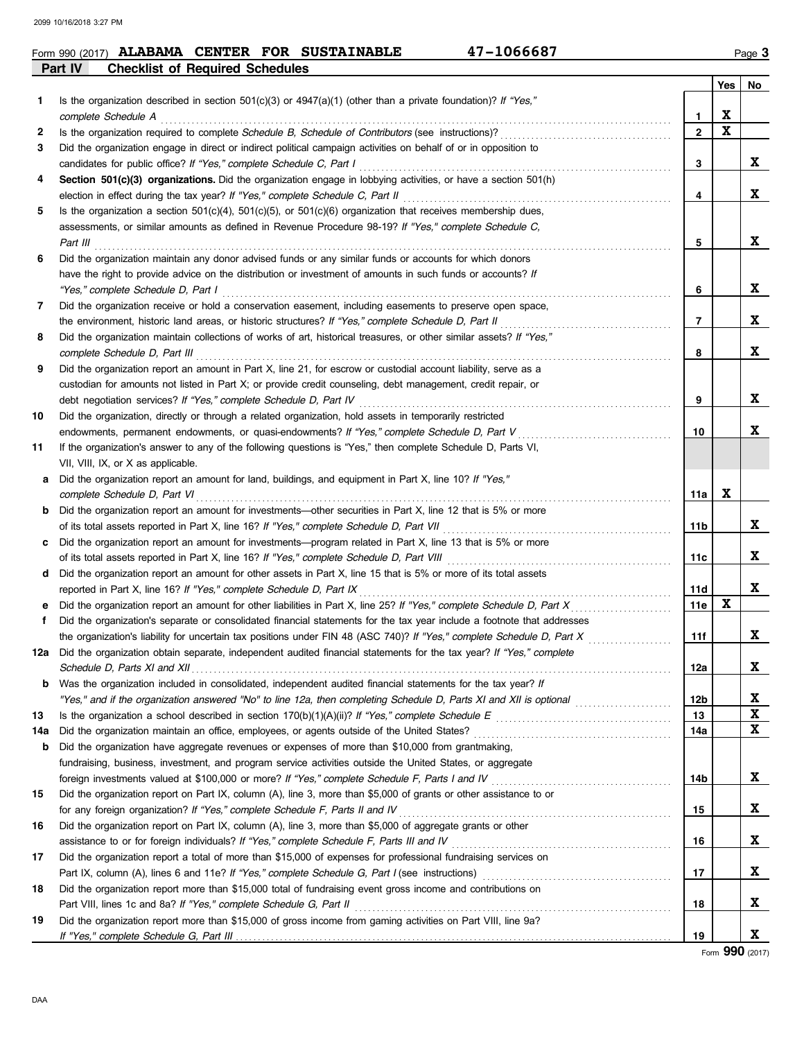Form 990 (2017) **ALABAMA CENTER FOR SUSTAINABLE** 47-1066687

## Part IV Checklist of Required Schedules

| | | | Yes | No |
|---|---|---|---|---|
| 1 | Is the organization described in section 501(c)(3) or 4947(a)(1) (other than a private foundation)? *If "Yes," complete Schedule A* | 1 | X | |
| 2 | Is the organization required to complete *Schedule B, Schedule of Contributors* (see instructions)? | 2 | X | |
| 3 | Did the organization engage in direct or indirect political campaign activities on behalf of or in opposition to candidates for public office? *If "Yes," complete Schedule C, Part I* | 3 | | X |
| 4 | **Section 501(c)(3) organizations.** Did the organization engage in lobbying activities, or have a section 501(h) election in effect during the tax year? *If "Yes," complete Schedule C, Part II* | 4 | | X |
| 5 | Is the organization a section 501(c)(4), 501(c)(5), or 501(c)(6) organization that receives membership dues, assessments, or similar amounts as defined in Revenue Procedure 98-19? *If "Yes," complete Schedule C, Part III* | 5 | | X |
| 6 | Did the organization maintain any donor advised funds or any similar funds or accounts for which donors have the right to provide advice on the distribution or investment of amounts in such funds or accounts? *If "Yes," complete Schedule D, Part I* | 6 | | X |
| 7 | Did the organization receive or hold a conservation easement, including easements to preserve open space, the environment, historic land areas, or historic structures? *If "Yes," complete Schedule D, Part II* | 7 | | X |
| 8 | Did the organization maintain collections of works of art, historical treasures, or other similar assets? *If "Yes," complete Schedule D, Part III* | 8 | | X |
| 9 | Did the organization report an amount in Part X, line 21, for escrow or custodial account liability, serve as a custodian for amounts not listed in Part X; or provide credit counseling, debt management, credit repair, or debt negotiation services? *If "Yes," complete Schedule D, Part IV* | 9 | | X |
| 10 | Did the organization, directly or through a related organization, hold assets in temporarily restricted endowments, permanent endowments, or quasi-endowments? *If "Yes," complete Schedule D, Part V* | 10 | | X |
| 11 | If the organization's answer to any of the following questions is "Yes," then complete Schedule D, Parts VI, VII, VIII, IX, or X as applicable. | | | |
| a | Did the organization report an amount for land, buildings, and equipment in Part X, line 10? *If "Yes," complete Schedule D, Part VI* | 11a | X | |
| b | Did the organization report an amount for investments—other securities in Part X, line 12 that is 5% or more of its total assets reported in Part X, line 16? *If "Yes," complete Schedule D, Part VII* | 11b | | X |
| c | Did the organization report an amount for investments—program related in Part X, line 13 that is 5% or more of its total assets reported in Part X, line 16? *If "Yes," complete Schedule D, Part VIII* | 11c | | X |
| d | Did the organization report an amount for other assets in Part X, line 15 that is 5% or more of its total assets reported in Part X, line 16? *If "Yes," complete Schedule D, Part IX* | 11d | | X |
| e | Did the organization report an amount for other liabilities in Part X, line 25? *If "Yes," complete Schedule D, Part X* | 11e | X | |
| f | Did the organization's separate or consolidated financial statements for the tax year include a footnote that addresses the organization's liability for uncertain tax positions under FIN 48 (ASC 740)? *If "Yes," complete Schedule D, Part X* | 11f | | X |
| 12a | Did the organization obtain separate, independent audited financial statements for the tax year? *If "Yes," complete Schedule D, Parts XI and XII* | 12a | | X |
| b | Was the organization included in consolidated, independent audited financial statements for the tax year? *If "Yes," and if the organization answered "No" to line 12a, then completing Schedule D, Parts XI and XII is optional* | 12b | | X |
| 13 | Is the organization a school described in section 170(b)(1)(A)(ii)? *If "Yes," complete Schedule E* | 13 | | X |
| 14a | Did the organization maintain an office, employees, or agents outside of the United States? | 14a | | X |
| b | Did the organization have aggregate revenues or expenses of more than $10,000 from grantmaking, fundraising, business, investment, and program service activities outside the United States, or aggregate foreign investments valued at $100,000 or more? *If "Yes," complete Schedule F, Parts I and IV* | 14b | | X |
| 15 | Did the organization report on Part IX, column (A), line 3, more than $5,000 of grants or other assistance to or for any foreign organization? *If "Yes," complete Schedule F, Parts II and IV* | 15 | | X |
| 16 | Did the organization report on Part IX, column (A), line 3, more than $5,000 of aggregate grants or other assistance to or for foreign individuals? *If "Yes," complete Schedule F, Parts III and IV* | 16 | | X |
| 17 | Did the organization report a total of more than $15,000 of expenses for professional fundraising services on Part IX, column (A), lines 6 and 11e? *If "Yes," complete Schedule G, Part I* (see instructions) | 17 | | X |
| 18 | Did the organization report more than $15,000 total of fundraising event gross income and contributions on Part VIII, lines 1c and 8a? *If "Yes," complete Schedule G, Part II* | 18 | | X |
| 19 | Did the organization report more than $15,000 of gross income from gaming activities on Part VIII, line 9a? *If "Yes," complete Schedule G, Part III* | 19 | | X |

Form **990** (2017)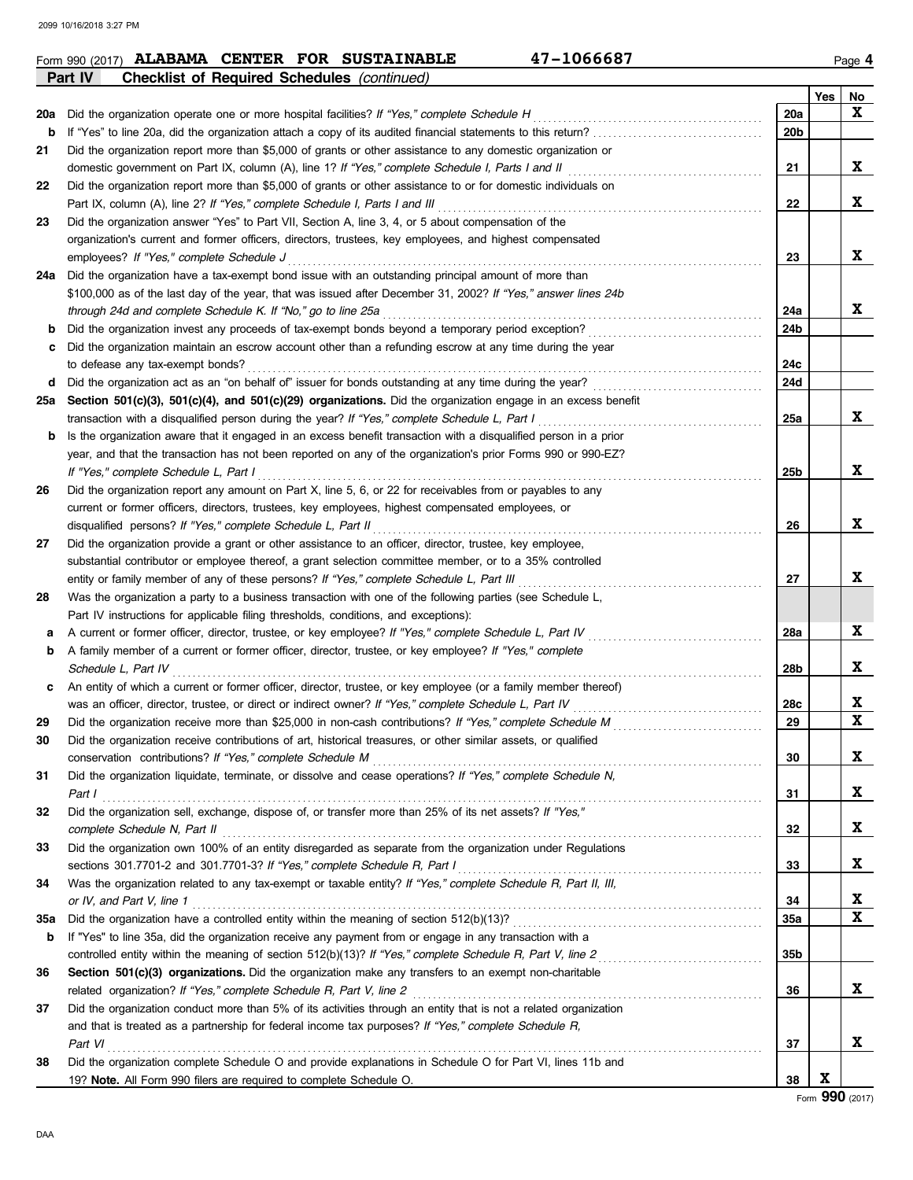Form 990 (2017) **ALABAMA CENTER FOR SUSTAINABLE** **47-1066687** Page 4

**Part IV** **Checklist of Required Schedules** *(continued)*

| | | | Yes | No |
|---|---|---|---|---|
| **20a** | Did the organization operate one or more hospital facilities? *If "Yes," complete Schedule H* | **20a** | | **X** |
| **b** | If "Yes" to line 20a, did the organization attach a copy of its audited financial statements to this return? | **20b** | | |
| **21** | Did the organization report more than $5,000 of grants or other assistance to any domestic organization or domestic government on Part IX, column (A), line 1? *If "Yes," complete Schedule I, Parts I and II* | **21** | | **X** |
| **22** | Did the organization report more than $5,000 of grants or other assistance to or for domestic individuals on Part IX, column (A), line 2? *If "Yes," complete Schedule I, Parts I and III* | **22** | | **X** |
| **23** | Did the organization answer "Yes" to Part VII, Section A, line 3, 4, or 5 about compensation of the organization's current and former officers, directors, trustees, key employees, and highest compensated employees? *If "Yes," complete Schedule J* | **23** | | **X** |
| **24a** | Did the organization have a tax-exempt bond issue with an outstanding principal amount of more than $100,000 as of the last day of the year, that was issued after December 31, 2002? *If "Yes," answer lines 24b through 24d and complete Schedule K. If "No," go to line 25a* | **24a** | | **X** |
| **b** | Did the organization invest any proceeds of tax-exempt bonds beyond a temporary period exception? | **24b** | | |
| **c** | Did the organization maintain an escrow account other than a refunding escrow at any time during the year to defease any tax-exempt bonds? | **24c** | | |
| **d** | Did the organization act as an "on behalf of" issuer for bonds outstanding at any time during the year? | **24d** | | |
| **25a** | **Section 501(c)(3), 501(c)(4), and 501(c)(29) organizations.** Did the organization engage in an excess benefit transaction with a disqualified person during the year? *If "Yes," complete Schedule L, Part I* | **25a** | | **X** |
| **b** | Is the organization aware that it engaged in an excess benefit transaction with a disqualified person in a prior year, and that the transaction has not been reported on any of the organization's prior Forms 990 or 990-EZ? *If "Yes," complete Schedule L, Part I* | **25b** | | **X** |
| **26** | Did the organization report any amount on Part X, line 5, 6, or 22 for receivables from or payables to any current or former officers, directors, trustees, key employees, highest compensated employees, or disqualified persons? *If "Yes," complete Schedule L, Part II* | **26** | | **X** |
| **27** | Did the organization provide a grant or other assistance to an officer, director, trustee, key employee, substantial contributor or employee thereof, a grant selection committee member, or to a 35% controlled entity or family member of any of these persons? *If "Yes," complete Schedule L, Part III* | **27** | | **X** |
| **28** | Was the organization a party to a business transaction with one of the following parties (see Schedule L, Part IV instructions for applicable filing thresholds, conditions, and exceptions): | | | |
| **a** | A current or former officer, director, trustee, or key employee? *If "Yes," complete Schedule L, Part IV* | **28a** | | **X** |
| **b** | A family member of a current or former officer, director, trustee, or key employee? *If "Yes," complete Schedule L, Part IV* | **28b** | | **X** |
| **c** | An entity of which a current or former officer, director, trustee, or key employee (or a family member thereof) was an officer, director, trustee, or direct or indirect owner? *If "Yes," complete Schedule L, Part IV* | **28c** | | **X** |
| **29** | Did the organization receive more than $25,000 in non-cash contributions? *If "Yes," complete Schedule M* | **29** | | **X** |
| **30** | Did the organization receive contributions of art, historical treasures, or other similar assets, or qualified conservation contributions? *If "Yes," complete Schedule M* | **30** | | **X** |
| **31** | Did the organization liquidate, terminate, or dissolve and cease operations? *If "Yes," complete Schedule N, Part I* | **31** | | **X** |
| **32** | Did the organization sell, exchange, dispose of, or transfer more than 25% of its net assets? *If "Yes," complete Schedule N, Part II* | **32** | | **X** |
| **33** | Did the organization own 100% of an entity disregarded as separate from the organization under Regulations sections 301.7701-2 and 301.7701-3? *If "Yes," complete Schedule R, Part I* | **33** | | **X** |
| **34** | Was the organization related to any tax-exempt or taxable entity? *If "Yes," complete Schedule R, Part II, III, or IV, and Part V, line 1* | **34** | | **X** |
| **35a** | Did the organization have a controlled entity within the meaning of section 512(b)(13)? | **35a** | | **X** |
| **b** | If "Yes" to line 35a, did the organization receive any payment from or engage in any transaction with a controlled entity within the meaning of section 512(b)(13)? *If "Yes," complete Schedule R, Part V, line 2* | **35b** | | |
| **36** | **Section 501(c)(3) organizations.** Did the organization make any transfers to an exempt non-charitable related organization? *If "Yes," complete Schedule R, Part V, line 2* | **36** | | **X** |
| **37** | Did the organization conduct more than 5% of its activities through an entity that is not a related organization and that is treated as a partnership for federal income tax purposes? *If "Yes," complete Schedule R, Part VI* | **37** | | **X** |
| **38** | Did the organization complete Schedule O and provide explanations in Schedule O for Part VI, lines 11b and 19? **Note.** All Form 990 filers are required to complete Schedule O. | **38** | **X** | |

Form **990** (2017)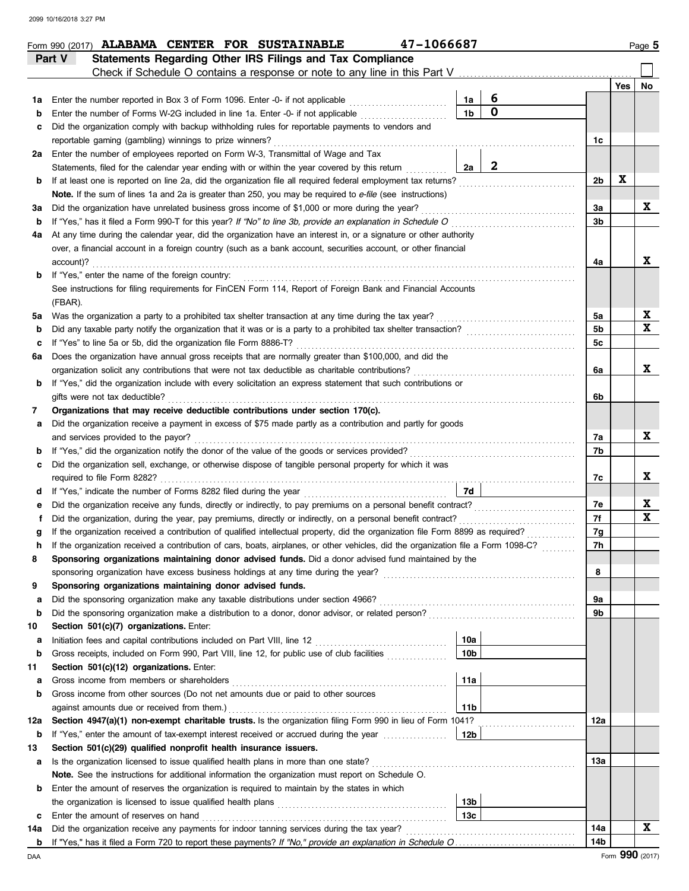2099 10/16/2018 3:27 PM

Form 990 (2017) **ALABAMA CENTER FOR SUSTAINABLE** **47-1066687** Page **5**

## Part V Statements Regarding Other IRS Filings and Tax Compliance

Check if Schedule O contains a response or note to any line in this Part V ☐

| | | | | | Yes | No |
|---|---|---|---|---|---|---|
| **1a** | Enter the number reported in Box 3 of Form 1096. Enter -0- if not applicable | 1a | 6 | | | |
| **b** | Enter the number of Forms W-2G included in line 1a. Enter -0- if not applicable | 1b | 0 | | | |
| **c** | Did the organization comply with backup withholding rules for reportable payments to vendors and reportable gaming (gambling) winnings to prize winners? | | | 1c | | |
| **2a** | Enter the number of employees reported on Form W-3, Transmittal of Wage and Tax Statements, filed for the calendar year ending with or within the year covered by this return | 2a | 2 | | | |
| **b** | If at least one is reported on line 2a, did the organization file all required federal employment tax returns? | | | 2b | X | |
| | **Note.** If the sum of lines 1a and 2a is greater than 250, you may be required to *e-file* (see instructions) | | | | | |
| **3a** | Did the organization have unrelated business gross income of $1,000 or more during the year? | | | 3a | | X |
| **b** | If "Yes," has it filed a Form 990-T for this year? *If "No" to line 3b, provide an explanation in Schedule O* | | | 3b | | |
| **4a** | At any time during the calendar year, did the organization have an interest in, or a signature or other authority over, a financial account in a foreign country (such as a bank account, securities account, or other financial account)? | | | 4a | | X |
| **b** | If "Yes," enter the name of the foreign country: See instructions for filing requirements for FinCEN Form 114, Report of Foreign Bank and Financial Accounts (FBAR). | | | | | |
| **5a** | Was the organization a party to a prohibited tax shelter transaction at any time during the tax year? | | | 5a | | X |
| **b** | Did any taxable party notify the organization that it was or is a party to a prohibited tax shelter transaction? | | | 5b | | X |
| **c** | If "Yes" to line 5a or 5b, did the organization file Form 8886-T? | | | 5c | | |
| **6a** | Does the organization have annual gross receipts that are normally greater than $100,000, and did the organization solicit any contributions that were not tax deductible as charitable contributions? | | | 6a | | X |
| **b** | If "Yes," did the organization include with every solicitation an express statement that such contributions or gifts were not tax deductible? | | | 6b | | |
| **7** | **Organizations that may receive deductible contributions under section 170(c).** | | | | | |
| **a** | Did the organization receive a payment in excess of $75 made partly as a contribution and partly for goods and services provided to the payor? | | | 7a | | X |
| **b** | If "Yes," did the organization notify the donor of the value of the goods or services provided? | | | 7b | | |
| **c** | Did the organization sell, exchange, or otherwise dispose of tangible personal property for which it was required to file Form 8282? | | | 7c | | X |
| **d** | If "Yes," indicate the number of Forms 8282 filed during the year | 7d | | | | |
| **e** | Did the organization receive any funds, directly or indirectly, to pay premiums on a personal benefit contract? | | | 7e | | X |
| **f** | Did the organization, during the year, pay premiums, directly or indirectly, on a personal benefit contract? | | | 7f | | X |
| **g** | If the organization received a contribution of qualified intellectual property, did the organization file Form 8899 as required? | | | 7g | | |
| **h** | If the organization received a contribution of cars, boats, airplanes, or other vehicles, did the organization file a Form 1098-C? | | | 7h | | |
| **8** | **Sponsoring organizations maintaining donor advised funds.** Did a donor advised fund maintained by the sponsoring organization have excess business holdings at any time during the year? | | | 8 | | |
| **9** | **Sponsoring organizations maintaining donor advised funds.** | | | | | |
| **a** | Did the sponsoring organization make any taxable distributions under section 4966? | | | 9a | | |
| **b** | Did the sponsoring organization make a distribution to a donor, donor advisor, or related person? | | | 9b | | |
| **10** | **Section 501(c)(7) organizations.** Enter: | | | | | |
| **a** | Initiation fees and capital contributions included on Part VIII, line 12 | 10a | | | | |
| **b** | Gross receipts, included on Form 990, Part VIII, line 12, for public use of club facilities | 10b | | | | |
| **11** | **Section 501(c)(12) organizations.** Enter: | | | | | |
| **a** | Gross income from members or shareholders | 11a | | | | |
| **b** | Gross income from other sources (Do not net amounts due or paid to other sources against amounts due or received from them.) | 11b | | | | |
| **12a** | **Section 4947(a)(1) non-exempt charitable trusts.** Is the organization filing Form 990 in lieu of Form 1041? | | | 12a | | |
| **b** | If "Yes," enter the amount of tax-exempt interest received or accrued during the year | 12b | | | | |
| **13** | **Section 501(c)(29) qualified nonprofit health insurance issuers.** | | | | | |
| **a** | Is the organization licensed to issue qualified health plans in more than one state? | | | 13a | | |
| | **Note.** See the instructions for additional information the organization must report on Schedule O. | | | | | |
| **b** | Enter the amount of reserves the organization is required to maintain by the states in which the organization is licensed to issue qualified health plans | 13b | | | | |
| **c** | Enter the amount of reserves on hand | 13c | | | | |
| **14a** | Did the organization receive any payments for indoor tanning services during the tax year? | | | 14a | | X |
| **b** | If "Yes," has it filed a Form 720 to report these payments? *If "No," provide an explanation in Schedule O* | | | 14b | | |

DAA Form **990** (2017)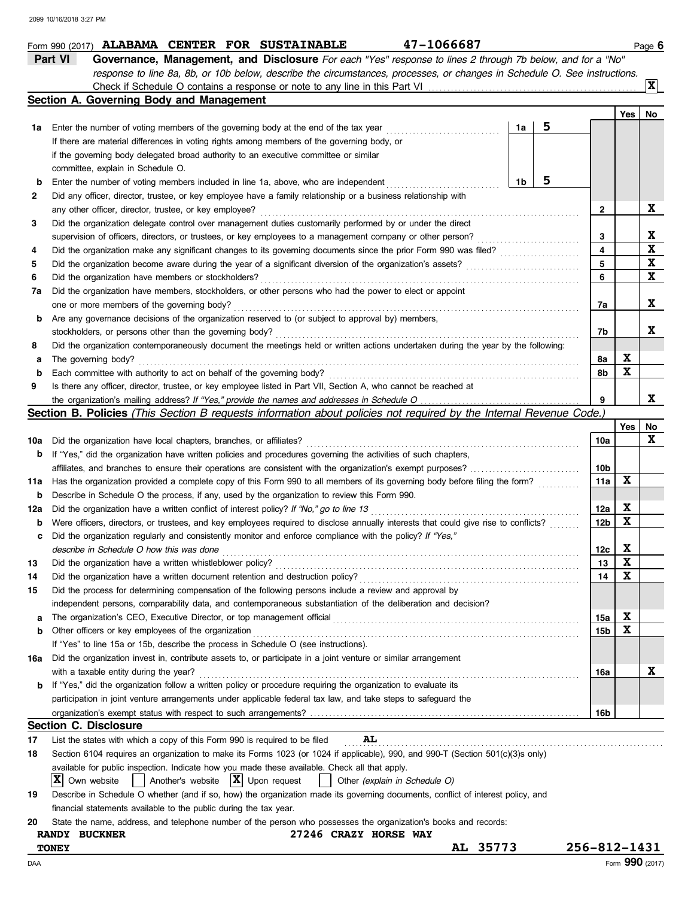Form 990 (2017) **ALABAMA CENTER FOR SUSTAINABLE** **47-1066687** Page **6**

## Part VI Governance, Management, and Disclosure

*For each "Yes" response to lines 2 through 7b below, and for a "No" response to line 8a, 8b, or 10b below, describe the circumstances, processes, or changes in Schedule O. See instructions.*

Check if Schedule O contains a response or note to any line in this Part VI ..... [X]

### Section A. Governing Body and Management

| | | | | Yes | No |
|---|---|---|---|---|---|
| **1a** | Enter the number of voting members of the governing body at the end of the tax year ..... **1a** 5 If there are material differences in voting rights among members of the governing body, or if the governing body delegated broad authority to an executive committee or similar committee, explain in Schedule O. | | | | |
| **b** | Enter the number of voting members included in line 1a, above, who are independent ..... **1b** 5 | | | | |
| **2** | Did any officer, director, trustee, or key employee have a family relationship or a business relationship with any other officer, director, trustee, or key employee? | **2** | | | X |
| **3** | Did the organization delegate control over management duties customarily performed by or under the direct supervision of officers, directors, or trustees, or key employees to a management company or other person? | **3** | | | X |
| **4** | Did the organization make any significant changes to its governing documents since the prior Form 990 was filed? | **4** | | | X |
| **5** | Did the organization become aware during the year of a significant diversion of the organization's assets? | **5** | | | X |
| **6** | Did the organization have members or stockholders? | **6** | | | X |
| **7a** | Did the organization have members, stockholders, or other persons who had the power to elect or appoint one or more members of the governing body? | **7a** | | | X |
| **b** | Are any governance decisions of the organization reserved to (or subject to approval by) members, stockholders, or persons other than the governing body? | **7b** | | | X |
| **8** | Did the organization contemporaneously document the meetings held or written actions undertaken during the year by the following: | | | | |
| **a** | The governing body? | **8a** | | X | |
| **b** | Each committee with authority to act on behalf of the governing body? | **8b** | | X | |
| **9** | Is there any officer, director, trustee, or key employee listed in Part VII, Section A, who cannot be reached at the organization's mailing address? *If "Yes," provide the names and addresses in Schedule O* | **9** | | | X |

### Section B. Policies *(This Section B requests information about policies not required by the Internal Revenue Code.)*

| | | | Yes | No |
|---|---|---|---|---|
| **10a** | Did the organization have local chapters, branches, or affiliates? | **10a** | | X |
| **b** | If "Yes," did the organization have written policies and procedures governing the activities of such chapters, affiliates, and branches to ensure their operations are consistent with the organization's exempt purposes? | **10b** | | |
| **11a** | Has the organization provided a complete copy of this Form 990 to all members of its governing body before filing the form? | **11a** | X | |
| **b** | Describe in Schedule O the process, if any, used by the organization to review this Form 990. | | | |
| **12a** | Did the organization have a written conflict of interest policy? *If "No," go to line 13* | **12a** | X | |
| **b** | Were officers, directors, or trustees, and key employees required to disclose annually interests that could give rise to conflicts? | **12b** | X | |
| **c** | Did the organization regularly and consistently monitor and enforce compliance with the policy? *If "Yes," describe in Schedule O how this was done* | **12c** | X | |
| **13** | Did the organization have a written whistleblower policy? | **13** | X | |
| **14** | Did the organization have a written document retention and destruction policy? | **14** | X | |
| **15** | Did the process for determining compensation of the following persons include a review and approval by independent persons, comparability data, and contemporaneous substantiation of the deliberation and decision? | | | |
| **a** | The organization's CEO, Executive Director, or top management official | **15a** | X | |
| **b** | Other officers or key employees of the organization | **15b** | X | |
| | If "Yes" to line 15a or 15b, describe the process in Schedule O (see instructions). | | | |
| **16a** | Did the organization invest in, contribute assets to, or participate in a joint venture or similar arrangement with a taxable entity during the year? | **16a** | | X |
| **b** | If "Yes," did the organization follow a written policy or procedure requiring the organization to evaluate its participation in joint venture arrangements under applicable federal tax law, and take steps to safeguard the organization's exempt status with respect to such arrangements? | **16b** | | |

### Section C. Disclosure

**17** List the states with which a copy of this Form 990 is required to be filed **AL**

**18** Section 6104 requires an organization to make its Forms 1023 (or 1024 if applicable), 990, and 990-T (Section 501(c)(3)s only) available for public inspection. Indicate how you made these available. Check all that apply.

[X] Own website [ ] Another's website [X] Upon request [ ] Other *(explain in Schedule O)*

**19** Describe in Schedule O whether (and if so, how) the organization made its governing documents, conflict of interest policy, and financial statements available to the public during the tax year.

**20** State the name, address, and telephone number of the person who possesses the organization's books and records:

**RANDY BUCKNER** **27246 CRAZY HORSE WAY**
**TONEY** **AL 35773** **256-812-1431**

Form **990** (2017)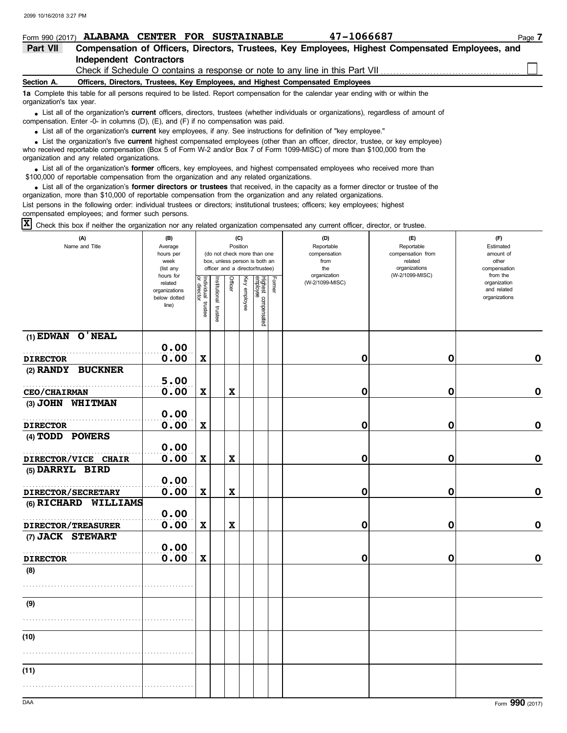Form 990 (2017) **ALABAMA CENTER FOR SUSTAINABLE** **47-1066687**

**Part VII** **Compensation of Officers, Directors, Trustees, Key Employees, Highest Compensated Employees, and Independent Contractors**

Check if Schedule O contains a response or note to any line in this Part VII ☐

**Section A.** **Officers, Directors, Trustees, Key Employees, and Highest Compensated Employees**

**1a** Complete this table for all persons required to be listed. Report compensation for the calendar year ending with or within the organization's tax year.

- List all of the organization's **current** officers, directors, trustees (whether individuals or organizations), regardless of amount of compensation. Enter -0- in columns (D), (E), and (F) if no compensation was paid.
- List all of the organization's **current** key employees, if any. See instructions for definition of "key employee."
- List the organization's five **current** highest compensated employees (other than an officer, director, trustee, or key employee) who received reportable compensation (Box 5 of Form W-2 and/or Box 7 of Form 1099-MISC) of more than $100,000 from the organization and any related organizations.
- List all of the organization's **former** officers, key employees, and highest compensated employees who received more than $100,000 of reportable compensation from the organization and any related organizations.
- List all of the organization's **former directors or trustees** that received, in the capacity as a former director or trustee of the organization, more than $10,000 of reportable compensation from the organization and any related organizations.

List persons in the following order: individual trustees or directors; institutional trustees; officers; key employees; highest compensated employees; and former such persons.

☒ Check this box if neither the organization nor any related organization compensated any current officer, director, or trustee.

| (A) Name and Title | (B) Average hours per week (list any hours for related organizations below dotted line) | (C) Position: Individual trustee or director | Institutional trustee | Officer | Key employee | Highest compensated employee | Former | (D) Reportable compensation from the organization (W-2/1099-MISC) | (E) Reportable compensation from related organizations (W-2/1099-MISC) | (F) Estimated amount of other compensation from the organization and related organizations |
|---|---|---|---|---|---|---|---|---|---|---|
| (1) EDWAN O'NEAL<br>DIRECTOR | 0.00<br>0.00 | X | | | | | | 0 | 0 | 0 |
| (2) RANDY BUCKNER<br>CEO/CHAIRMAN | 5.00<br>0.00 | X | | X | | | | 0 | 0 | 0 |
| (3) JOHN WHITMAN<br>DIRECTOR | 0.00<br>0.00 | X | | | | | | 0 | 0 | 0 |
| (4) TODD POWERS<br>DIRECTOR/VICE CHAIR | 0.00<br>0.00 | X | | X | | | | 0 | 0 | 0 |
| (5) DARRYL BIRD<br>DIRECTOR/SECRETARY | 0.00<br>0.00 | X | | X | | | | 0 | 0 | 0 |
| (6) RICHARD WILLIAMS<br>DIRECTOR/TREASURER | 0.00<br>0.00 | X | | X | | | | 0 | 0 | 0 |
| (7) JACK STEWART<br>DIRECTOR | 0.00<br>0.00 | X | | | | | | 0 | 0 | 0 |
| (8) | | | | | | | | | | |
| (9) | | | | | | | | | | |
| (10) | | | | | | | | | | |
| (11) | | | | | | | | | | |

Form **990** (2017)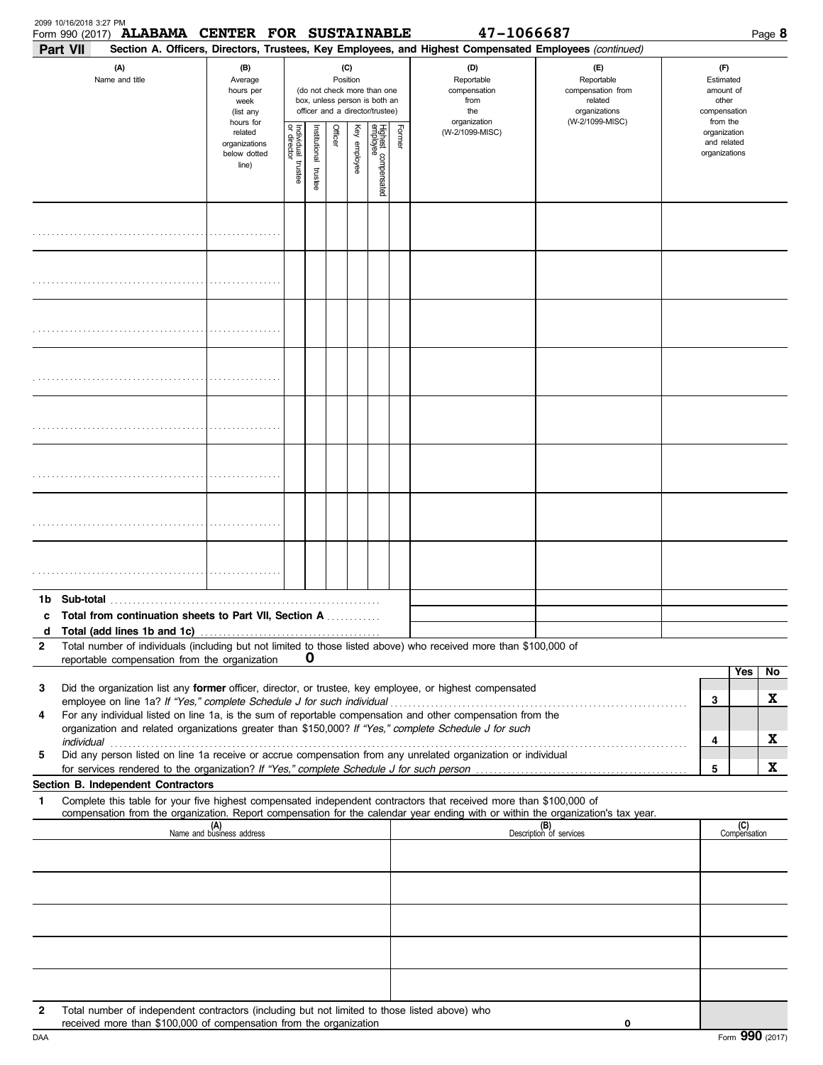Form 990 (2017) **ALABAMA CENTER FOR SUSTAINABLE** **47-1066687**

**Part VII** **Section A. Officers, Directors, Trustees, Key Employees, and Highest Compensated Employees** *(continued)*

| (A) Name and title | (B) Average hours per week (list any hours for related organizations below dotted line) | (C) Position (do not check more than one box, unless person is both an officer and a director/trustee) | | | | | | (D) Reportable compensation from the organization (W-2/1099-MISC) | (E) Reportable compensation from related organizations (W-2/1099-MISC) | (F) Estimated amount of other compensation from the organization and related organizations |
|---|---|---|---|---|---|---|---|---|---|---|
| | | Individual trustee or director | Institutional trustee | Officer | Key employee | Highest compensated employee | Former | | | |
| | | | | | | | | | | |
| | | | | | | | | | | |
| | | | | | | | | | | |
| | | | | | | | | | | |
| | | | | | | | | | | |
| | | | | | | | | | | |
| | | | | | | | | | | |
| | | | | | | | | | | |
| **1b Sub-total** | | | | | | | | | | |
| **c Total from continuation sheets to Part VII, Section A** | | | | | | | | | | |
| **d Total (add lines 1b and 1c)** | | | | | | | | | | |

**2** Total number of individuals (including but not limited to those listed above) who received more than $100,000 of reportable compensation from the organization **0**

| | | | Yes | No |
|---|---|---|---|---|
| **3** | Did the organization list any **former** officer, director, or trustee, key employee, or highest compensated employee on line 1a? *If "Yes," complete Schedule J for such individual* | **3** | | **X** |
| **4** | For any individual listed on line 1a, is the sum of reportable compensation and other compensation from the organization and related organizations greater than $150,000? *If "Yes," complete Schedule J for such individual* | **4** | | **X** |
| **5** | Did any person listed on line 1a receive or accrue compensation from any unrelated organization or individual for services rendered to the organization? *If "Yes," complete Schedule J for such person* | **5** | | **X** |

**Section B. Independent Contractors**

**1** Complete this table for your five highest compensated independent contractors that received more than $100,000 of compensation from the organization. Report compensation for the calendar year ending with or within the organization's tax year.

| (A) Name and business address | (B) Description of services | (C) Compensation |
|---|---|---|
| | | |
| | | |
| | | |
| | | |
| | | |

**2** Total number of independent contractors (including but not limited to those listed above) who received more than $100,000 of compensation from the organization **0**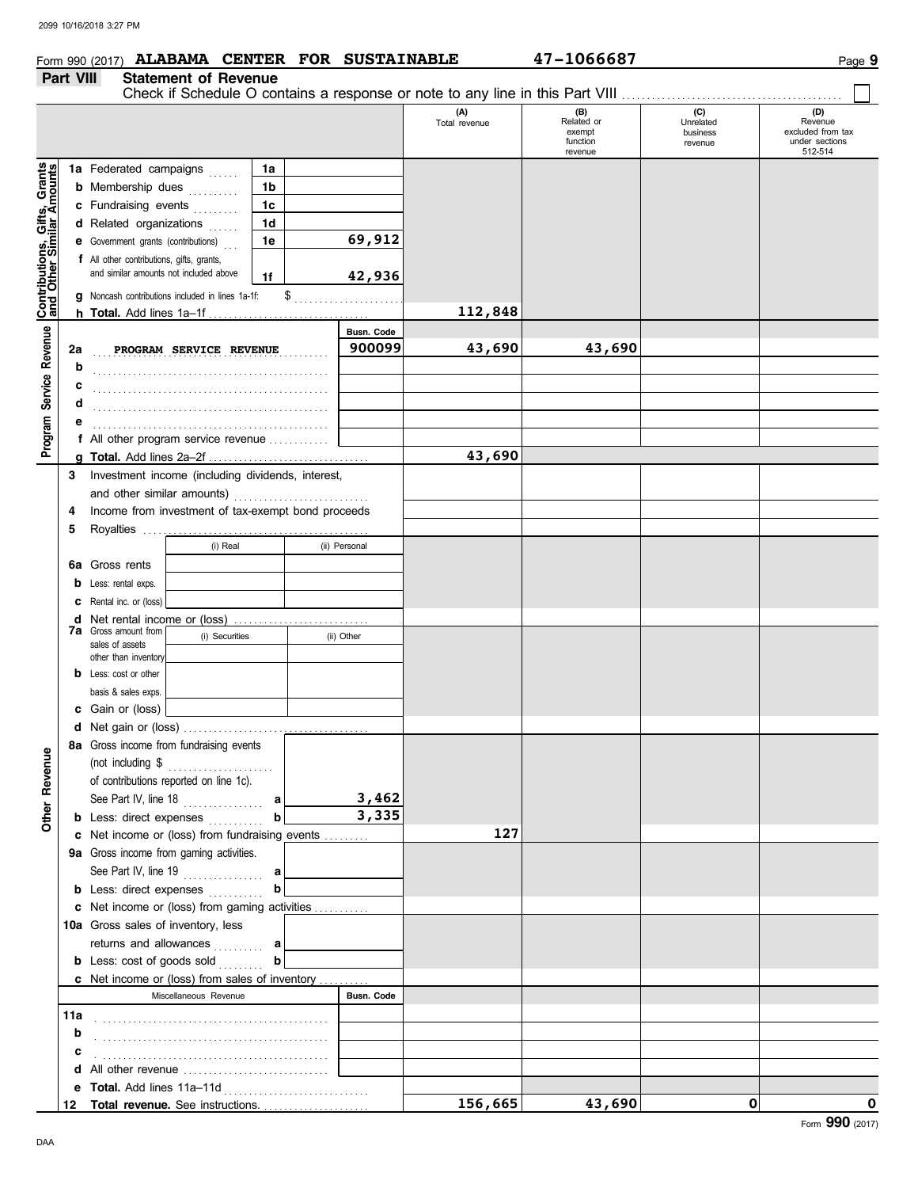Form 990 (2017) **ALABAMA CENTER FOR SUSTAINABLE** **47-1066687** Page **9**

## Part VIII Statement of Revenue

Check if Schedule O contains a response or note to any line in this Part VIII ☐

| | | | | (A) Total revenue | (B) Related or exempt function revenue | (C) Unrelated business revenue | (D) Revenue excluded from tax under sections 512-514 |
|---|---|---|---|---|---|---|---|
| **Contributions, Gifts, Grants and Other Similar Amounts** | 1a Federated campaigns | 1a | | | | | |
| | b Membership dues | 1b | | | | | |
| | c Fundraising events | 1c | | | | | |
| | d Related organizations | 1d | | | | | |
| | e Government grants (contributions) | 1e | 69,912 | | | | |
| | f All other contributions, gifts, grants, and similar amounts not included above | 1f | 42,936 | | | | |
| | g Noncash contributions included in lines 1a-1f: $ | | | | | | |
| | h **Total.** Add lines 1a–1f | | | 112,848 | | | |
| **Program Service Revenue** | | | Busn. Code | | | | |
| | 2a PROGRAM SERVICE REVENUE | | 900099 | 43,690 | 43,690 | | |
| | b | | | | | | |
| | c | | | | | | |
| | d | | | | | | |
| | e | | | | | | |
| | f All other program service revenue | | | | | | |
| | g **Total.** Add lines 2a–2f | | | 43,690 | | | |
| **Other Revenue** | 3 Investment income (including dividends, interest, and other similar amounts) | | | | | | |
| | 4 Income from investment of tax-exempt bond proceeds | | | | | | |
| | 5 Royalties | | | | | | |
| | | (i) Real | (ii) Personal | | | | |
| | 6a Gross rents | | | | | | |
| | b Less: rental exps. | | | | | | |
| | c Rental inc. or (loss) | | | | | | |
| | d Net rental income or (loss) | | | | | | |
| | 7a Gross amount from sales of assets other than inventory | (i) Securities | (ii) Other | | | | |
| | b Less: cost or other basis & sales exps. | | | | | | |
| | c Gain or (loss) | | | | | | |
| | d Net gain or (loss) | | | | | | |
| | 8a Gross income from fundraising events (not including $ of contributions reported on line 1c). See Part IV, line 18 | a | 3,462 | | | | |
| | b Less: direct expenses | b | 3,335 | | | | |
| | c Net income or (loss) from fundraising events | | | 127 | | | |
| | 9a Gross income from gaming activities. See Part IV, line 19 | a | | | | | |
| | b Less: direct expenses | b | | | | | |
| | c Net income or (loss) from gaming activities | | | | | | |
| | 10a Gross sales of inventory, less returns and allowances | a | | | | | |
| | b Less: cost of goods sold | b | | | | | |
| | c Net income or (loss) from sales of inventory | | | | | | |
| | Miscellaneous Revenue | | Busn. Code | | | | |
| | 11a | | | | | | |
| | b | | | | | | |
| | c | | | | | | |
| | d All other revenue | | | | | | |
| | e **Total.** Add lines 11a–11d | | | | | | |
| | 12 **Total revenue.** See instructions. | | | 156,665 | 43,690 | 0 | 0 |

Form **990** (2017)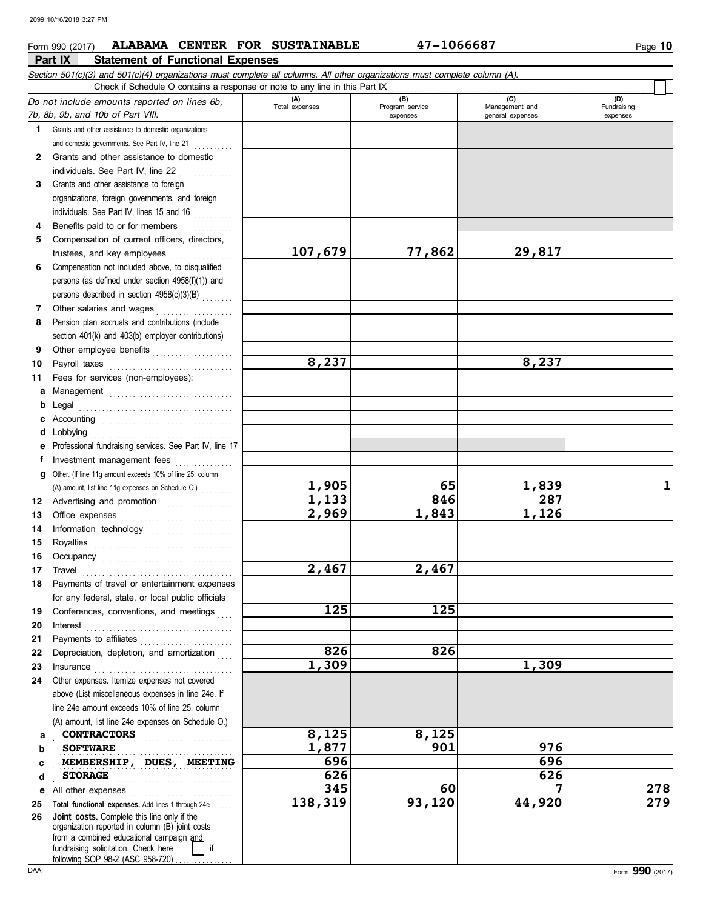2099 10/16/2018 3:27 PM

Form 990 (2017) **ALABAMA CENTER FOR SUSTAINABLE** **47-1066687** Page **10**

## Part IX Statement of Functional Expenses

*Section 501(c)(3) and 501(c)(4) organizations must complete all columns. All other organizations must complete column (A).*

Check if Schedule O contains a response or note to any line in this Part IX ☐

| *Do not include amounts reported on lines 6b, 7b, 8b, 9b, and 10b of Part VIII.* | (A) Total expenses | (B) Program service expenses | (C) Management and general expenses | (D) Fundraising expenses |
|---|---|---|---|---|
| **1** Grants and other assistance to domestic organizations and domestic governments. See Part IV, line 21 | | | | |
| **2** Grants and other assistance to domestic individuals. See Part IV, line 22 | | | | |
| **3** Grants and other assistance to foreign organizations, foreign governments, and foreign individuals. See Part IV, lines 15 and 16 | | | | |
| **4** Benefits paid to or for members | | | | |
| **5** Compensation of current officers, directors, trustees, and key employees | 107,679 | 77,862 | 29,817 | |
| **6** Compensation not included above, to disqualified persons (as defined under section 4958(f)(1)) and persons described in section 4958(c)(3)(B) | | | | |
| **7** Other salaries and wages | | | | |
| **8** Pension plan accruals and contributions (include section 401(k) and 403(b) employer contributions) | | | | |
| **9** Other employee benefits | | | | |
| **10** Payroll taxes | 8,237 | | 8,237 | |
| **11** Fees for services (non-employees): | | | | |
| **a** Management | | | | |
| **b** Legal | | | | |
| **c** Accounting | | | | |
| **d** Lobbying | | | | |
| **e** Professional fundraising services. See Part IV, line 17 | | | | |
| **f** Investment management fees | | | | |
| **g** Other. (If line 11g amount exceeds 10% of line 25, column (A) amount, list line 11g expenses on Schedule O.) | 1,905 | 65 | 1,839 | 1 |
| **12** Advertising and promotion | 1,133 | 846 | 287 | |
| **13** Office expenses | 2,969 | 1,843 | 1,126 | |
| **14** Information technology | | | | |
| **15** Royalties | | | | |
| **16** Occupancy | | | | |
| **17** Travel | 2,467 | 2,467 | | |
| **18** Payments of travel or entertainment expenses for any federal, state, or local public officials | | | | |
| **19** Conferences, conventions, and meetings | 125 | 125 | | |
| **20** Interest | | | | |
| **21** Payments to affiliates | | | | |
| **22** Depreciation, depletion, and amortization | 826 | 826 | | |
| **23** Insurance | 1,309 | | 1,309 | |
| **24** Other expenses. Itemize expenses not covered above (List miscellaneous expenses in line 24e. If line 24e amount exceeds 10% of line 25, column (A) amount, list line 24e expenses on Schedule O.) | | | | |
| **a** CONTRACTORS | 8,125 | 8,125 | | |
| **b** SOFTWARE | 1,877 | 901 | 976 | |
| **c** MEMBERSHIP, DUES, MEETING | 696 | | 696 | |
| **d** STORAGE | 626 | | 626 | |
| **e** All other expenses | 345 | 60 | 7 | 278 |
| **25 Total functional expenses.** Add lines 1 through 24e | 138,319 | 93,120 | 44,920 | 279 |
| **26 Joint costs.** Complete this line only if the organization reported in column (B) joint costs from a combined educational campaign and fundraising solicitation. Check here ☐ if following SOP 98-2 (ASC 958-720) | | | | |

DAA Form **990** (2017)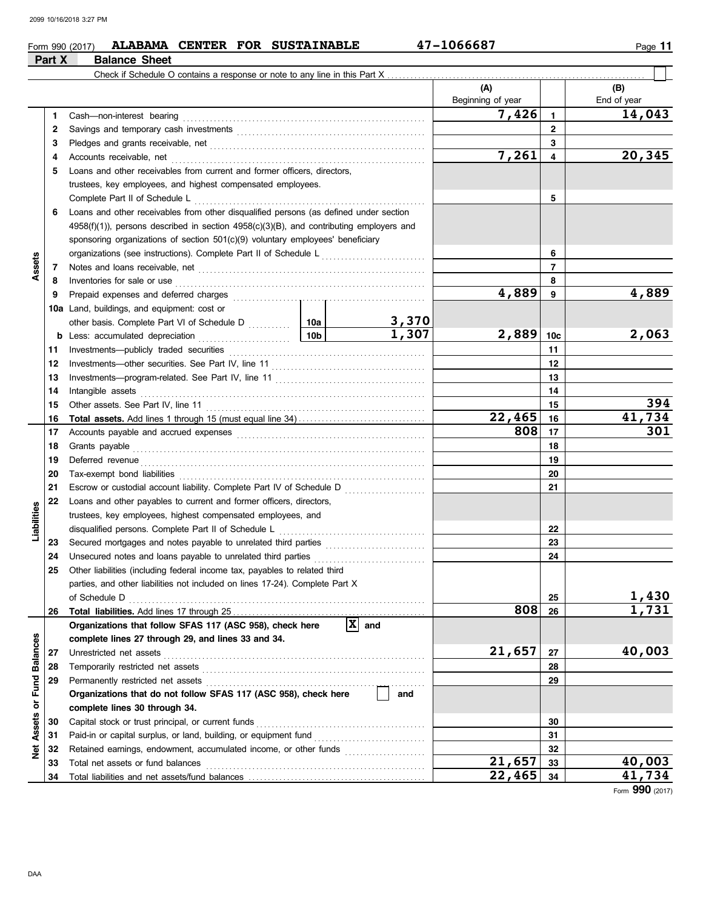Form 990 (2017) **ALABAMA CENTER FOR SUSTAINABLE** **47-1066687**

## Part X Balance Sheet

Check if Schedule O contains a response or note to any line in this Part X ☐

| | | | | (A) Beginning of year | | (B) End of year |
|---|---|---|---|---|---|---|
| **Assets** | 1 | Cash—non-interest bearing | | 7,426 | 1 | 14,043 |
| | 2 | Savings and temporary cash investments | | | 2 | |
| | 3 | Pledges and grants receivable, net | | | 3 | |
| | 4 | Accounts receivable, net | | 7,261 | 4 | 20,345 |
| | 5 | Loans and other receivables from current and former officers, directors, trustees, key employees, and highest compensated employees. Complete Part II of Schedule L | | | 5 | |
| | 6 | Loans and other receivables from other disqualified persons (as defined under section 4958(f)(1)), persons described in section 4958(c)(3)(B), and contributing employers and sponsoring organizations of section 501(c)(9) voluntary employees' beneficiary organizations (see instructions). Complete Part II of Schedule L | | | 6 | |
| | 7 | Notes and loans receivable, net | | | 7 | |
| | 8 | Inventories for sale or use | | | 8 | |
| | 9 | Prepaid expenses and deferred charges | | 4,889 | 9 | 4,889 |
| | 10a | Land, buildings, and equipment: cost or other basis. Complete Part VI of Schedule D | 10a 3,370 | | | |
| | b | Less: accumulated depreciation | 10b 1,307 | 2,889 | 10c | 2,063 |
| | 11 | Investments—publicly traded securities | | | 11 | |
| | 12 | Investments—other securities. See Part IV, line 11 | | | 12 | |
| | 13 | Investments—program-related. See Part IV, line 11 | | | 13 | |
| | 14 | Intangible assets | | | 14 | |
| | 15 | Other assets. See Part IV, line 11 | | | 15 | 394 |
| | 16 | **Total assets.** Add lines 1 through 15 (must equal line 34) | | 22,465 | 16 | 41,734 |
| **Liabilities** | 17 | Accounts payable and accrued expenses | | 808 | 17 | 301 |
| | 18 | Grants payable | | | 18 | |
| | 19 | Deferred revenue | | | 19 | |
| | 20 | Tax-exempt bond liabilities | | | 20 | |
| | 21 | Escrow or custodial account liability. Complete Part IV of Schedule D | | | 21 | |
| | 22 | Loans and other payables to current and former officers, directors, trustees, key employees, highest compensated employees, and disqualified persons. Complete Part II of Schedule L | | | 22 | |
| | 23 | Secured mortgages and notes payable to unrelated third parties | | | 23 | |
| | 24 | Unsecured notes and loans payable to unrelated third parties | | | 24 | |
| | 25 | Other liabilities (including federal income tax, payables to related third parties, and other liabilities not included on lines 17-24). Complete Part X of Schedule D | | | 25 | 1,430 |
| | 26 | **Total liabilities.** Add lines 17 through 25 | | 808 | 26 | 1,731 |
| **Net Assets or Fund Balances** | | **Organizations that follow SFAS 117 (ASC 958), check here** ☒ **and complete lines 27 through 29, and lines 33 and 34.** | | | | |
| | 27 | Unrestricted net assets | | 21,657 | 27 | 40,003 |
| | 28 | Temporarily restricted net assets | | | 28 | |
| | 29 | Permanently restricted net assets | | | 29 | |
| | | **Organizations that do not follow SFAS 117 (ASC 958), check here** ☐ **and complete lines 30 through 34.** | | | | |
| | 30 | Capital stock or trust principal, or current funds | | | 30 | |
| | 31 | Paid-in or capital surplus, or land, building, or equipment fund | | | 31 | |
| | 32 | Retained earnings, endowment, accumulated income, or other funds | | | 32 | |
| | 33 | Total net assets or fund balances | | 21,657 | 33 | 40,003 |
| | 34 | Total liabilities and net assets/fund balances | | 22,465 | 34 | 41,734 |

Form **990** (2017)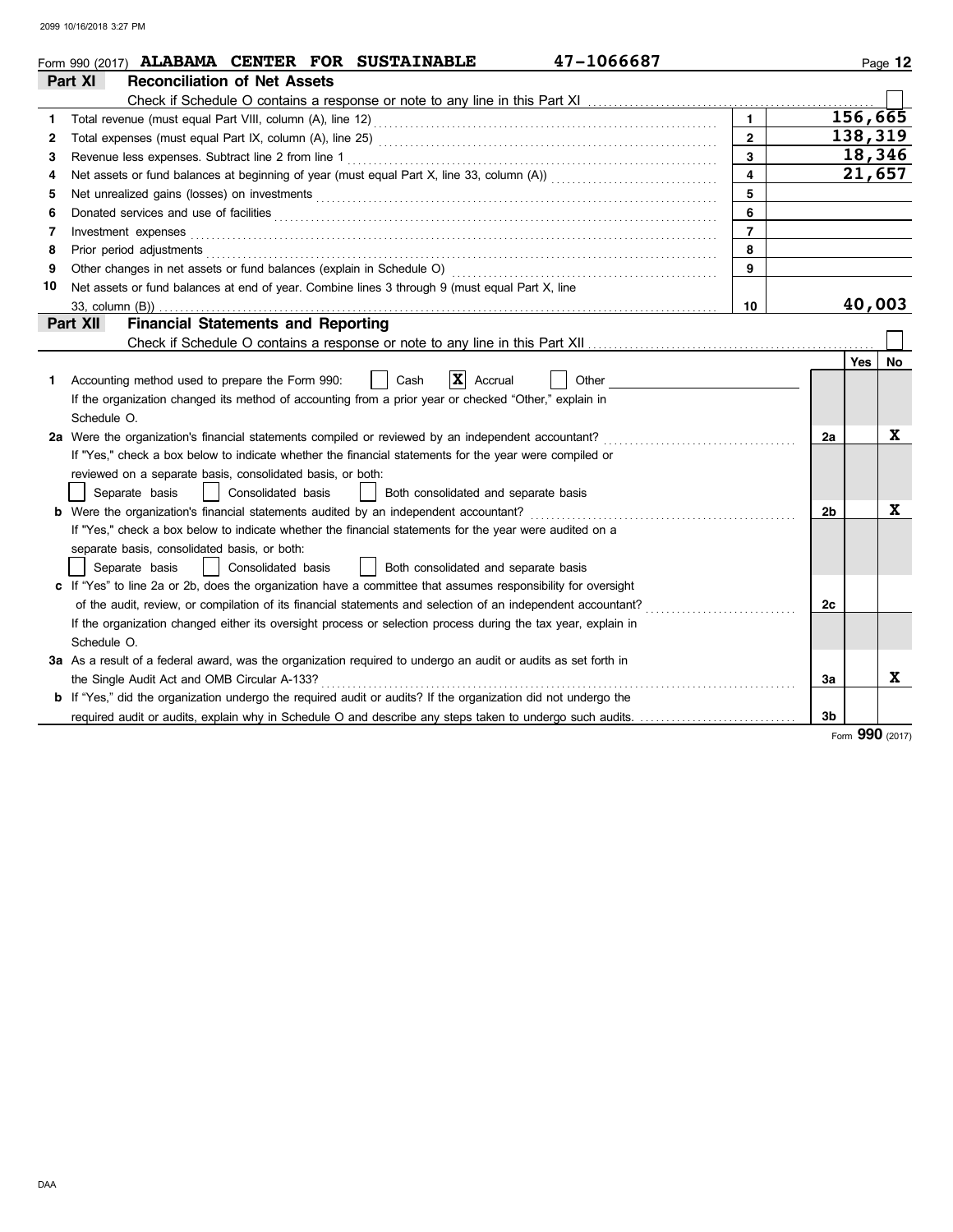Form 990 (2017) **ALABAMA CENTER FOR SUSTAINABLE** 47-1066687

## Part XI Reconciliation of Net Assets

Check if Schedule O contains a response or note to any line in this Part XI ☐

| | | | |
|---|---|---|---|
| 1 | Total revenue (must equal Part VIII, column (A), line 12) | 1 | 156,665 |
| 2 | Total expenses (must equal Part IX, column (A), line 25) | 2 | 138,319 |
| 3 | Revenue less expenses. Subtract line 2 from line 1 | 3 | 18,346 |
| 4 | Net assets or fund balances at beginning of year (must equal Part X, line 33, column (A)) | 4 | 21,657 |
| 5 | Net unrealized gains (losses) on investments | 5 | |
| 6 | Donated services and use of facilities | 6 | |
| 7 | Investment expenses | 7 | |
| 8 | Prior period adjustments | 8 | |
| 9 | Other changes in net assets or fund balances (explain in Schedule O) | 9 | |
| 10 | Net assets or fund balances at end of year. Combine lines 3 through 9 (must equal Part X, line 33, column (B)) | 10 | 40,003 |

## Part XII Financial Statements and Reporting

Check if Schedule O contains a response or note to any line in this Part XII ☐

| | | | Yes | No |
|---|---|---|---|---|
| 1 | Accounting method used to prepare the Form 990: ☐ Cash ☒ Accrual ☐ Other<br>If the organization changed its method of accounting from a prior year or checked "Other," explain in Schedule O. | | | |
| 2a | Were the organization's financial statements compiled or reviewed by an independent accountant?<br>If "Yes," check a box below to indicate whether the financial statements for the year were compiled or reviewed on a separate basis, consolidated basis, or both:<br>☐ Separate basis ☐ Consolidated basis ☐ Both consolidated and separate basis | 2a | | X |
| b | Were the organization's financial statements audited by an independent accountant?<br>If "Yes," check a box below to indicate whether the financial statements for the year were audited on a separate basis, consolidated basis, or both:<br>☐ Separate basis ☐ Consolidated basis ☐ Both consolidated and separate basis | 2b | | X |
| c | If "Yes" to line 2a or 2b, does the organization have a committee that assumes responsibility for oversight of the audit, review, or compilation of its financial statements and selection of an independent accountant?<br>If the organization changed either its oversight process or selection process during the tax year, explain in Schedule O. | 2c | | |
| 3a | As a result of a federal award, was the organization required to undergo an audit or audits as set forth in the Single Audit Act and OMB Circular A-133? | 3a | | X |
| b | If "Yes," did the organization undergo the required audit or audits? If the organization did not undergo the required audit or audits, explain why in Schedule O and describe any steps taken to undergo such audits. | 3b | | |

Form **990** (2017)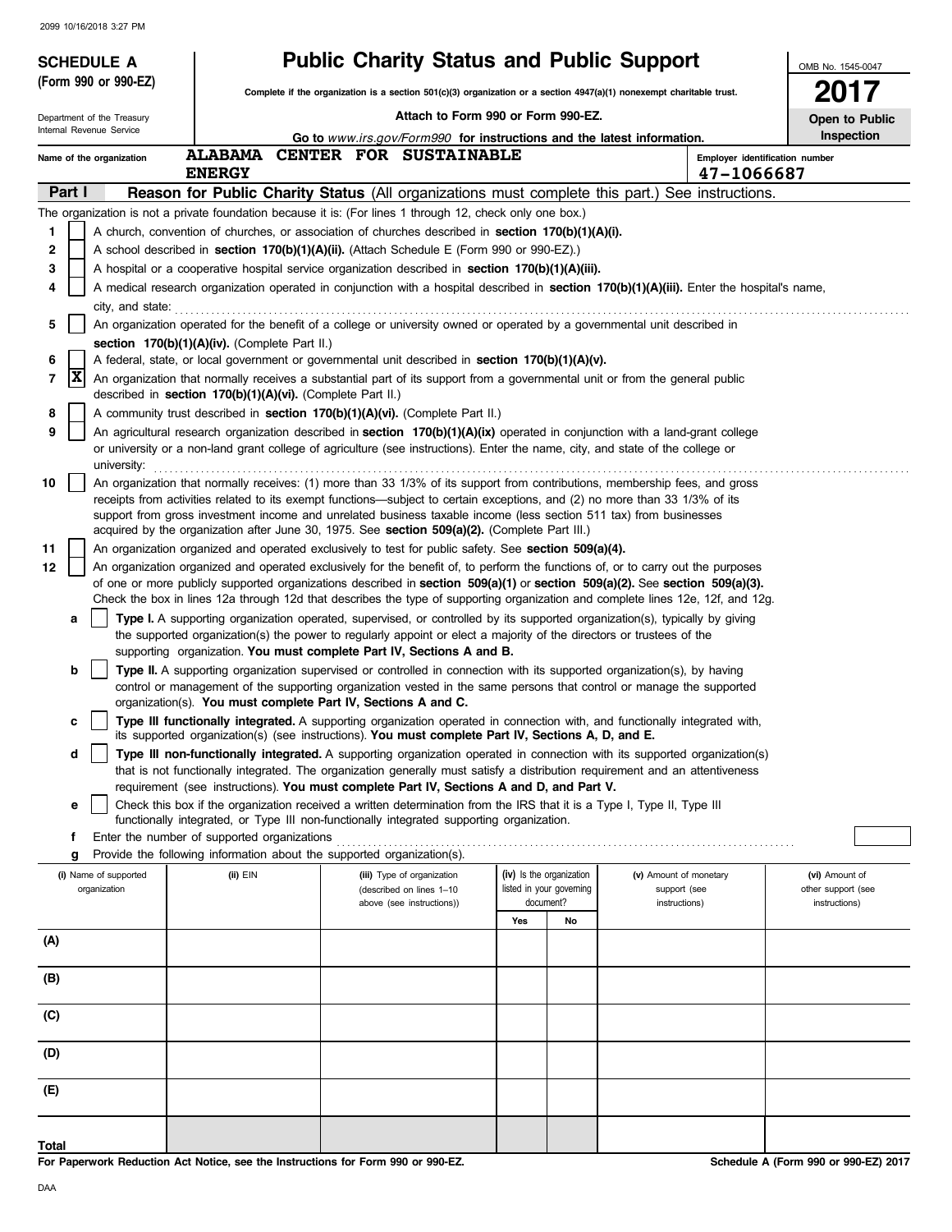2099 10/16/2018 3:27 PM

**SCHEDULE A**
**(Form 990 or 990-EZ)**

Department of the Treasury
Internal Revenue Service

# Public Charity Status and Public Support

**Complete if the organization is a section 501(c)(3) organization or a section 4947(a)(1) nonexempt charitable trust.**

**Attach to Form 990 or Form 990-EZ.**

**Go to** *www.irs.gov/Form990* **for instructions and the latest information.**

OMB No. 1545-0047

**2017**

**Open to Public Inspection**

Name of the organization: **ALABAMA CENTER FOR SUSTAINABLE ENERGY**

Employer identification number: **47-1066687**

**Part I** **Reason for Public Charity Status** (All organizations must complete this part.) See instructions.

The organization is not a private foundation because it is: (For lines 1 through 12, check only one box.)

1. [ ] A church, convention of churches, or association of churches described in **section 170(b)(1)(A)(i).**
2. [ ] A school described in **section 170(b)(1)(A)(ii).** (Attach Schedule E (Form 990 or 990-EZ).)
3. [ ] A hospital or a cooperative hospital service organization described in **section 170(b)(1)(A)(iii).**
4. [ ] A medical research organization operated in conjunction with a hospital described in **section 170(b)(1)(A)(iii).** Enter the hospital's name, city, and state:
5. [ ] An organization operated for the benefit of a college or university owned or operated by a governmental unit described in **section 170(b)(1)(A)(iv).** (Complete Part II.)
6. [ ] A federal, state, or local government or governmental unit described in **section 170(b)(1)(A)(v).**
7. [X] An organization that normally receives a substantial part of its support from a governmental unit or from the general public described in **section 170(b)(1)(A)(vi).** (Complete Part II.)
8. [ ] A community trust described in **section 170(b)(1)(A)(vi).** (Complete Part II.)
9. [ ] An agricultural research organization described in **section 170(b)(1)(A)(ix)** operated in conjunction with a land-grant college or university or a non-land grant college of agriculture (see instructions). Enter the name, city, and state of the college or university:
10. [ ] An organization that normally receives: (1) more than 33 1/3% of its support from contributions, membership fees, and gross receipts from activities related to its exempt functions—subject to certain exceptions, and (2) no more than 33 1/3% of its support from gross investment income and unrelated business taxable income (less section 511 tax) from businesses acquired by the organization after June 30, 1975. See **section 509(a)(2).** (Complete Part III.)
11. [ ] An organization organized and operated exclusively to test for public safety. See **section 509(a)(4).**
12. [ ] An organization organized and operated exclusively for the benefit of, to perform the functions of, or to carry out the purposes of one or more publicly supported organizations described in **section 509(a)(1)** or **section 509(a)(2).** See **section 509(a)(3).** Check the box in lines 12a through 12d that describes the type of supporting organization and complete lines 12e, 12f, and 12g.
   - **a** [ ] **Type I.** A supporting organization operated, supervised, or controlled by its supported organization(s), typically by giving the supported organization(s) the power to regularly appoint or elect a majority of the directors or trustees of the supporting organization. **You must complete Part IV, Sections A and B.**
   - **b** [ ] **Type II.** A supporting organization supervised or controlled in connection with its supported organization(s), by having control or management of the supporting organization vested in the same persons that control or manage the supported organization(s). **You must complete Part IV, Sections A and C.**
   - **c** [ ] **Type III functionally integrated.** A supporting organization operated in connection with, and functionally integrated with, its supported organization(s) (see instructions). **You must complete Part IV, Sections A, D, and E.**
   - **d** [ ] **Type III non-functionally integrated.** A supporting organization operated in connection with its supported organization(s) that is not functionally integrated. The organization generally must satisfy a distribution requirement and an attentiveness requirement (see instructions). **You must complete Part IV, Sections A and D, and Part V.**
   - **e** [ ] Check this box if the organization received a written determination from the IRS that it is a Type I, Type II, Type III functionally integrated, or Type III non-functionally integrated supporting organization.
   - **f** Enter the number of supported organizations
   - **g** Provide the following information about the supported organization(s).

| (i) Name of supported organization | (ii) EIN | (iii) Type of organization (described on lines 1–10 above (see instructions)) | (iv) Is the organization listed in your governing document? | | (v) Amount of monetary support (see instructions) | (vi) Amount of other support (see instructions) |
|---|---|---|---|---|---|---|
| | | | Yes | No | | |
| (A) | | | | | | |
| (B) | | | | | | |
| (C) | | | | | | |
| (D) | | | | | | |
| (E) | | | | | | |
| Total | | | | | | |

**For Paperwork Reduction Act Notice, see the Instructions for Form 990 or 990-EZ.** **Schedule A (Form 990 or 990-EZ) 2017**

DAA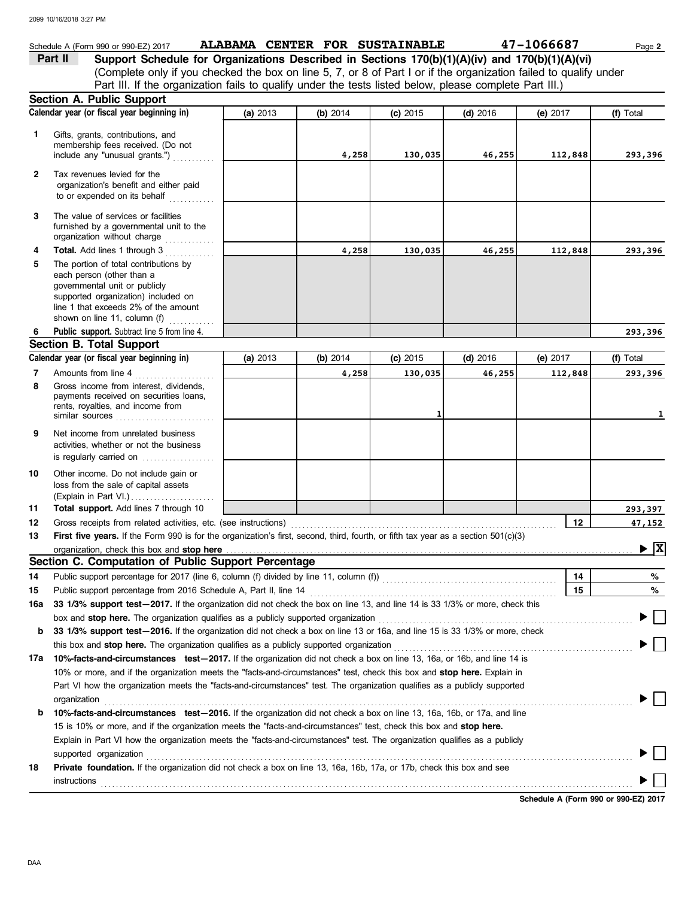Schedule A (Form 990 or 990-EZ) 2017 **ALABAMA CENTER FOR SUSTAINABLE** **47-1066687** Page **2**

**Part II** **Support Schedule for Organizations Described in Sections 170(b)(1)(A)(iv) and 170(b)(1)(A)(vi)**
(Complete only if you checked the box on line 5, 7, or 8 of Part I or if the organization failed to qualify under Part III. If the organization fails to qualify under the tests listed below, please complete Part III.)

## Section A. Public Support

| Calendar year (or fiscal year beginning in) | (a) 2013 | (b) 2014 | (c) 2015 | (d) 2016 | (e) 2017 | (f) Total |
|---|---|---|---|---|---|---|
| **1** Gifts, grants, contributions, and membership fees received. (Do not include any "unusual grants.") | | 4,258 | 130,035 | 46,255 | 112,848 | 293,396 |
| **2** Tax revenues levied for the organization's benefit and either paid to or expended on its behalf | | | | | | |
| **3** The value of services or facilities furnished by a governmental unit to the organization without charge | | | | | | |
| **4** **Total.** Add lines 1 through 3 | | 4,258 | 130,035 | 46,255 | 112,848 | 293,396 |
| **5** The portion of total contributions by each person (other than a governmental unit or publicly supported organization) included on line 1 that exceeds 2% of the amount shown on line 11, column (f) | | | | | | |
| **6** **Public support.** Subtract line 5 from line 4. | | | | | | 293,396 |

## Section B. Total Support

| Calendar year (or fiscal year beginning in) | (a) 2013 | (b) 2014 | (c) 2015 | (d) 2016 | (e) 2017 | (f) Total |
|---|---|---|---|---|---|---|
| **7** Amounts from line 4 | | 4,258 | 130,035 | 46,255 | 112,848 | 293,396 |
| **8** Gross income from interest, dividends, payments received on securities loans, rents, royalties, and income from similar sources | | | 1 | | | 1 |
| **9** Net income from unrelated business activities, whether or not the business is regularly carried on | | | | | | |
| **10** Other income. Do not include gain or loss from the sale of capital assets (Explain in Part VI.) | | | | | | |
| **11** **Total support.** Add lines 7 through 10 | | | | | | 293,397 |

**12** Gross receipts from related activities, etc. (see instructions) **12** 47,152

**13** **First five years.** If the Form 990 is for the organization's first, second, third, fourth, or fifth tax year as a section 501(c)(3) organization, check this box and **stop here** ▶ [X]

## Section C. Computation of Public Support Percentage

**14** Public support percentage for 2017 (line 6, column (f) divided by line 11, column (f)) **14** %

**15** Public support percentage from 2016 Schedule A, Part II, line 14 **15** %

**16a** **33 1/3% support test—2017.** If the organization did not check the box on line 13, and line 14 is 33 1/3% or more, check this box and **stop here.** The organization qualifies as a publicly supported organization ▶ [ ]

**b** **33 1/3% support test—2016.** If the organization did not check a box on line 13 or 16a, and line 15 is 33 1/3% or more, check this box and **stop here.** The organization qualifies as a publicly supported organization ▶ [ ]

**17a** **10%-facts-and-circumstances test—2017.** If the organization did not check a box on line 13, 16a, or 16b, and line 14 is 10% or more, and if the organization meets the "facts-and-circumstances" test, check this box and **stop here.** Explain in Part VI how the organization meets the "facts-and-circumstances" test. The organization qualifies as a publicly supported organization ▶ [ ]

**b** **10%-facts-and-circumstances test—2016.** If the organization did not check a box on line 13, 16a, 16b, or 17a, and line 15 is 10% or more, and if the organization meets the "facts-and-circumstances" test, check this box and **stop here.** Explain in Part VI how the organization meets the "facts-and-circumstances" test. The organization qualifies as a publicly supported organization ▶ [ ]

**18** **Private foundation.** If the organization did not check a box on line 13, 16a, 16b, 17a, or 17b, check this box and see instructions ▶ [ ]

**Schedule A (Form 990 or 990-EZ) 2017**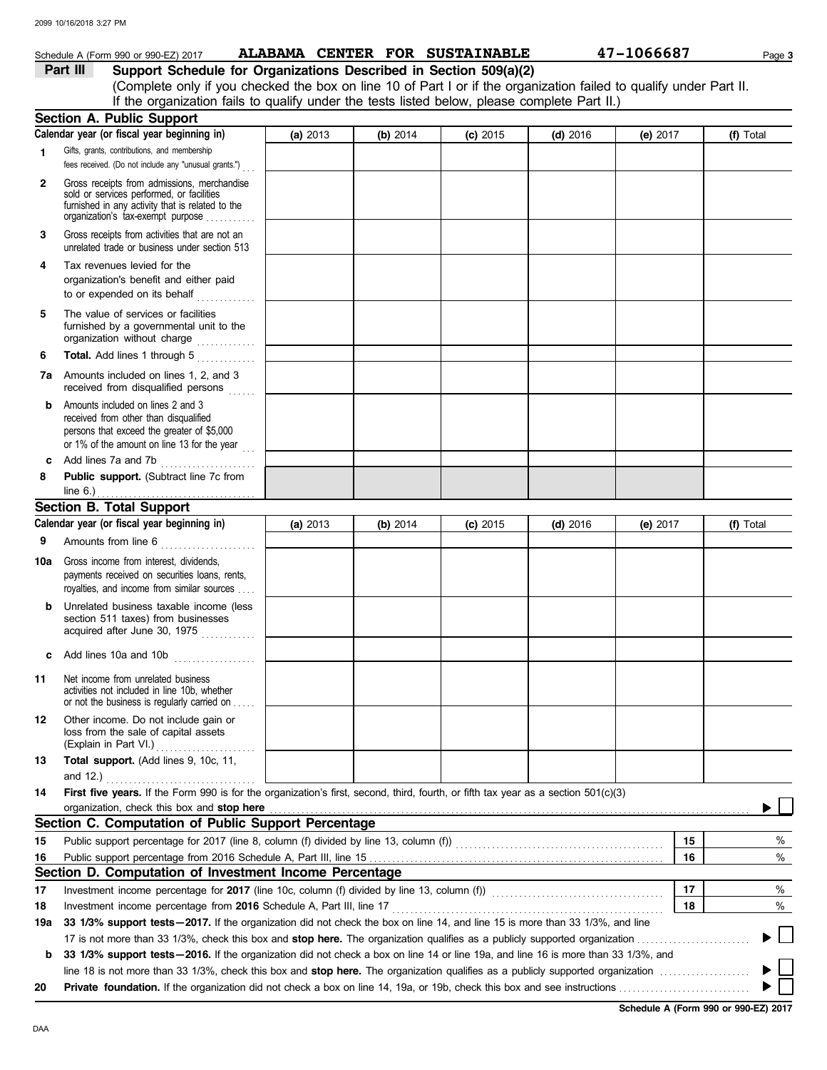Schedule A (Form 990 or 990-EZ) 2017 **ALABAMA CENTER FOR SUSTAINABLE** 47-1066687 Page **3**

## Part III Support Schedule for Organizations Described in Section 509(a)(2)

(Complete only if you checked the box on line 10 of Part I or if the organization failed to qualify under Part II. If the organization fails to qualify under the tests listed below, please complete Part II.)

### Section A. Public Support

| Calendar year (or fiscal year beginning in) | (a) 2013 | (b) 2014 | (c) 2015 | (d) 2016 | (e) 2017 | (f) Total |
|---|---|---|---|---|---|---|
| **1** Gifts, grants, contributions, and membership fees received. (Do not include any "unusual grants.") | | | | | | |
| **2** Gross receipts from admissions, merchandise sold or services performed, or facilities furnished in any activity that is related to the organization's tax-exempt purpose | | | | | | |
| **3** Gross receipts from activities that are not an unrelated trade or business under section 513 | | | | | | |
| **4** Tax revenues levied for the organization's benefit and either paid to or expended on its behalf | | | | | | |
| **5** The value of services or facilities furnished by a governmental unit to the organization without charge | | | | | | |
| **6** **Total.** Add lines 1 through 5 | | | | | | |
| **7a** Amounts included on lines 1, 2, and 3 received from disqualified persons | | | | | | |
| **b** Amounts included on lines 2 and 3 received from other than disqualified persons that exceed the greater of $5,000 or 1% of the amount on line 13 for the year | | | | | | |
| **c** Add lines 7a and 7b | | | | | | |
| **8** **Public support.** (Subtract line 7c from line 6.) | | | | | | |

### Section B. Total Support

| Calendar year (or fiscal year beginning in) | (a) 2013 | (b) 2014 | (c) 2015 | (d) 2016 | (e) 2017 | (f) Total |
|---|---|---|---|---|---|---|
| **9** Amounts from line 6 | | | | | | |
| **10a** Gross income from interest, dividends, payments received on securities loans, rents, royalties, and income from similar sources | | | | | | |
| **b** Unrelated business taxable income (less section 511 taxes) from businesses acquired after June 30, 1975 | | | | | | |
| **c** Add lines 10a and 10b | | | | | | |
| **11** Net income from unrelated business activities not included in line 10b, whether or not the business is regularly carried on | | | | | | |
| **12** Other income. Do not include gain or loss from the sale of capital assets (Explain in Part VI.) | | | | | | |
| **13** **Total support.** (Add lines 9, 10c, 11, and 12.) | | | | | | |

**14** **First five years.** If the Form 990 is for the organization's first, second, third, fourth, or fifth tax year as a section 501(c)(3) organization, check this box and **stop here** ▶ ☐

### Section C. Computation of Public Support Percentage

| | | | |
|---|---|---|---|
| **15** | Public support percentage for 2017 (line 8, column (f) divided by line 13, column (f)) | 15 | % |
| **16** | Public support percentage from 2016 Schedule A, Part III, line 15 | 16 | % |

### Section D. Computation of Investment Income Percentage

| | | | |
|---|---|---|---|
| **17** | Investment income percentage for **2017** (line 10c, column (f) divided by line 13, column (f)) | 17 | % |
| **18** | Investment income percentage from **2016** Schedule A, Part III, line 17 | 18 | % |

**19a** **33 1/3% support tests—2017.** If the organization did not check the box on line 14, and line 15 is more than 33 1/3%, and line 17 is not more than 33 1/3%, check this box and **stop here.** The organization qualifies as a publicly supported organization ▶ ☐

**b** **33 1/3% support tests—2016.** If the organization did not check a box on line 14 or line 19a, and line 16 is more than 33 1/3%, and line 18 is not more than 33 1/3%, check this box and **stop here.** The organization qualifies as a publicly supported organization ▶ ☐

**20** **Private foundation.** If the organization did not check a box on line 14, 19a, or 19b, check this box and see instructions ▶ ☐

**Schedule A (Form 990 or 990-EZ) 2017**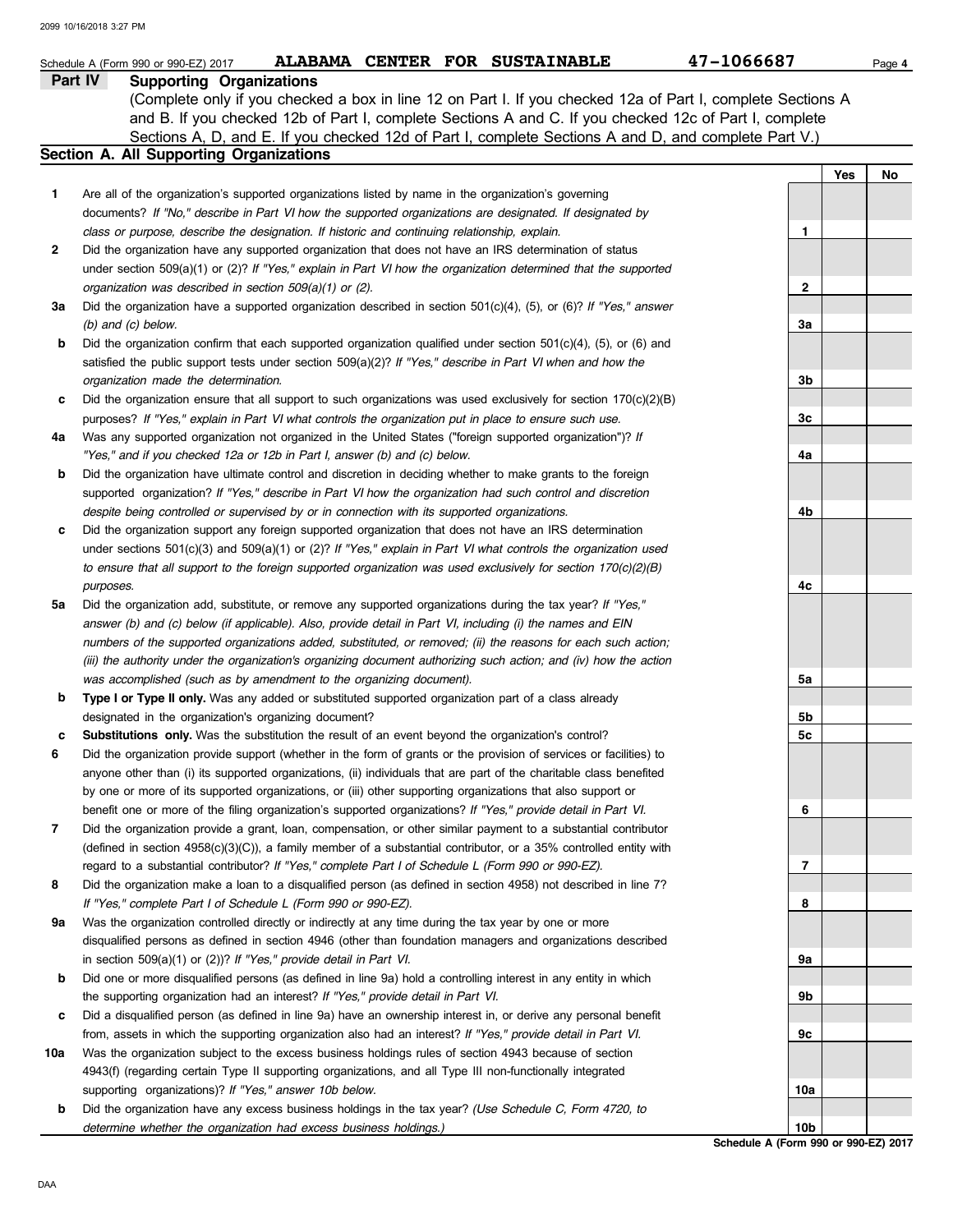Schedule A (Form 990 or 990-EZ) 2017 **ALABAMA CENTER FOR SUSTAINABLE** 47-1066687 Page 4

## Part IV Supporting Organizations

(Complete only if you checked a box in line 12 on Part I. If you checked 12a of Part I, complete Sections A and B. If you checked 12b of Part I, complete Sections A and C. If you checked 12c of Part I, complete Sections A, D, and E. If you checked 12d of Part I, complete Sections A and D, and complete Part V.)

### Section A. All Supporting Organizations

| | | | Yes | No |
|---|---|---|---|---|
| **1** | Are all of the organization's supported organizations listed by name in the organization's governing documents? *If "No," describe in Part VI how the supported organizations are designated. If designated by class or purpose, describe the designation. If historic and continuing relationship, explain.* | **1** | | |
| **2** | Did the organization have any supported organization that does not have an IRS determination of status under section 509(a)(1) or (2)? *If "Yes," explain in Part VI how the organization determined that the supported organization was described in section 509(a)(1) or (2).* | **2** | | |
| **3a** | Did the organization have a supported organization described in section 501(c)(4), (5), or (6)? *If "Yes," answer (b) and (c) below.* | **3a** | | |
| **b** | Did the organization confirm that each supported organization qualified under section 501(c)(4), (5), or (6) and satisfied the public support tests under section 509(a)(2)? *If "Yes," describe in Part VI when and how the organization made the determination.* | **3b** | | |
| **c** | Did the organization ensure that all support to such organizations was used exclusively for section 170(c)(2)(B) purposes? *If "Yes," explain in Part VI what controls the organization put in place to ensure such use.* | **3c** | | |
| **4a** | Was any supported organization not organized in the United States ("foreign supported organization")? *If "Yes," and if you checked 12a or 12b in Part I, answer (b) and (c) below.* | **4a** | | |
| **b** | Did the organization have ultimate control and discretion in deciding whether to make grants to the foreign supported organization? *If "Yes," describe in Part VI how the organization had such control and discretion despite being controlled or supervised by or in connection with its supported organizations.* | **4b** | | |
| **c** | Did the organization support any foreign supported organization that does not have an IRS determination under sections 501(c)(3) and 509(a)(1) or (2)? *If "Yes," explain in Part VI what controls the organization used to ensure that all support to the foreign supported organization was used exclusively for section 170(c)(2)(B) purposes.* | **4c** | | |
| **5a** | Did the organization add, substitute, or remove any supported organizations during the tax year? *If "Yes," answer (b) and (c) below (if applicable). Also, provide detail in Part VI, including (i) the names and EIN numbers of the supported organizations added, substituted, or removed; (ii) the reasons for each such action; (iii) the authority under the organization's organizing document authorizing such action; and (iv) how the action was accomplished (such as by amendment to the organizing document).* | **5a** | | |
| **b** | **Type I or Type II only.** Was any added or substituted supported organization part of a class already designated in the organization's organizing document? | **5b** | | |
| **c** | **Substitutions only.** Was the substitution the result of an event beyond the organization's control? | **5c** | | |
| **6** | Did the organization provide support (whether in the form of grants or the provision of services or facilities) to anyone other than (i) its supported organizations, (ii) individuals that are part of the charitable class benefited by one or more of its supported organizations, or (iii) other supporting organizations that also support or benefit one or more of the filing organization's supported organizations? *If "Yes," provide detail in Part VI.* | **6** | | |
| **7** | Did the organization provide a grant, loan, compensation, or other similar payment to a substantial contributor (defined in section 4958(c)(3)(C)), a family member of a substantial contributor, or a 35% controlled entity with regard to a substantial contributor? *If "Yes," complete Part I of Schedule L (Form 990 or 990-EZ).* | **7** | | |
| **8** | Did the organization make a loan to a disqualified person (as defined in section 4958) not described in line 7? *If "Yes," complete Part I of Schedule L (Form 990 or 990-EZ).* | **8** | | |
| **9a** | Was the organization controlled directly or indirectly at any time during the tax year by one or more disqualified persons as defined in section 4946 (other than foundation managers and organizations described in section 509(a)(1) or (2))? *If "Yes," provide detail in Part VI.* | **9a** | | |
| **b** | Did one or more disqualified persons (as defined in line 9a) hold a controlling interest in any entity in which the supporting organization had an interest? *If "Yes," provide detail in Part VI.* | **9b** | | |
| **c** | Did a disqualified person (as defined in line 9a) have an ownership interest in, or derive any personal benefit from, assets in which the supporting organization also had an interest? *If "Yes," provide detail in Part VI.* | **9c** | | |
| **10a** | Was the organization subject to the excess business holdings rules of section 4943 because of section 4943(f) (regarding certain Type II supporting organizations, and all Type III non-functionally integrated supporting organizations)? *If "Yes," answer 10b below.* | **10a** | | |
| **b** | Did the organization have any excess business holdings in the tax year? *(Use Schedule C, Form 4720, to determine whether the organization had excess business holdings.)* | **10b** | | |

**Schedule A (Form 990 or 990-EZ) 2017**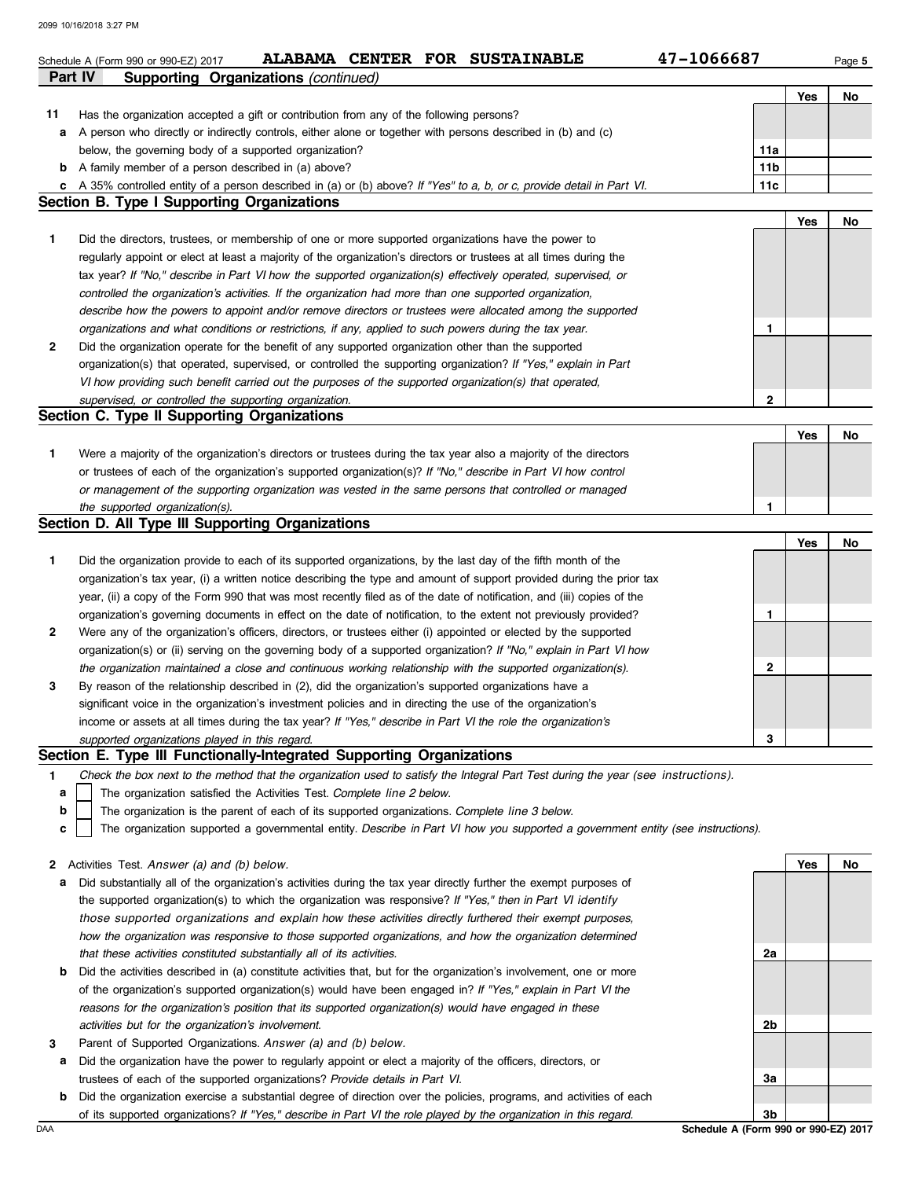Schedule A (Form 990 or 990-EZ) 2017 **ALABAMA CENTER FOR SUSTAINABLE** 47-1066687

## Part IV Supporting Organizations *(continued)*

| | | | Yes | No |
|---|---|---|---|---|
| **11** | Has the organization accepted a gift or contribution from any of the following persons? | | | |
| **a** | A person who directly or indirectly controls, either alone or together with persons described in (b) and (c) below, the governing body of a supported organization? | **11a** | | |
| **b** | A family member of a person described in (a) above? | **11b** | | |
| **c** | A 35% controlled entity of a person described in (a) or (b) above? *If "Yes" to a, b, or c, provide detail in Part VI.* | **11c** | | |

### Section B. Type I Supporting Organizations

| | | | Yes | No |
|---|---|---|---|---|
| **1** | Did the directors, trustees, or membership of one or more supported organizations have the power to regularly appoint or elect at least a majority of the organization's directors or trustees at all times during the tax year? *If "No," describe in Part VI how the supported organization(s) effectively operated, supervised, or controlled the organization's activities. If the organization had more than one supported organization, describe how the powers to appoint and/or remove directors or trustees were allocated among the supported organizations and what conditions or restrictions, if any, applied to such powers during the tax year.* | **1** | | |
| **2** | Did the organization operate for the benefit of any supported organization other than the supported organization(s) that operated, supervised, or controlled the supporting organization? *If "Yes," explain in Part VI how providing such benefit carried out the purposes of the supported organization(s) that operated, supervised, or controlled the supporting organization.* | **2** | | |

### Section C. Type II Supporting Organizations

| | | | Yes | No |
|---|---|---|---|---|
| **1** | Were a majority of the organization's directors or trustees during the tax year also a majority of the directors or trustees of each of the organization's supported organization(s)? *If "No," describe in Part VI how control or management of the supporting organization was vested in the same persons that controlled or managed the supported organization(s).* | **1** | | |

### Section D. All Type III Supporting Organizations

| | | | Yes | No |
|---|---|---|---|---|
| **1** | Did the organization provide to each of its supported organizations, by the last day of the fifth month of the organization's tax year, (i) a written notice describing the type and amount of support provided during the prior tax year, (ii) a copy of the Form 990 that was most recently filed as of the date of notification, and (iii) copies of the organization's governing documents in effect on the date of notification, to the extent not previously provided? | **1** | | |
| **2** | Were any of the organization's officers, directors, or trustees either (i) appointed or elected by the supported organization(s) or (ii) serving on the governing body of a supported organization? *If "No," explain in Part VI how the organization maintained a close and continuous working relationship with the supported organization(s).* | **2** | | |
| **3** | By reason of the relationship described in (2), did the organization's supported organizations have a significant voice in the organization's investment policies and in directing the use of the organization's income or assets at all times during the tax year? *If "Yes," describe in Part VI the role the organization's supported organizations played in this regard.* | **3** | | |

### Section E. Type III Functionally-Integrated Supporting Organizations

**1** *Check the box next to the method that the organization used to satisfy the Integral Part Test during the year (see instructions).*

- **a** ☐ The organization satisfied the Activities Test. *Complete line 2 below.*
- **b** ☐ The organization is the parent of each of its supported organizations. *Complete line 3 below.*
- **c** ☐ The organization supported a governmental entity. *Describe in Part VI how you supported a government entity (see instructions).*

| | | | Yes | No |
|---|---|---|---|---|
| **2** | Activities Test. *Answer (a) and (b) below.* | | | |
| **a** | Did substantially all of the organization's activities during the tax year directly further the exempt purposes of the supported organization(s) to which the organization was responsive? *If "Yes," then in Part VI identify those supported organizations and explain how these activities directly furthered their exempt purposes, how the organization was responsive to those supported organizations, and how the organization determined that these activities constituted substantially all of its activities.* | **2a** | | |
| **b** | Did the activities described in (a) constitute activities that, but for the organization's involvement, one or more of the organization's supported organization(s) would have been engaged in? *If "Yes," explain in Part VI the reasons for the organization's position that its supported organization(s) would have engaged in these activities but for the organization's involvement.* | **2b** | | |
| **3** | Parent of Supported Organizations. *Answer (a) and (b) below.* | | | |
| **a** | Did the organization have the power to regularly appoint or elect a majority of the officers, directors, or trustees of each of the supported organizations? *Provide details in Part VI.* | **3a** | | |
| **b** | Did the organization exercise a substantial degree of direction over the policies, programs, and activities of each of its supported organizations? *If "Yes," describe in Part VI the role played by the organization in this regard.* | **3b** | | |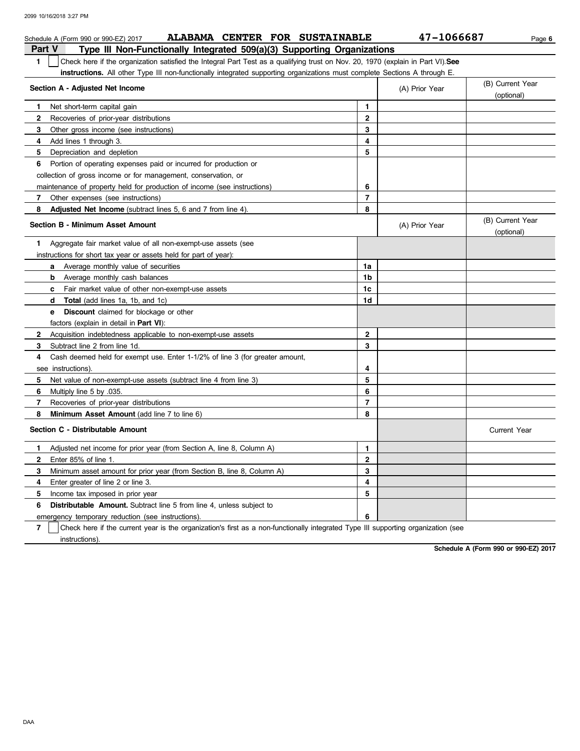Schedule A (Form 990 or 990-EZ) 2017 **ALABAMA CENTER FOR SUSTAINABLE** 47-1066687

## Part V Type III Non-Functionally Integrated 509(a)(3) Supporting Organizations

**1** ☐ Check here if the organization satisfied the Integral Part Test as a qualifying trust on Nov. 20, 1970 (explain in Part VI). **See instructions.** All other Type III non-functionally integrated supporting organizations must complete Sections A through E.

| Section A - Adjusted Net Income | | (A) Prior Year | (B) Current Year (optional) |
|---|---|---|---|
| **1** Net short-term capital gain | 1 | | |
| **2** Recoveries of prior-year distributions | 2 | | |
| **3** Other gross income (see instructions) | 3 | | |
| **4** Add lines 1 through 3. | 4 | | |
| **5** Depreciation and depletion | 5 | | |
| **6** Portion of operating expenses paid or incurred for production or collection of gross income or for management, conservation, or maintenance of property held for production of income (see instructions) | 6 | | |
| **7** Other expenses (see instructions) | 7 | | |
| **8** **Adjusted Net Income** (subtract lines 5, 6 and 7 from line 4). | 8 | | |

| Section B - Minimum Asset Amount | | (A) Prior Year | (B) Current Year (optional) |
|---|---|---|---|
| **1** Aggregate fair market value of all non-exempt-use assets (see instructions for short tax year or assets held for part of year): | | | |
| **a** Average monthly value of securities | 1a | | |
| **b** Average monthly cash balances | 1b | | |
| **c** Fair market value of other non-exempt-use assets | 1c | | |
| **d** **Total** (add lines 1a, 1b, and 1c) | 1d | | |
| **e** **Discount** claimed for blockage or other factors (explain in detail in **Part VI**): | | | |
| **2** Acquisition indebtedness applicable to non-exempt-use assets | 2 | | |
| **3** Subtract line 2 from line 1d. | 3 | | |
| **4** Cash deemed held for exempt use. Enter 1-1/2% of line 3 (for greater amount, see instructions). | 4 | | |
| **5** Net value of non-exempt-use assets (subtract line 4 from line 3) | 5 | | |
| **6** Multiply line 5 by .035. | 6 | | |
| **7** Recoveries of prior-year distributions | 7 | | |
| **8** **Minimum Asset Amount** (add line 7 to line 6) | 8 | | |

| Section C - Distributable Amount | | | Current Year |
|---|---|---|---|
| **1** Adjusted net income for prior year (from Section A, line 8, Column A) | 1 | | |
| **2** Enter 85% of line 1. | 2 | | |
| **3** Minimum asset amount for prior year (from Section B, line 8, Column A) | 3 | | |
| **4** Enter greater of line 2 or line 3. | 4 | | |
| **5** Income tax imposed in prior year | 5 | | |
| **6** **Distributable Amount.** Subtract line 5 from line 4, unless subject to emergency temporary reduction (see instructions). | 6 | | |

**7** ☐ Check here if the current year is the organization's first as a non-functionally integrated Type III supporting organization (see instructions).

**Schedule A (Form 990 or 990-EZ) 2017**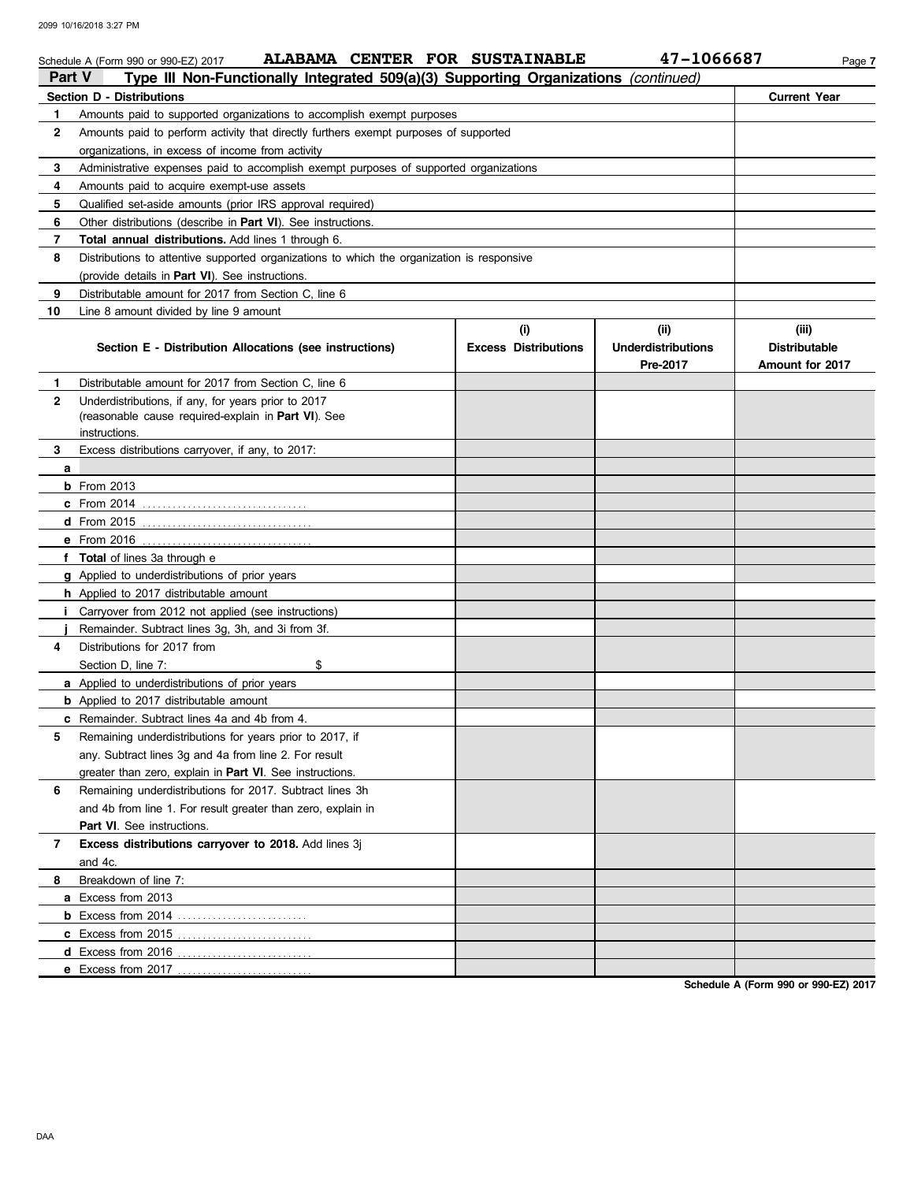Schedule A (Form 990 or 990-EZ) 2017 **ALABAMA CENTER FOR SUSTAINABLE** **47-1066687**

## Part V Type III Non-Functionally Integrated 509(a)(3) Supporting Organizations *(continued)*

| **Section D - Distributions** | | **Current Year** |
|---|---|---|
| **1** | Amounts paid to supported organizations to accomplish exempt purposes | |
| **2** | Amounts paid to perform activity that directly furthers exempt purposes of supported organizations, in excess of income from activity | |
| **3** | Administrative expenses paid to accomplish exempt purposes of supported organizations | |
| **4** | Amounts paid to acquire exempt-use assets | |
| **5** | Qualified set-aside amounts (prior IRS approval required) | |
| **6** | Other distributions (describe in **Part VI**). See instructions. | |
| **7** | **Total annual distributions.** Add lines 1 through 6. | |
| **8** | Distributions to attentive supported organizations to which the organization is responsive (provide details in **Part VI**). See instructions. | |
| **9** | Distributable amount for 2017 from Section C, line 6 | |
| **10** | Line 8 amount divided by line 9 amount | |

| | **Section E - Distribution Allocations (see instructions)** | **(i) Excess Distributions** | **(ii) Underdistributions Pre-2017** | **(iii) Distributable Amount for 2017** |
|---|---|---|---|---|
| **1** | Distributable amount for 2017 from Section C, line 6 | | | |
| **2** | Underdistributions, if any, for years prior to 2017 (reasonable cause required-explain in **Part VI**). See instructions. | | | |
| **3** | Excess distributions carryover, if any, to 2017: | | | |
| **a** | | | | |
| **b** | From 2013 | | | |
| **c** | From 2014 | | | |
| **d** | From 2015 | | | |
| **e** | From 2016 | | | |
| **f** | **Total** of lines 3a through e | | | |
| **g** | Applied to underdistributions of prior years | | | |
| **h** | Applied to 2017 distributable amount | | | |
| **i** | Carryover from 2012 not applied (see instructions) | | | |
| **j** | Remainder. Subtract lines 3g, 3h, and 3i from 3f. | | | |
| **4** | Distributions for 2017 from Section D, line 7: $ | | | |
| **a** | Applied to underdistributions of prior years | | | |
| **b** | Applied to 2017 distributable amount | | | |
| **c** | Remainder. Subtract lines 4a and 4b from 4. | | | |
| **5** | Remaining underdistributions for years prior to 2017, if any. Subtract lines 3g and 4a from line 2. For result greater than zero, explain in **Part VI**. See instructions. | | | |
| **6** | Remaining underdistributions for 2017. Subtract lines 3h and 4b from line 1. For result greater than zero, explain in **Part VI**. See instructions. | | | |
| **7** | **Excess distributions carryover to 2018.** Add lines 3j and 4c. | | | |
| **8** | Breakdown of line 7: | | | |
| **a** | Excess from 2013 | | | |
| **b** | Excess from 2014 | | | |
| **c** | Excess from 2015 | | | |
| **d** | Excess from 2016 | | | |
| **e** | Excess from 2017 | | | |

**Schedule A (Form 990 or 990-EZ) 2017**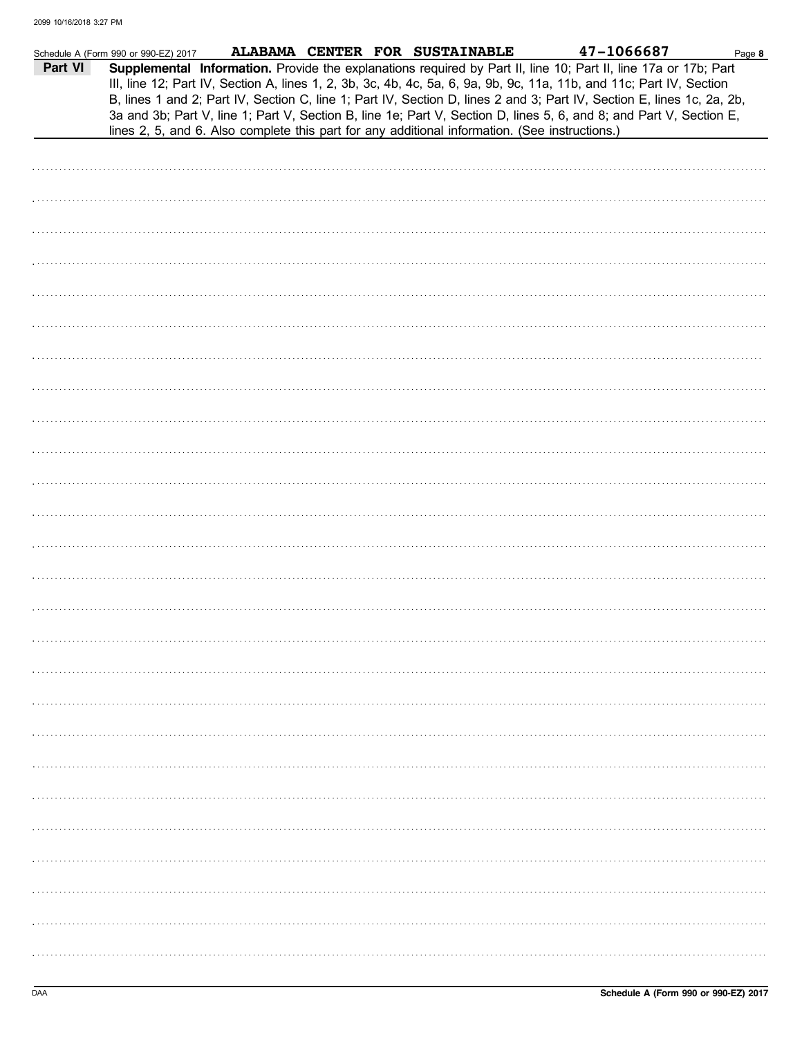Schedule A (Form 990 or 990-EZ) 2017 ALABAMA CENTER FOR SUSTAINABLE 47-1066687

**Part VI** **Supplemental Information.** Provide the explanations required by Part II, line 10; Part II, line 17a or 17b; Part III, line 12; Part IV, Section A, lines 1, 2, 3b, 3c, 4b, 4c, 5a, 6, 9a, 9b, 9c, 11a, 11b, and 11c; Part IV, Section B, lines 1 and 2; Part IV, Section C, line 1; Part IV, Section D, lines 2 and 3; Part IV, Section E, lines 1c, 2a, 2b, 3a and 3b; Part V, line 1; Part V, Section B, line 1e; Part V, Section D, lines 5, 6, and 8; and Part V, Section E, lines 2, 5, and 6. Also complete this part for any additional information. (See instructions.)

DAA

**Schedule A (Form 990 or 990-EZ) 2017**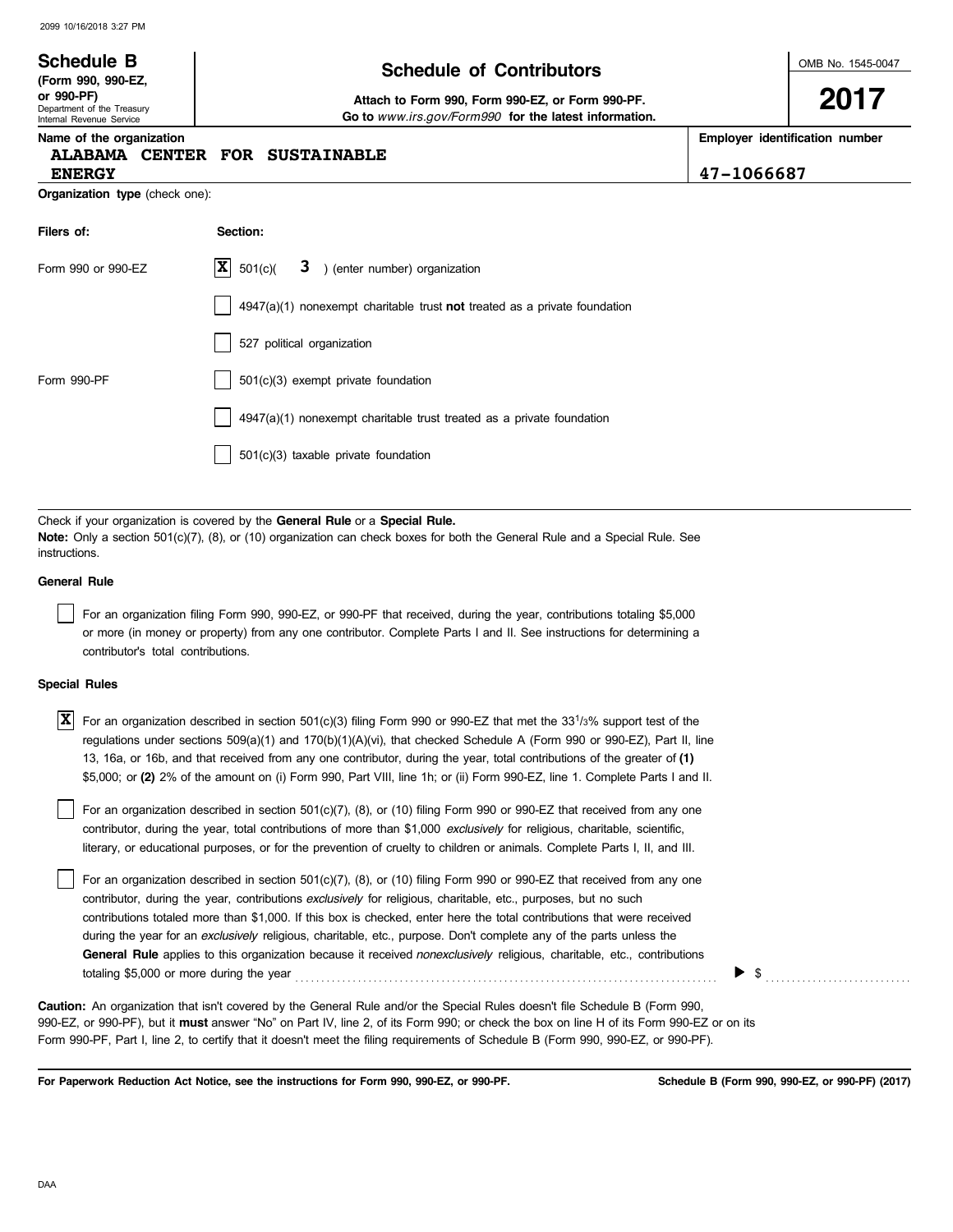2099 10/16/2018 3:27 PM

| **Schedule B** (Form 990, 990-EZ, or 990-PF) Department of the Treasury Internal Revenue Service | **Schedule of Contributors** **Attach to Form 990, Form 990-EZ, or Form 990-PF.** **Go to** *www.irs.gov/Form990* **for the latest information.** | OMB No. 1545-0047 **2017** |
|---|---|---|

| Name of the organization | Employer identification number |
|---|---|
| **ALABAMA CENTER FOR SUSTAINABLE ENERGY** | **47-1066687** |

**Organization type** (check one):

| Filers of: | Section: |
|---|---|
| Form 990 or 990-EZ | [X] 501(c)( **3** ) (enter number) organization |
| | [ ] 4947(a)(1) nonexempt charitable trust **not** treated as a private foundation |
| | [ ] 527 political organization |
| Form 990-PF | [ ] 501(c)(3) exempt private foundation |
| | [ ] 4947(a)(1) nonexempt charitable trust treated as a private foundation |
| | [ ] 501(c)(3) taxable private foundation |

Check if your organization is covered by the **General Rule** or a **Special Rule.**

**Note:** Only a section 501(c)(7), (8), or (10) organization can check boxes for both the General Rule and a Special Rule. See instructions.

**General Rule**

[ ] For an organization filing Form 990, 990-EZ, or 990-PF that received, during the year, contributions totaling $5,000 or more (in money or property) from any one contributor. Complete Parts I and II. See instructions for determining a contributor's total contributions.

**Special Rules**

[X] For an organization described in section 501(c)(3) filing Form 990 or 990-EZ that met the $33\frac{1}{3}$% support test of the regulations under sections 509(a)(1) and 170(b)(1)(A)(vi), that checked Schedule A (Form 990 or 990-EZ), Part II, line 13, 16a, or 16b, and that received from any one contributor, during the year, total contributions of the greater of **(1)** $5,000; or **(2)** 2% of the amount on (i) Form 990, Part VIII, line 1h; or (ii) Form 990-EZ, line 1. Complete Parts I and II.

[ ] For an organization described in section 501(c)(7), (8), or (10) filing Form 990 or 990-EZ that received from any one contributor, during the year, total contributions of more than $1,000 *exclusively* for religious, charitable, scientific, literary, or educational purposes, or for the prevention of cruelty to children or animals. Complete Parts I, II, and III.

[ ] For an organization described in section 501(c)(7), (8), or (10) filing Form 990 or 990-EZ that received from any one contributor, during the year, contributions *exclusively* for religious, charitable, etc., purposes, but no such contributions totaled more than $1,000. If this box is checked, enter here the total contributions that were received during the year for an *exclusively* religious, charitable, etc., purpose. Don't complete any of the parts unless the **General Rule** applies to this organization because it received *nonexclusively* religious, charitable, etc., contributions totaling $5,000 or more during the year . . . . . . . . . . ▶ $ . . . . . . . . . .

**Caution:** An organization that isn't covered by the General Rule and/or the Special Rules doesn't file Schedule B (Form 990, 990-EZ, or 990-PF), but it **must** answer "No" on Part IV, line 2, of its Form 990; or check the box on line H of its Form 990-EZ or on its Form 990-PF, Part I, line 2, to certify that it doesn't meet the filing requirements of Schedule B (Form 990, 990-EZ, or 990-PF).

**For Paperwork Reduction Act Notice, see the instructions for Form 990, 990-EZ, or 990-PF.** **Schedule B (Form 990, 990-EZ, or 990-PF) (2017)**

DAA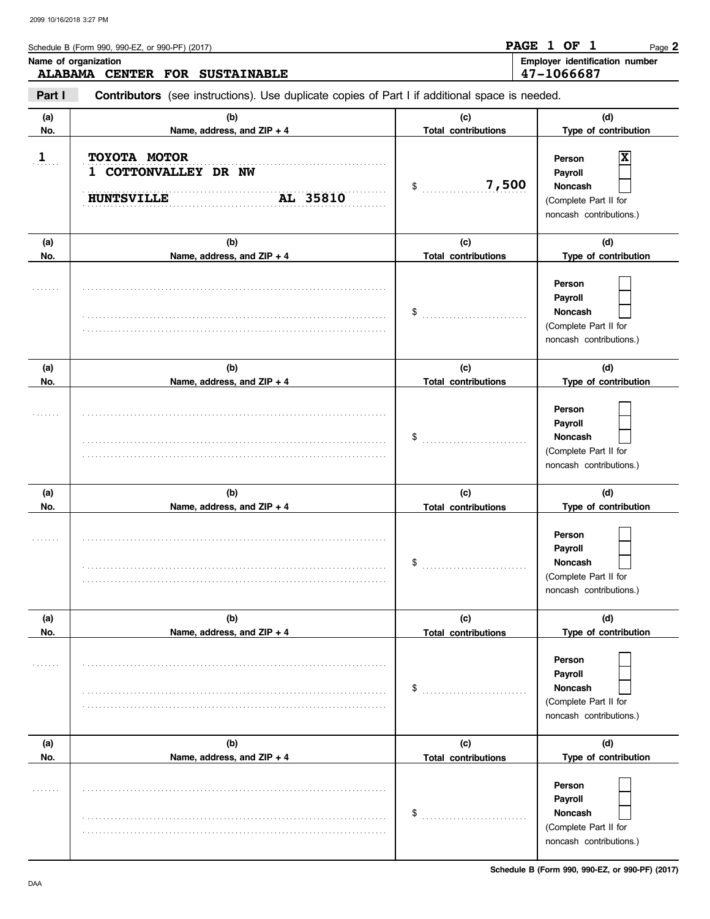Schedule B (Form 990, 990-EZ, or 990-PF) (2017)

**PAGE 1 OF 1**

**Name of organization**
ALABAMA CENTER FOR SUSTAINABLE

**Employer identification number**
47-1066687

**Part I** **Contributors** (see instructions). Use duplicate copies of Part I if additional space is needed.

| (a) No. | (b) Name, address, and ZIP + 4 | (c) Total contributions | (d) Type of contribution |
|---|---|---|---|
| 1 | TOYOTA MOTOR<br>1 COTTONVALLEY DR NW<br>HUNTSVILLE AL 35810 | $ 7,500 | Person [X]<br>Payroll [ ]<br>Noncash [ ]<br>(Complete Part II for noncash contributions.) |
| | | $ | Person [ ]<br>Payroll [ ]<br>Noncash [ ]<br>(Complete Part II for noncash contributions.) |
| | | $ | Person [ ]<br>Payroll [ ]<br>Noncash [ ]<br>(Complete Part II for noncash contributions.) |
| | | $ | Person [ ]<br>Payroll [ ]<br>Noncash [ ]<br>(Complete Part II for noncash contributions.) |
| | | $ | Person [ ]<br>Payroll [ ]<br>Noncash [ ]<br>(Complete Part II for noncash contributions.) |
| | | $ | Person [ ]<br>Payroll [ ]<br>Noncash [ ]<br>(Complete Part II for noncash contributions.) |

Schedule B (Form 990, 990-EZ, or 990-PF) (2017)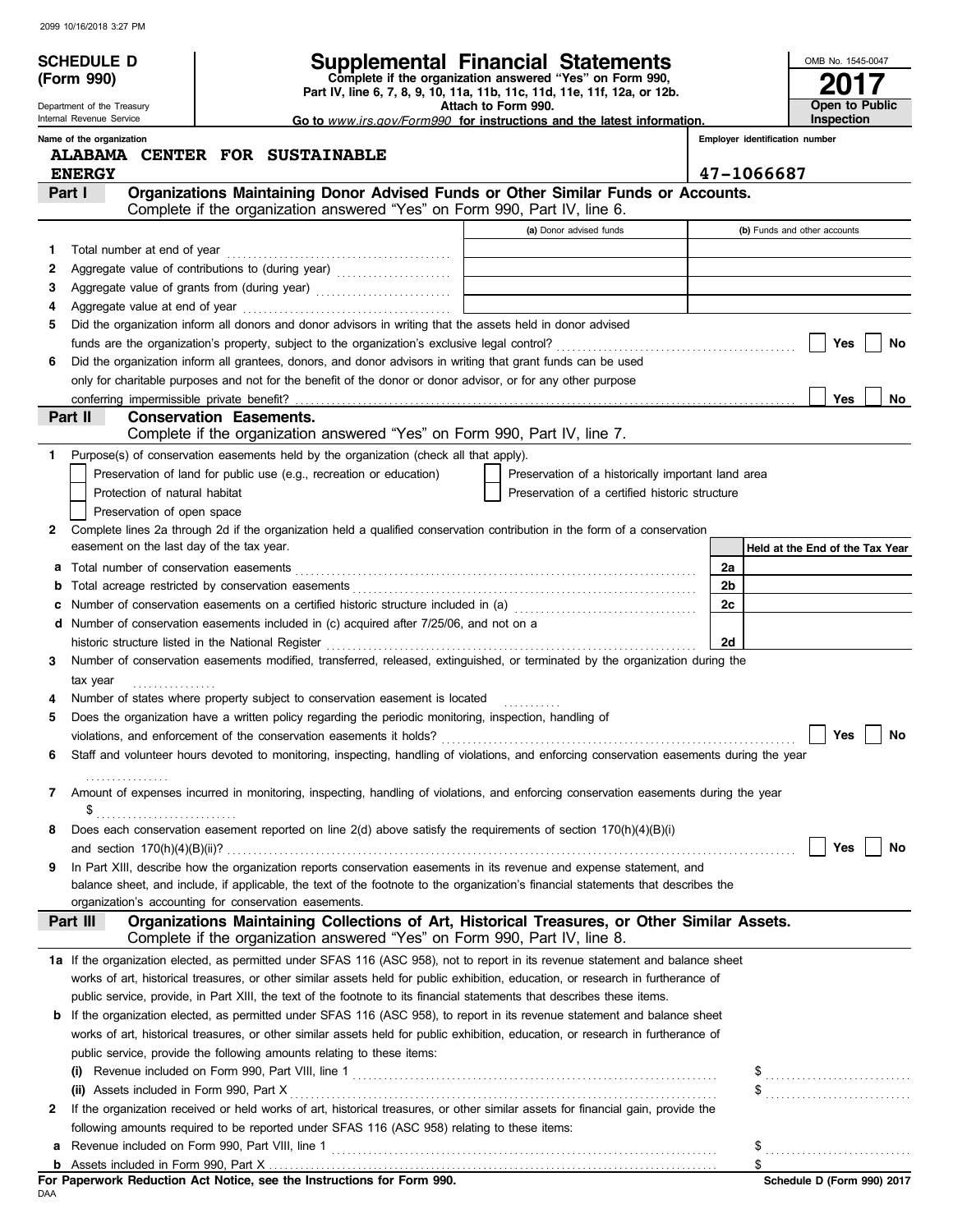2099 10/16/2018 3:27 PM

# SCHEDULE D (Form 990)

Department of the Treasury
Internal Revenue Service

## Supplemental Financial Statements

**Complete if the organization answered "Yes" on Form 990, Part IV, line 6, 7, 8, 9, 10, 11a, 11b, 11c, 11d, 11e, 11f, 12a, or 12b.**
**Attach to Form 990.**
**Go to *www.irs.gov/Form990* for instructions and the latest information.**

OMB No. 1545-0047
**2017**
**Open to Public Inspection**

Name of the organization: ALABAMA CENTER FOR SUSTAINABLE ENERGY
Employer identification number: 47-1066687

### Part I — Organizations Maintaining Donor Advised Funds or Other Similar Funds or Accounts.
Complete if the organization answered "Yes" on Form 990, Part IV, line 6.

| | | (a) Donor advised funds | (b) Funds and other accounts |
|---|---|---|---|
| 1 | Total number at end of year | | |
| 2 | Aggregate value of contributions to (during year) | | |
| 3 | Aggregate value of grants from (during year) | | |
| 4 | Aggregate value at end of year | | |

5 Did the organization inform all donors and donor advisors in writing that the assets held in donor advised funds are the organization's property, subject to the organization's exclusive legal control? ☐ Yes ☐ No

6 Did the organization inform all grantees, donors, and donor advisors in writing that grant funds can be used only for charitable purposes and not for the benefit of the donor or donor advisor, or for any other purpose conferring impermissible private benefit? ☐ Yes ☐ No

### Part II — Conservation Easements.
Complete if the organization answered "Yes" on Form 990, Part IV, line 7.

1 Purpose(s) of conservation easements held by the organization (check all that apply).

- ☐ Preservation of land for public use (e.g., recreation or education)
- ☐ Protection of natural habitat
- ☐ Preservation of open space
- ☐ Preservation of a historically important land area
- ☐ Preservation of a certified historic structure

2 Complete lines 2a through 2d if the organization held a qualified conservation contribution in the form of a conservation easement on the last day of the tax year.

| | | | Held at the End of the Tax Year |
|---|---|---|---|
| a | Total number of conservation easements | 2a | |
| b | Total acreage restricted by conservation easements | 2b | |
| c | Number of conservation easements on a certified historic structure included in (a) | 2c | |
| d | Number of conservation easements included in (c) acquired after 7/25/06, and not on a historic structure listed in the National Register | 2d | |

3 Number of conservation easements modified, transferred, released, extinguished, or terminated by the organization during the tax year ................

4 Number of states where property subject to conservation easement is located ...........

5 Does the organization have a written policy regarding the periodic monitoring, inspection, handling of violations, and enforcement of the conservation easements it holds? ☐ Yes ☐ No

6 Staff and volunteer hours devoted to monitoring, inspecting, handling of violations, and enforcing conservation easements during the year ................

7 Amount of expenses incurred in monitoring, inspecting, handling of violations, and enforcing conservation easements during the year $ ...........................

8 Does each conservation easement reported on line 2(d) above satisfy the requirements of section 170(h)(4)(B)(i) and section 170(h)(4)(B)(ii)? ☐ Yes ☐ No

9 In Part XIII, describe how the organization reports conservation easements in its revenue and expense statement, and balance sheet, and include, if applicable, the text of the footnote to the organization's financial statements that describes the organization's accounting for conservation easements.

### Part III — Organizations Maintaining Collections of Art, Historical Treasures, or Other Similar Assets.
Complete if the organization answered "Yes" on Form 990, Part IV, line 8.

1a If the organization elected, as permitted under SFAS 116 (ASC 958), not to report in its revenue statement and balance sheet works of art, historical treasures, or other similar assets held for public exhibition, education, or research in furtherance of public service, provide, in Part XIII, the text of the footnote to its financial statements that describes these items.

b If the organization elected, as permitted under SFAS 116 (ASC 958), to report in its revenue statement and balance sheet works of art, historical treasures, or other similar assets held for public exhibition, education, or research in furtherance of public service, provide the following amounts relating to these items:

(i) Revenue included on Form 990, Part VIII, line 1 $ ...........................

(ii) Assets included in Form 990, Part X $ ...........................

2 If the organization received or held works of art, historical treasures, or other similar assets for financial gain, provide the following amounts required to be reported under SFAS 116 (ASC 958) relating to these items:

a Revenue included on Form 990, Part VIII, line 1 $ ...........................

b Assets included in Form 990, Part X $

**For Paperwork Reduction Act Notice, see the Instructions for Form 990.**
DAA
**Schedule D (Form 990) 2017**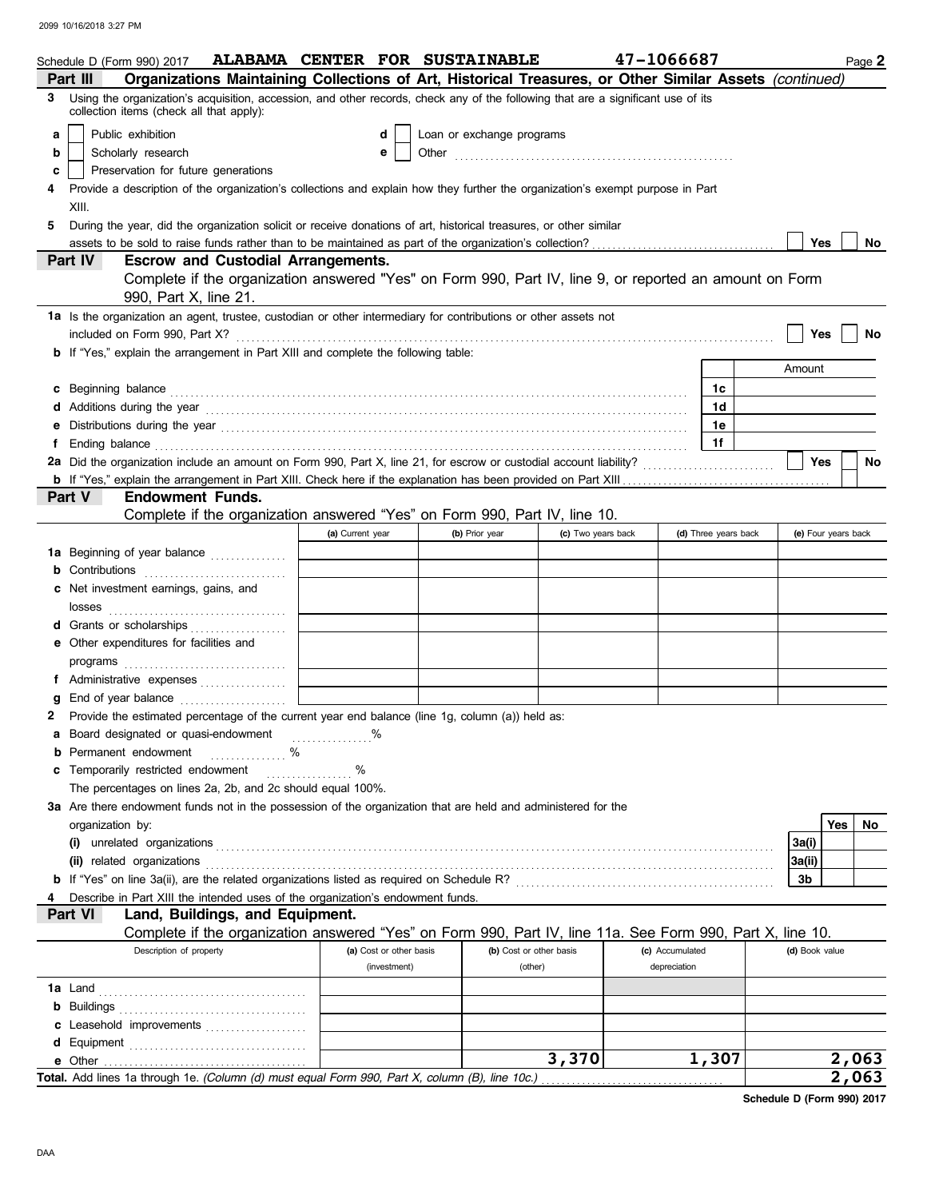Schedule D (Form 990) 2017 **ALABAMA CENTER FOR SUSTAINABLE** 47-1066687 Page **2**

## Part III Organizations Maintaining Collections of Art, Historical Treasures, or Other Similar Assets *(continued)*

**3** Using the organization's acquisition, accession, and other records, check any of the following that are a significant use of its collection items (check all that apply):

- **a** ☐ Public exhibition
- **b** ☐ Scholarly research
- **c** ☐ Preservation for future generations
- **d** ☐ Loan or exchange programs
- **e** ☐ Other ..........

**4** Provide a description of the organization's collections and explain how they further the organization's exempt purpose in Part XIII.

**5** During the year, did the organization solicit or receive donations of art, historical treasures, or other similar assets to be sold to raise funds rather than to be maintained as part of the organization's collection? ☐ Yes ☐ No

## Part IV Escrow and Custodial Arrangements.

Complete if the organization answered "Yes" on Form 990, Part IV, line 9, or reported an amount on Form 990, Part X, line 21.

**1a** Is the organization an agent, trustee, custodian or other intermediary for contributions or other assets not included on Form 990, Part X? ☐ Yes ☐ No

**b** If "Yes," explain the arrangement in Part XIII and complete the following table:

| | | Amount |
|---|---|---|
| **c** Beginning balance | 1c | |
| **d** Additions during the year | 1d | |
| **e** Distributions during the year | 1e | |
| **f** Ending balance | 1f | |

**2a** Did the organization include an amount on Form 990, Part X, line 21, for escrow or custodial account liability? ☐ Yes ☐ No

**b** If "Yes," explain the arrangement in Part XIII. Check here if the explanation has been provided on Part XIII ☐

## Part V Endowment Funds.

Complete if the organization answered "Yes" on Form 990, Part IV, line 10.

| | (a) Current year | (b) Prior year | (c) Two years back | (d) Three years back | (e) Four years back |
|---|---|---|---|---|---|
| **1a** Beginning of year balance | | | | | |
| **b** Contributions | | | | | |
| **c** Net investment earnings, gains, and losses | | | | | |
| **d** Grants or scholarships | | | | | |
| **e** Other expenditures for facilities and programs | | | | | |
| **f** Administrative expenses | | | | | |
| **g** End of year balance | | | | | |

**2** Provide the estimated percentage of the current year end balance (line 1g, column (a)) held as:

- **a** Board designated or quasi-endowment ..........%
- **b** Permanent endowment ..........%
- **c** Temporarily restricted endowment ..........%

The percentages on lines 2a, 2b, and 2c should equal 100%.

**3a** Are there endowment funds not in the possession of the organization that are held and administered for the organization by:

| | | Yes | No |
|---|---|---|---|
| **(i)** unrelated organizations | 3a(i) | | |
| **(ii)** related organizations | 3a(ii) | | |
| **b** If "Yes" on line 3a(ii), are the related organizations listed as required on Schedule R? | 3b | | |

**4** Describe in Part XIII the intended uses of the organization's endowment funds.

## Part VI Land, Buildings, and Equipment.

Complete if the organization answered "Yes" on Form 990, Part IV, line 11a. See Form 990, Part X, line 10.

| Description of property | (a) Cost or other basis (investment) | (b) Cost or other basis (other) | (c) Accumulated depreciation | (d) Book value |
|---|---|---|---|---|
| **1a** Land | | | | |
| **b** Buildings | | | | |
| **c** Leasehold improvements | | | | |
| **d** Equipment | | | | |
| **e** Other | | 3,370 | 1,307 | 2,063 |
| **Total.** Add lines 1a through 1e. *(Column (d) must equal Form 990, Part X, column (B), line 10c.)* | | | | 2,063 |

**Schedule D (Form 990) 2017**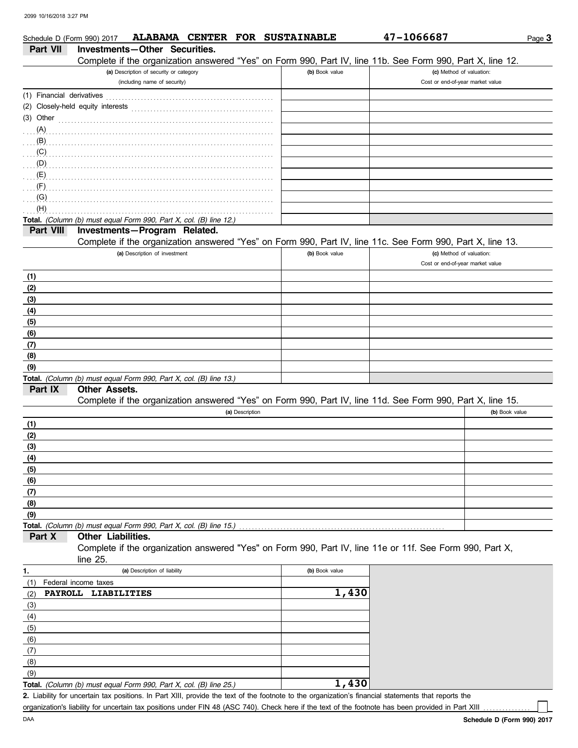Schedule D (Form 990) 2017 **ALABAMA CENTER FOR SUSTAINABLE** **47-1066687**

## Part VII Investments—Other Securities.

Complete if the organization answered "Yes" on Form 990, Part IV, line 11b. See Form 990, Part X, line 12.

| (a) Description of security or category (including name of security) | (b) Book value | (c) Method of valuation: Cost or end-of-year market value |
|---|---|---|
| (1) Financial derivatives | | |
| (2) Closely-held equity interests | | |
| (3) Other | | |
| (A) | | |
| (B) | | |
| (C) | | |
| (D) | | |
| (E) | | |
| (F) | | |
| (G) | | |
| (H) | | |
| **Total.** *(Column (b) must equal Form 990, Part X, col. (B) line 12.)* | | |

## Part VIII Investments—Program Related.

Complete if the organization answered "Yes" on Form 990, Part IV, line 11c. See Form 990, Part X, line 13.

| (a) Description of investment | (b) Book value | (c) Method of valuation: Cost or end-of-year market value |
|---|---|---|
| (1) | | |
| (2) | | |
| (3) | | |
| (4) | | |
| (5) | | |
| (6) | | |
| (7) | | |
| (8) | | |
| (9) | | |
| **Total.** *(Column (b) must equal Form 990, Part X, col. (B) line 13.)* | | |

## Part IX Other Assets.

Complete if the organization answered "Yes" on Form 990, Part IV, line 11d. See Form 990, Part X, line 15.

| (a) Description | (b) Book value |
|---|---|
| (1) | |
| (2) | |
| (3) | |
| (4) | |
| (5) | |
| (6) | |
| (7) | |
| (8) | |
| (9) | |
| **Total.** *(Column (b) must equal Form 990, Part X, col. (B) line 15.)* | |

## Part X Other Liabilities.

Complete if the organization answered "Yes" on Form 990, Part IV, line 11e or 11f. See Form 990, Part X, line 25.

| 1. (a) Description of liability | (b) Book value |
|---|---|
| (1) Federal income taxes | |
| (2) **PAYROLL LIABILITIES** | **1,430** |
| (3) | |
| (4) | |
| (5) | |
| (6) | |
| (7) | |
| (8) | |
| (9) | |
| **Total.** *(Column (b) must equal Form 990, Part X, col. (B) line 25.)* | **1,430** |

**2.** Liability for uncertain tax positions. In Part XIII, provide the text of the footnote to the organization's financial statements that reports the organization's liability for uncertain tax positions under FIN 48 (ASC 740). Check here if the text of the footnote has been provided in Part XIII ☐

DAA **Schedule D (Form 990) 2017**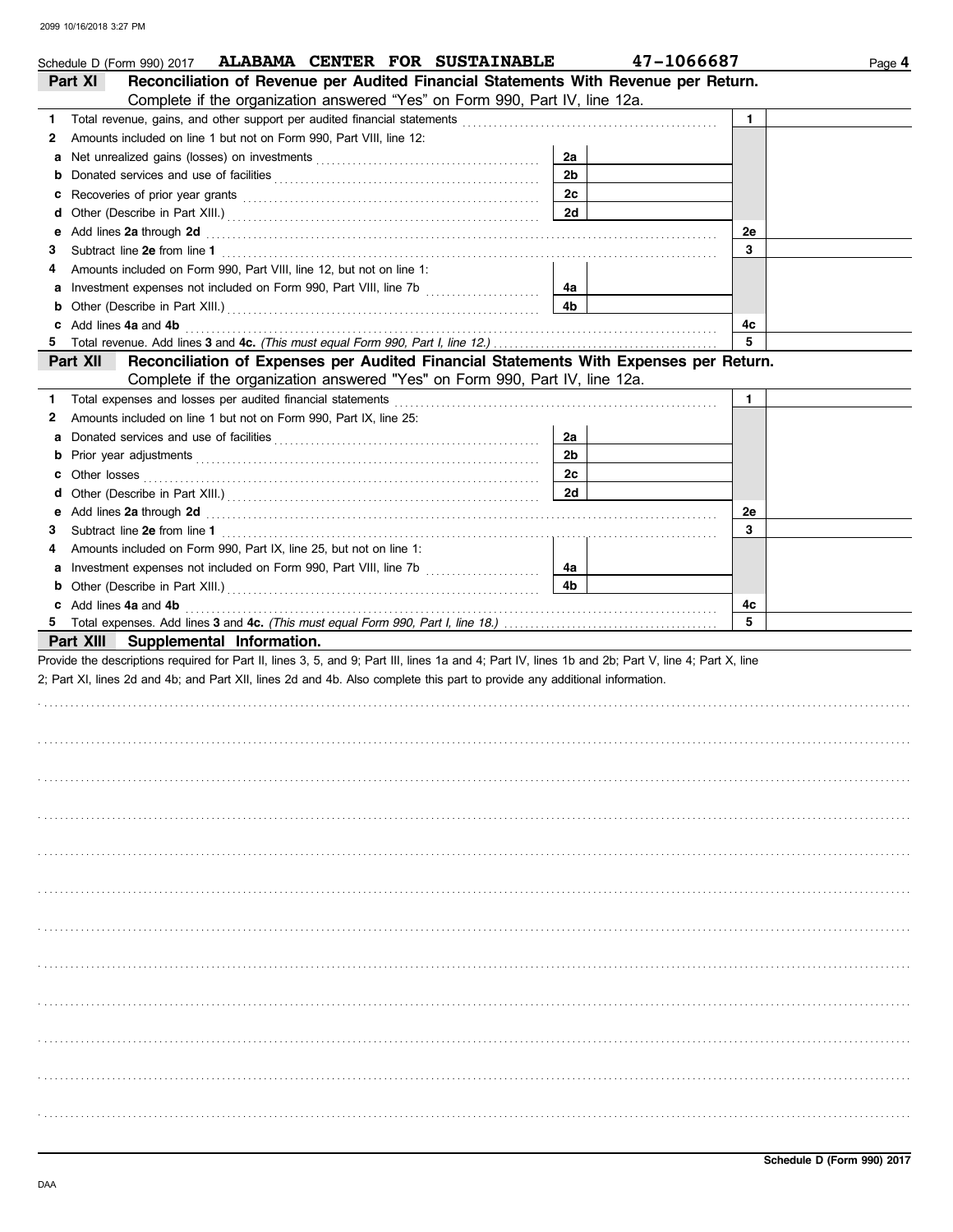Schedule D (Form 990) 2017 **ALABAMA CENTER FOR SUSTAINABLE** **47-1066687**

## Part XI Reconciliation of Revenue per Audited Financial Statements With Revenue per Return.

Complete if the organization answered "Yes" on Form 990, Part IV, line 12a.

| | | | | | |
|---|---|---|---|---|---|
| **1** | Total revenue, gains, and other support per audited financial statements | | | 1 | |
| **2** | Amounts included on line 1 but not on Form 990, Part VIII, line 12: | | | | |
| **a** | Net unrealized gains (losses) on investments | 2a | | | |
| **b** | Donated services and use of facilities | 2b | | | |
| **c** | Recoveries of prior year grants | 2c | | | |
| **d** | Other (Describe in Part XIII.) | 2d | | | |
| **e** | Add lines **2a** through **2d** | | | 2e | |
| **3** | Subtract line **2e** from line **1** | | | 3 | |
| **4** | Amounts included on Form 990, Part VIII, line 12, but not on line 1: | | | | |
| **a** | Investment expenses not included on Form 990, Part VIII, line 7b | 4a | | | |
| **b** | Other (Describe in Part XIII.) | 4b | | | |
| **c** | Add lines **4a** and **4b** | | | 4c | |
| **5** | Total revenue. Add lines **3** and **4c.** *(This must equal Form 990, Part I, line 12.)* | | | 5 | |

## Part XII Reconciliation of Expenses per Audited Financial Statements With Expenses per Return.

Complete if the organization answered "Yes" on Form 990, Part IV, line 12a.

| | | | | | |
|---|---|---|---|---|---|
| **1** | Total expenses and losses per audited financial statements | | | 1 | |
| **2** | Amounts included on line 1 but not on Form 990, Part IX, line 25: | | | | |
| **a** | Donated services and use of facilities | 2a | | | |
| **b** | Prior year adjustments | 2b | | | |
| **c** | Other losses | 2c | | | |
| **d** | Other (Describe in Part XIII.) | 2d | | | |
| **e** | Add lines **2a** through **2d** | | | 2e | |
| **3** | Subtract line **2e** from line **1** | | | 3 | |
| **4** | Amounts included on Form 990, Part IX, line 25, but not on line 1: | | | | |
| **a** | Investment expenses not included on Form 990, Part VIII, line 7b | 4a | | | |
| **b** | Other (Describe in Part XIII.) | 4b | | | |
| **c** | Add lines **4a** and **4b** | | | 4c | |
| **5** | Total expenses. Add lines **3** and **4c.** *(This must equal Form 990, Part I, line 18.)* | | | 5 | |

## Part XIII Supplemental Information.

Provide the descriptions required for Part II, lines 3, 5, and 9; Part III, lines 1a and 4; Part IV, lines 1b and 2b; Part V, line 4; Part X, line 2; Part XI, lines 2d and 4b; and Part XII, lines 2d and 4b. Also complete this part to provide any additional information.

Schedule D (Form 990) 2017

DAA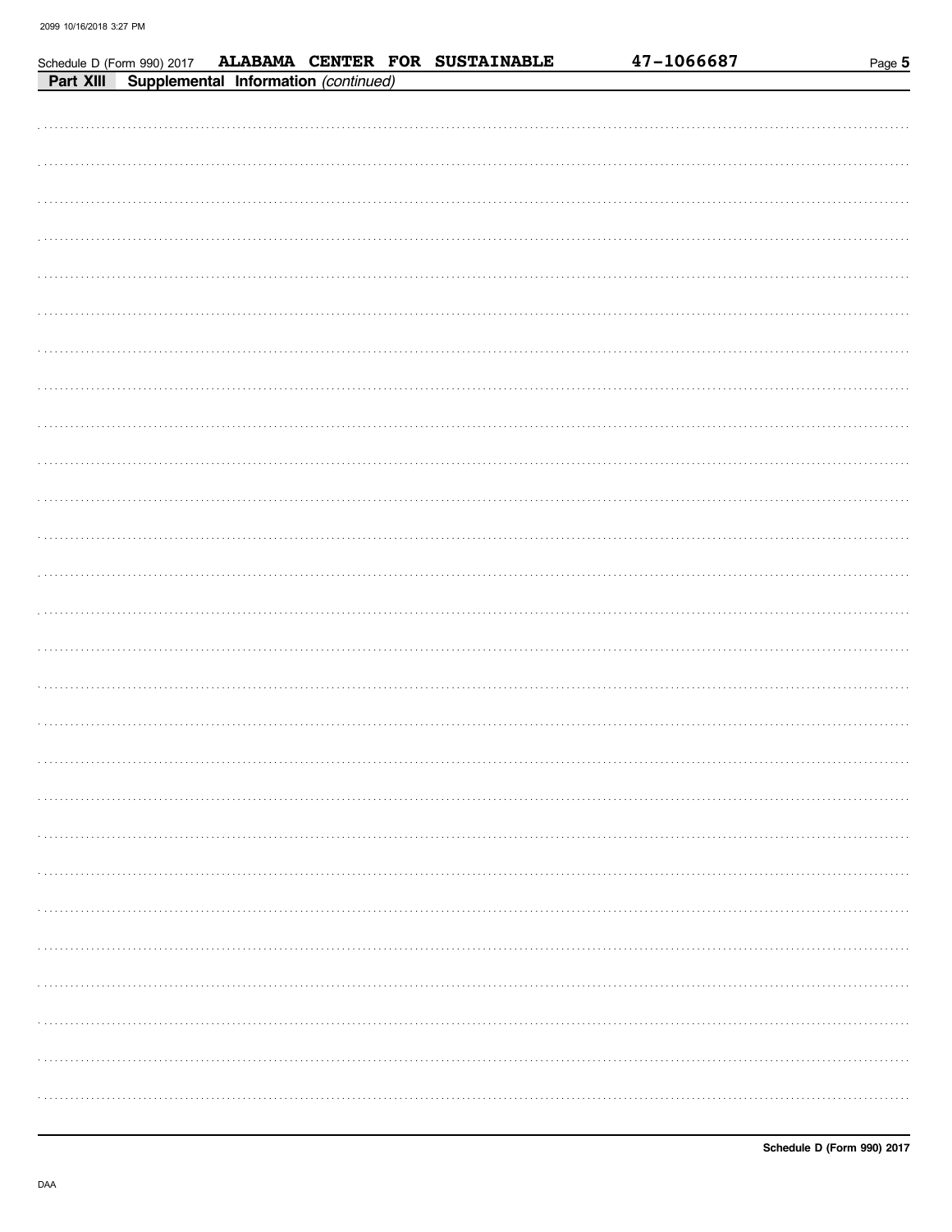Schedule D (Form 990) 2017 **ALABAMA CENTER FOR SUSTAINABLE** **47-1066687**

**Part XIII** **Supplemental Information** *(continued)*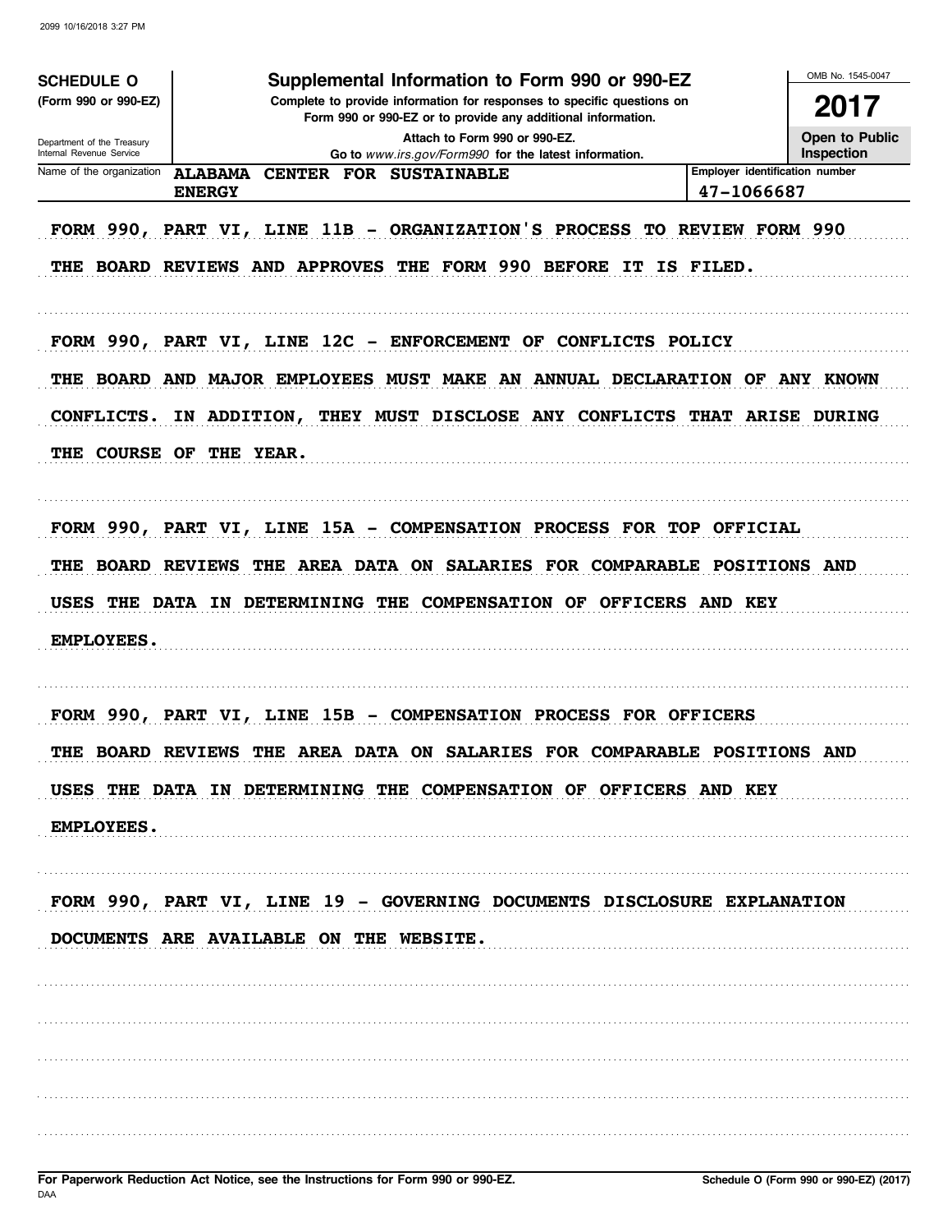**SCHEDULE O** (Form 990 or 990-EZ)

Department of the Treasury
Internal Revenue Service

# Supplemental Information to Form 990 or 990-EZ

**Complete to provide information for responses to specific questions on Form 990 or 990-EZ or to provide any additional information.**

**Attach to Form 990 or 990-EZ.**

**Go to** *www.irs.gov/Form990* **for the latest information.**

OMB No. 1545-0047

**2017**

**Open to Public Inspection**

| Name of the organization | Employer identification number |
|---|---|
| ALABAMA CENTER FOR SUSTAINABLE ENERGY | 47-1066687 |

FORM 990, PART VI, LINE 11B - ORGANIZATION'S PROCESS TO REVIEW FORM 990

THE BOARD REVIEWS AND APPROVES THE FORM 990 BEFORE IT IS FILED.

FORM 990, PART VI, LINE 12C - ENFORCEMENT OF CONFLICTS POLICY

THE BOARD AND MAJOR EMPLOYEES MUST MAKE AN ANNUAL DECLARATION OF ANY KNOWN CONFLICTS. IN ADDITION, THEY MUST DISCLOSE ANY CONFLICTS THAT ARISE DURING THE COURSE OF THE YEAR.

FORM 990, PART VI, LINE 15A - COMPENSATION PROCESS FOR TOP OFFICIAL

THE BOARD REVIEWS THE AREA DATA ON SALARIES FOR COMPARABLE POSITIONS AND USES THE DATA IN DETERMINING THE COMPENSATION OF OFFICERS AND KEY EMPLOYEES.

FORM 990, PART VI, LINE 15B - COMPENSATION PROCESS FOR OFFICERS

THE BOARD REVIEWS THE AREA DATA ON SALARIES FOR COMPARABLE POSITIONS AND USES THE DATA IN DETERMINING THE COMPENSATION OF OFFICERS AND KEY EMPLOYEES.

FORM 990, PART VI, LINE 19 - GOVERNING DOCUMENTS DISCLOSURE EXPLANATION

DOCUMENTS ARE AVAILABLE ON THE WEBSITE.

**For Paperwork Reduction Act Notice, see the Instructions for Form 990 or 990-EZ.**

DAA

**Schedule O (Form 990 or 990-EZ) (2017)**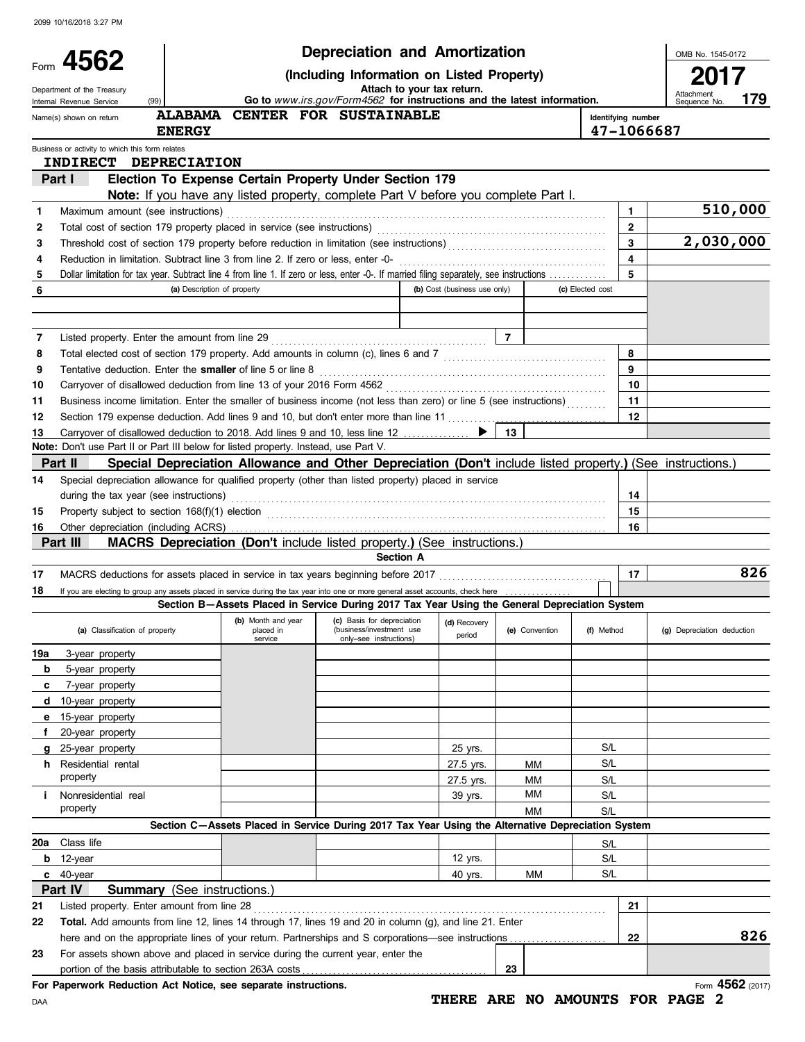2099 10/16/2018 3:27 PM

# Form 4562 — Depreciation and Amortization

**(Including Information on Listed Property)**

Attach to your tax return.

Go to *www.irs.gov/Form4562* for instructions and the latest information.

Department of the Treasury, Internal Revenue Service (99)

OMB No. 1545-0172 — **2017** — Attachment Sequence No. **179**

Name(s) shown on return: **ALABAMA CENTER FOR SUSTAINABLE ENERGY**

Identifying number: **47-1066687**

Business or activity to which this form relates: **INDIRECT DEPRECIATION**

## Part I — Election To Expense Certain Property Under Section 179

**Note:** If you have any listed property, complete Part V before you complete Part I.

| Line | Description | Box | Amount |
|---|---|---|---|
| 1 | Maximum amount (see instructions) | 1 | 510,000 |
| 2 | Total cost of section 179 property placed in service (see instructions) | 2 | |
| 3 | Threshold cost of section 179 property before reduction in limitation (see instructions) | 3 | 2,030,000 |
| 4 | Reduction in limitation. Subtract line 3 from line 2. If zero or less, enter -0- | 4 | |
| 5 | Dollar limitation for tax year. Subtract line 4 from line 1. If zero or less, enter -0-. If married filing separately, see instructions | 5 | |

| 6 | (a) Description of property | (b) Cost (business use only) | (c) Elected cost |
|---|---|---|---|
| | | | |
| | | | |

| Line | Description | Box | Amount |
|---|---|---|---|
| 7 | Listed property. Enter the amount from line 29 | 7 | |
| 8 | Total elected cost of section 179 property. Add amounts in column (c), lines 6 and 7 | 8 | |
| 9 | Tentative deduction. Enter the **smaller** of line 5 or line 8 | 9 | |
| 10 | Carryover of disallowed deduction from line 13 of your 2016 Form 4562 | 10 | |
| 11 | Business income limitation. Enter the smaller of business income (not less than zero) or line 5 (see instructions) | 11 | |
| 12 | Section 179 expense deduction. Add lines 9 and 10, but don't enter more than line 11 | 12 | |
| 13 | Carryover of disallowed deduction to 2018. Add lines 9 and 10, less line 12 ▶ | 13 | |

**Note:** Don't use Part II or Part III below for listed property. Instead, use Part V.

## Part II — Special Depreciation Allowance and Other Depreciation (Don't include listed property.) (See instructions.)

| Line | Description | Box | Amount |
|---|---|---|---|
| 14 | Special depreciation allowance for qualified property (other than listed property) placed in service during the tax year (see instructions) | 14 | |
| 15 | Property subject to section 168(f)(1) election | 15 | |
| 16 | Other depreciation (including ACRS) | 16 | |

## Part III — MACRS Depreciation (Don't include listed property.) (See instructions.)

### Section A

| Line | Description | Box | Amount |
|---|---|---|---|
| 17 | MACRS deductions for assets placed in service in tax years beginning before 2017 | 17 | 826 |
| 18 | If you are electing to group any assets placed in service during the tax year into one or more general asset accounts, check here | ☐ | |

### Section B—Assets Placed in Service During 2017 Tax Year Using the General Depreciation System

| (a) Classification of property | (b) Month and year placed in service | (c) Basis for depreciation (business/investment use only—see instructions) | (d) Recovery period | (e) Convention | (f) Method | (g) Depreciation deduction |
|---|---|---|---|---|---|---|
| 19a 3-year property | | | | | | |
| b 5-year property | | | | | | |
| c 7-year property | | | | | | |
| d 10-year property | | | | | | |
| e 15-year property | | | | | | |
| f 20-year property | | | | | | |
| g 25-year property | | | 25 yrs. | | S/L | |
| h Residential rental property | | | 27.5 yrs. | MM | S/L | |
| | | | 27.5 yrs. | MM | S/L | |
| i Nonresidential real property | | | 39 yrs. | MM | S/L | |
| | | | | MM | S/L | |

### Section C—Assets Placed in Service During 2017 Tax Year Using the Alternative Depreciation System

| (a) Classification of property | (b) Month and year placed in service | (c) Basis for depreciation | (d) Recovery period | (e) Convention | (f) Method | (g) Depreciation deduction |
|---|---|---|---|---|---|---|
| 20a Class life | | | | | S/L | |
| b 12-year | | | 12 yrs. | | S/L | |
| c 40-year | | | 40 yrs. | MM | S/L | |

## Part IV — Summary (See instructions.)

| Line | Description | Box | Amount |
|---|---|---|---|
| 21 | Listed property. Enter amount from line 28 | 21 | |
| 22 | **Total.** Add amounts from line 12, lines 14 through 17, lines 19 and 20 in column (g), and line 21. Enter here and on the appropriate lines of your return. Partnerships and S corporations—see instructions | 22 | 826 |
| 23 | For assets shown above and placed in service during the current year, enter the portion of the basis attributable to section 263A costs | 23 | |

**For Paperwork Reduction Act Notice, see separate instructions.**

DAA

**THERE ARE NO AMOUNTS FOR PAGE 2**

Form **4562** (2017)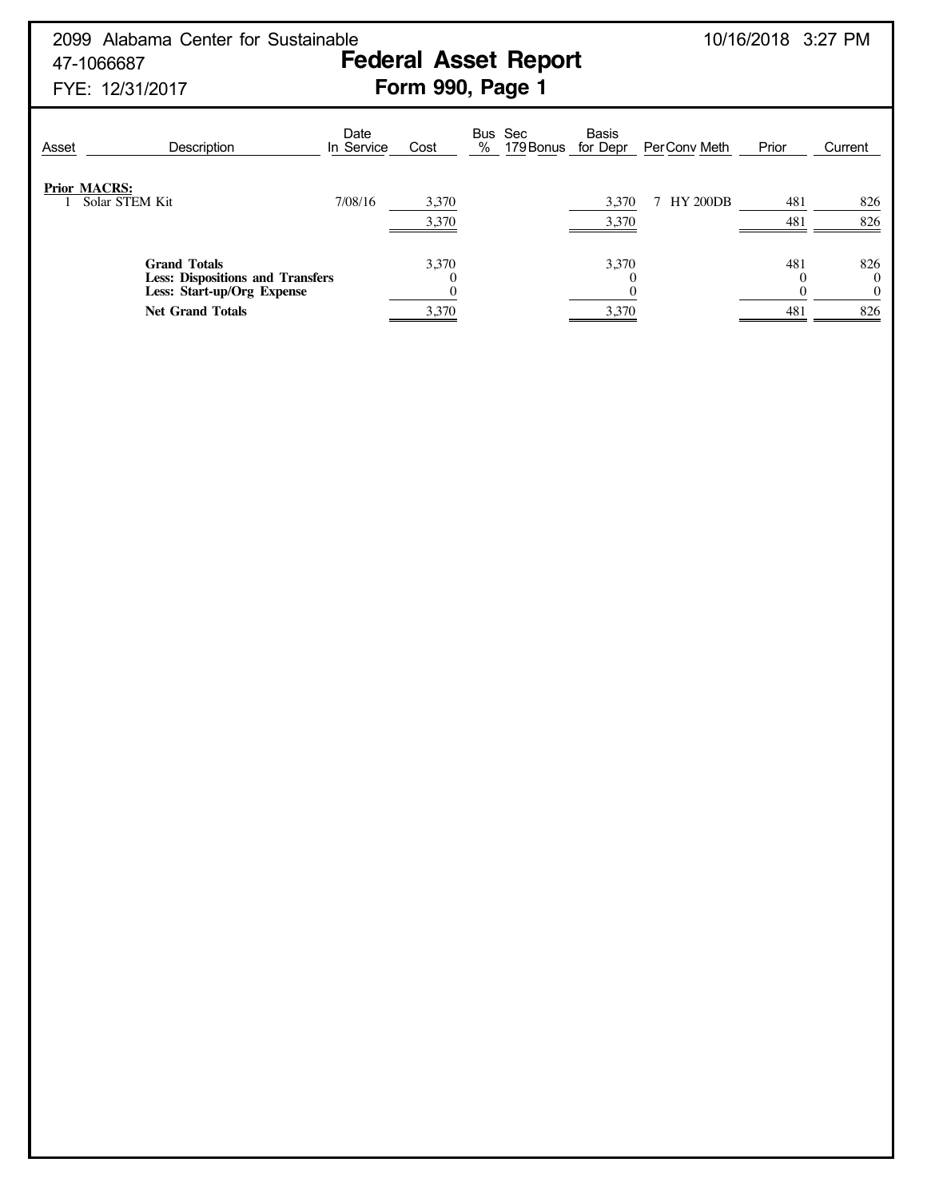2099 Alabama Center for Sustainable
47-1066687
FYE: 12/31/2017

10/16/2018 3:27 PM

# Federal Asset Report
## Form 990, Page 1

| Asset | Description | Date In Service | Cost | Bus % | Sec 179 Bonus | Basis for Depr | Per | Conv | Meth | Prior | Current |
|---|---|---|---|---|---|---|---|---|---|---|---|
| **Prior MACRS:** | | | | | | | | | | | |
| 1 | Solar STEM Kit | 7/08/16 | 3,370 | | | 3,370 | 7 | HY | 200DB | 481 | 826 |
| | | | 3,370 | | | 3,370 | | | | 481 | 826 |
| | **Grand Totals** | | 3,370 | | | 3,370 | | | | 481 | 826 |
| | **Less: Dispositions and Transfers** | | 0 | | | 0 | | | | 0 | 0 |
| | **Less: Start-up/Org Expense** | | 0 | | | 0 | | | | 0 | 0 |
| | **Net Grand Totals** | | 3,370 | | | 3,370 | | | | 481 | 826 |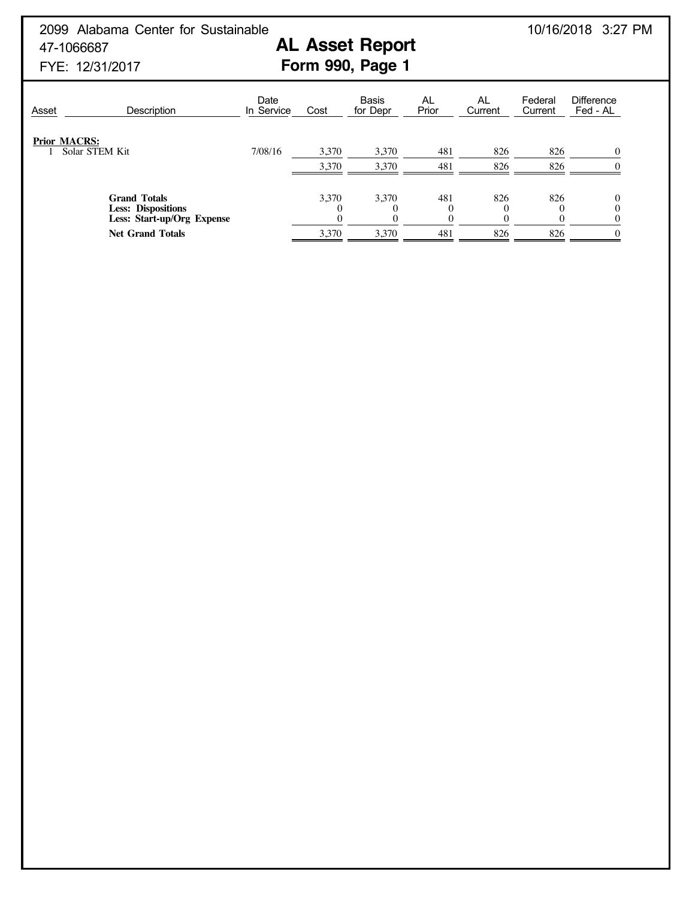2099 Alabama Center for Sustainable
47-1066687
FYE: 12/31/2017

10/16/2018 3:27 PM

# AL Asset Report
## Form 990, Page 1

| Asset | Description | Date In Service | Cost | Basis for Depr | AL Prior | AL Current | Federal Current | Difference Fed - AL |
|---|---|---|---|---|---|---|---|---|
| **Prior MACRS:** | | | | | | | | |
| 1 | Solar STEM Kit | 7/08/16 | 3,370 | 3,370 | 481 | 826 | 826 | 0 |
| | | | 3,370 | 3,370 | 481 | 826 | 826 | 0 |
| | **Grand Totals** | | 3,370 | 3,370 | 481 | 826 | 826 | 0 |
| | **Less: Dispositions** | | 0 | 0 | 0 | 0 | 0 | 0 |
| | **Less: Start-up/Org Expense** | | 0 | 0 | 0 | 0 | 0 | 0 |
| | **Net Grand Totals** | | 3,370 | 3,370 | 481 | 826 | 826 | 0 |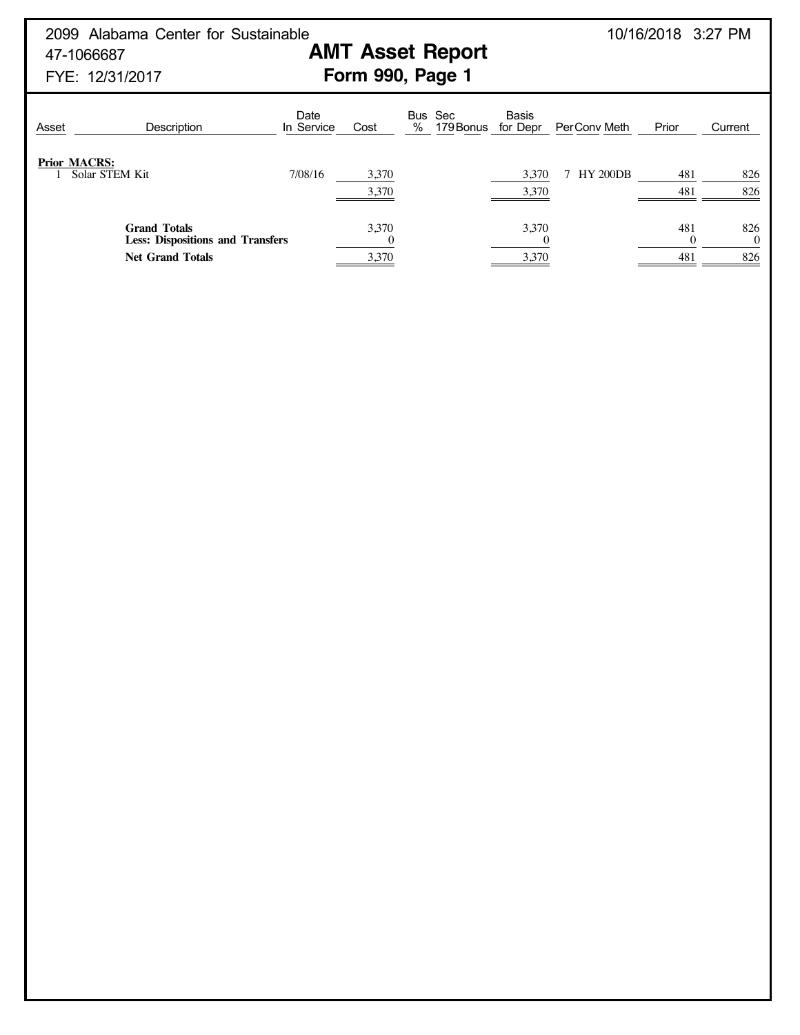2099 Alabama Center for Sustainable
47-1066687
FYE: 12/31/2017

10/16/2018 3:27 PM

# AMT Asset Report
## Form 990, Page 1

| Asset | Description | Date In Service | Cost | Bus % | Sec 179 | Bonus | Basis for Depr | Per | Conv | Meth | Prior | Current |
|---|---|---|---|---|---|---|---|---|---|---|---|---|
| **Prior MACRS:** | | | | | | | | | | | | |
| 1 | Solar STEM Kit | 7/08/16 | 3,370 | | | | 3,370 | 7 | HY | 200DB | 481 | 826 |
| | | | 3,370 | | | | 3,370 | | | | 481 | 826 |
| | **Grand Totals** | | 3,370 | | | | 3,370 | | | | 481 | 826 |
| | **Less: Dispositions and Transfers** | | 0 | | | | 0 | | | | 0 | 0 |
| | **Net Grand Totals** | | 3,370 | | | | 3,370 | | | | 481 | 826 |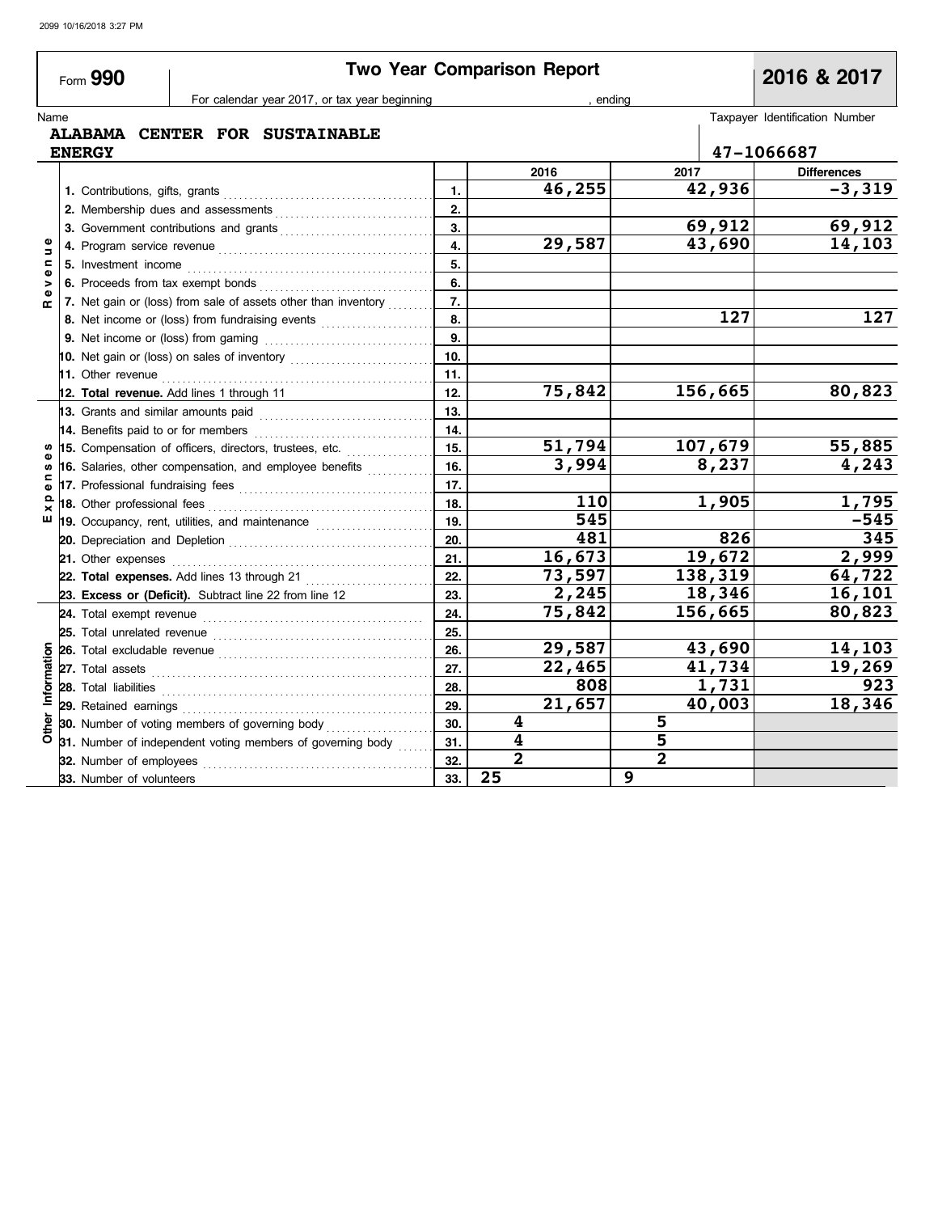Form **990**

# Two Year Comparison Report

**2016 & 2017**

For calendar year 2017, or tax year beginning , ending

Name: **ALABAMA CENTER FOR SUSTAINABLE ENERGY**

Taxpayer Identification Number: **47-1066687**

| Section | Item | Line | 2016 | 2017 | Differences |
|---|---|---|---|---|---|
| Revenue | 1. Contributions, gifts, grants | 1. | 46,255 | 42,936 | -3,319 |
| | 2. Membership dues and assessments | 2. | | | |
| | 3. Government contributions and grants | 3. | | 69,912 | 69,912 |
| | 4. Program service revenue | 4. | 29,587 | 43,690 | 14,103 |
| | 5. Investment income | 5. | | | |
| | 6. Proceeds from tax exempt bonds | 6. | | | |
| | 7. Net gain or (loss) from sale of assets other than inventory | 7. | | | |
| | 8. Net income or (loss) from fundraising events | 8. | | 127 | 127 |
| | 9. Net income or (loss) from gaming | 9. | | | |
| | 10. Net gain or (loss) on sales of inventory | 10. | | | |
| | 11. Other revenue | 11. | | | |
| | 12. **Total revenue.** Add lines 1 through 11 | 12. | 75,842 | 156,665 | 80,823 |
| Expenses | 13. Grants and similar amounts paid | 13. | | | |
| | 14. Benefits paid to or for members | 14. | | | |
| | 15. Compensation of officers, directors, trustees, etc. | 15. | 51,794 | 107,679 | 55,885 |
| | 16. Salaries, other compensation, and employee benefits | 16. | 3,994 | 8,237 | 4,243 |
| | 17. Professional fundraising fees | 17. | | | |
| | 18. Other professional fees | 18. | 110 | 1,905 | 1,795 |
| | 19. Occupancy, rent, utilities, and maintenance | 19. | 545 | | -545 |
| | 20. Depreciation and Depletion | 20. | 481 | 826 | 345 |
| | 21. Other expenses | 21. | 16,673 | 19,672 | 2,999 |
| | 22. **Total expenses.** Add lines 13 through 21 | 22. | 73,597 | 138,319 | 64,722 |
| | 23. **Excess or (Deficit).** Subtract line 22 from line 12 | 23. | 2,245 | 18,346 | 16,101 |
| Other Information | 24. Total exempt revenue | 24. | 75,842 | 156,665 | 80,823 |
| | 25. Total unrelated revenue | 25. | | | |
| | 26. Total excludable revenue | 26. | 29,587 | 43,690 | 14,103 |
| | 27. Total assets | 27. | 22,465 | 41,734 | 19,269 |
| | 28. Total liabilities | 28. | 808 | 1,731 | 923 |
| | 29. Retained earnings | 29. | 21,657 | 40,003 | 18,346 |
| | 30. Number of voting members of governing body | 30. | 4 | 5 | |
| | 31. Number of independent voting members of governing body | 31. | 4 | 5 | |
| | 32. Number of employees | 32. | 2 | 2 | |
| | 33. Number of volunteers | 33. | 25 | 9 | |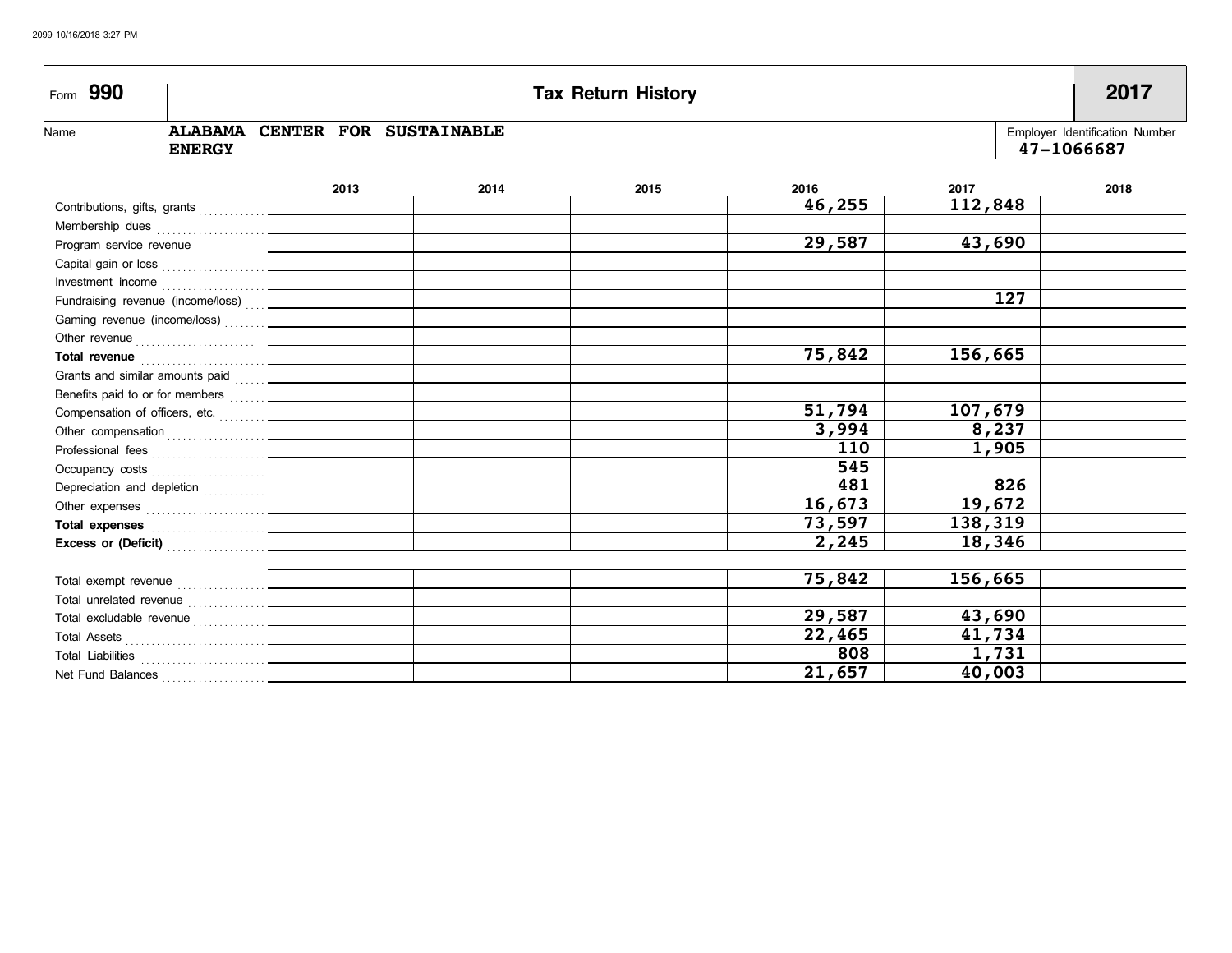Form **990** | **Tax Return History** | **2017**

Name: **ALABAMA CENTER FOR SUSTAINABLE ENERGY**

Employer Identification Number: **47-1066687**

| | 2013 | 2014 | 2015 | 2016 | 2017 | 2018 |
|---|---|---|---|---|---|---|
| Contributions, gifts, grants | | | | 46,255 | 112,848 | |
| Membership dues | | | | | | |
| Program service revenue | | | | 29,587 | 43,690 | |
| Capital gain or loss | | | | | | |
| Investment income | | | | | | |
| Fundraising revenue (income/loss) | | | | | 127 | |
| Gaming revenue (income/loss) | | | | | | |
| Other revenue | | | | | | |
| **Total revenue** | | | | 75,842 | 156,665 | |
| Grants and similar amounts paid | | | | | | |
| Benefits paid to or for members | | | | | | |
| Compensation of officers, etc. | | | | 51,794 | 107,679 | |
| Other compensation | | | | 3,994 | 8,237 | |
| Professional fees | | | | 110 | 1,905 | |
| Occupancy costs | | | | 545 | | |
| Depreciation and depletion | | | | 481 | 826 | |
| Other expenses | | | | 16,673 | 19,672 | |
| **Total expenses** | | | | 73,597 | 138,319 | |
| **Excess or (Deficit)** | | | | 2,245 | 18,346 | |
| | | | | | | |
| Total exempt revenue | | | | 75,842 | 156,665 | |
| Total unrelated revenue | | | | | | |
| Total excludable revenue | | | | 29,587 | 43,690 | |
| Total Assets | | | | 22,465 | 41,734 | |
| Total Liabilities | | | | 808 | 1,731 | |
| Net Fund Balances | | | | 21,657 | 40,003 | |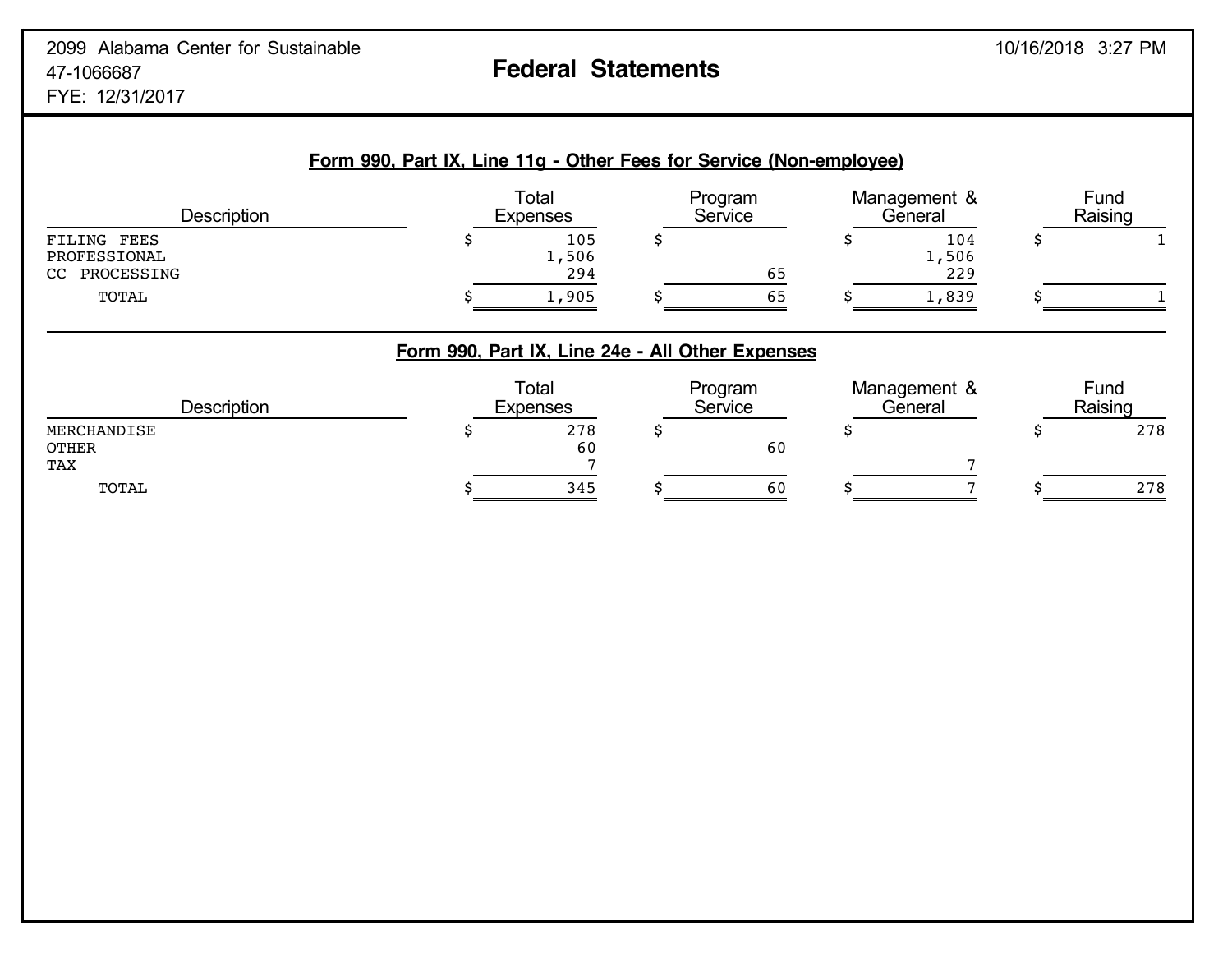2099 Alabama Center for Sustainable
47-1066687
FYE: 12/31/2017

# Federal Statements

10/16/2018 3:27 PM

## Form 990, Part IX, Line 11g - Other Fees for Service (Non-employee)

| Description | Total Expenses | Program Service | Management & General | Fund Raising |
|---|---|---|---|---|
| FILING FEES | $ 105 | $ | $ 104 | $ 1 |
| PROFESSIONAL | 1,506 | | 1,506 | |
| CC PROCESSING | 294 | 65 | 229 | |
| TOTAL | $ 1,905 | $ 65 | $ 1,839 | $ 1 |

## Form 990, Part IX, Line 24e - All Other Expenses

| Description | Total Expenses | Program Service | Management & General | Fund Raising |
|---|---|---|---|---|
| MERCHANDISE | $ 278 | $ | $ | $ 278 |
| OTHER | 60 | 60 | | |
| TAX | 7 | | 7 | |
| TOTAL | $ 345 | $ 60 | $ 7 | $ 278 |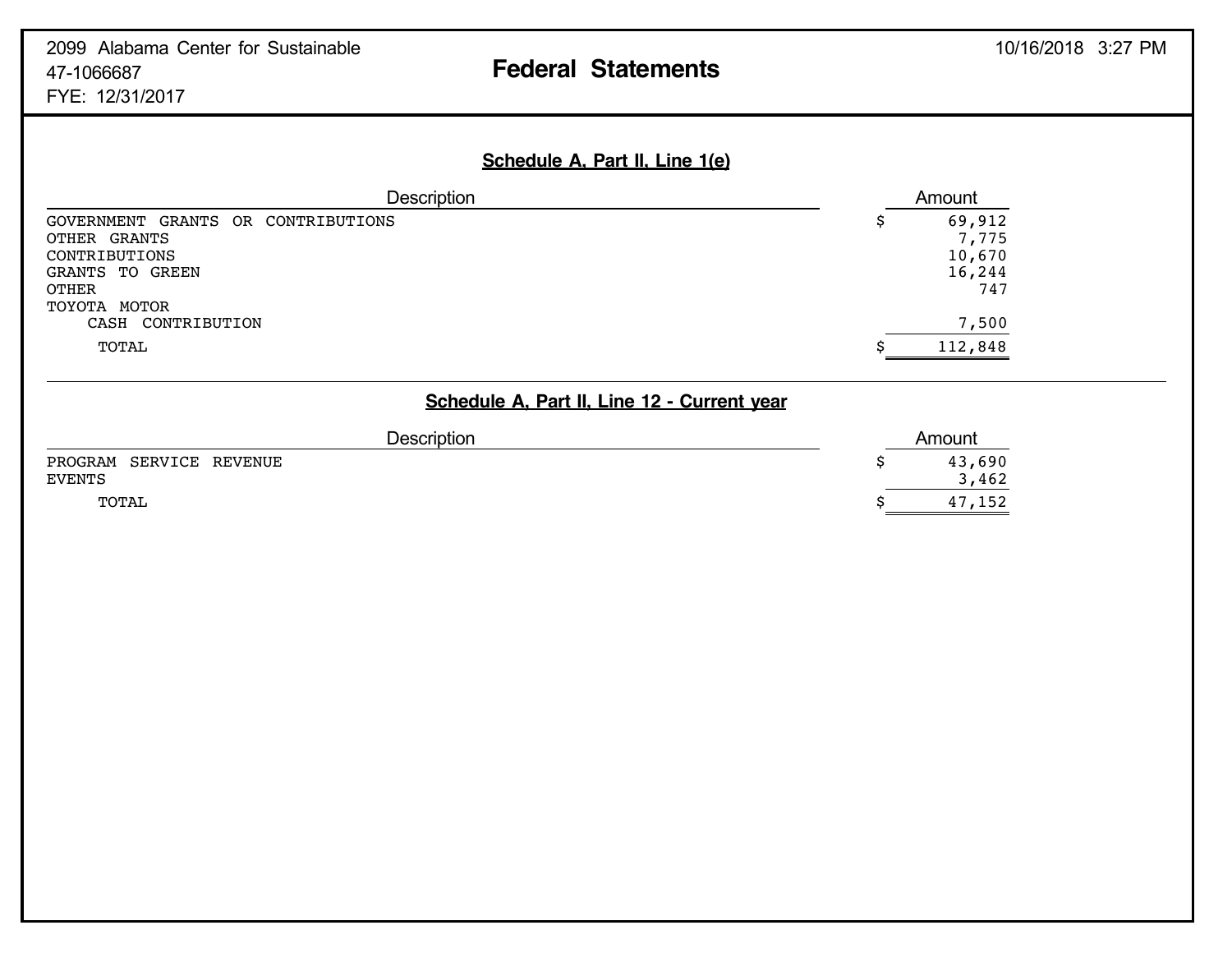2099 Alabama Center for Sustainable
47-1066687
FYE: 12/31/2017

# Federal Statements

10/16/2018 3:27 PM

## Schedule A, Part II, Line 1(e)

| Description | Amount |
|---|---|
| GOVERNMENT GRANTS OR CONTRIBUTIONS | $ 69,912 |
| OTHER GRANTS | 7,775 |
| CONTRIBUTIONS | 10,670 |
| GRANTS TO GREEN | 16,244 |
| OTHER | 747 |
| TOYOTA MOTOR CASH CONTRIBUTION | 7,500 |
| TOTAL | $ 112,848 |

## Schedule A, Part II, Line 12 - Current year

| Description | Amount |
|---|---|
| PROGRAM SERVICE REVENUE | $ 43,690 |
| EVENTS | 3,462 |
| TOTAL | $ 47,152 |